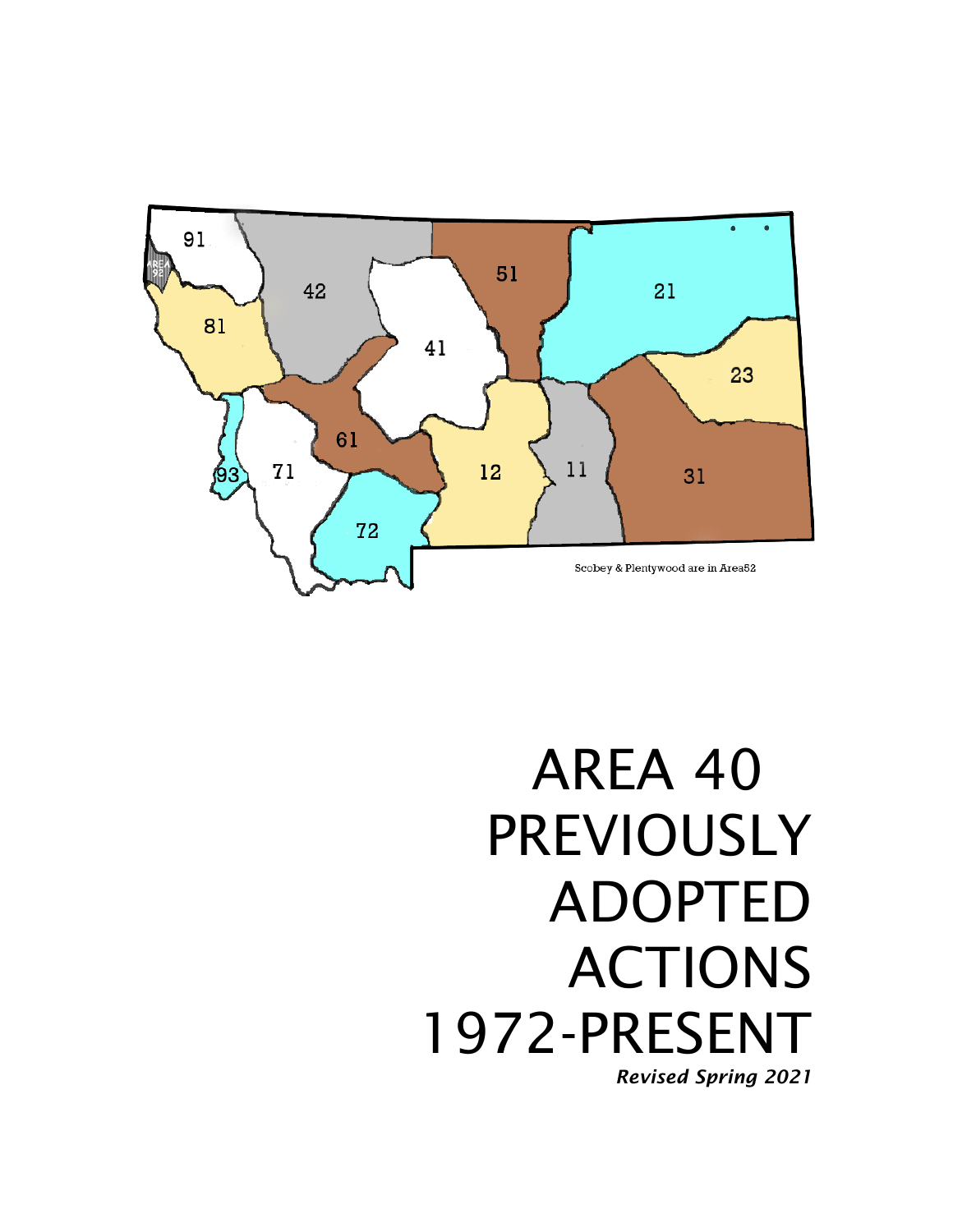91

AREA 92

42

51

21

81

41

23

61

12

11

31

93

71

72

Scobey & Plentywood are in Area52

# AREA 40 PREVIOUSLY ADOPTED ACTIONS 1972-PRESENT

***Revised Spring 2021***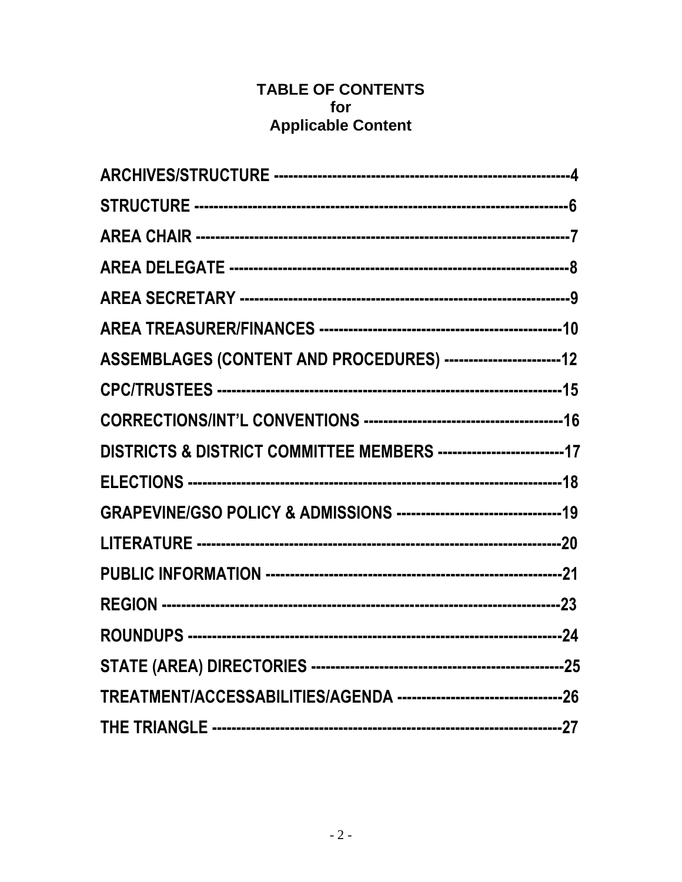# TABLE OF CONTENTS
# for
# Applicable Content

**ARCHIVES/STRUCTURE ----------------------------------------------------------4**

**STRUCTURE -------------------------------------------------------------------------6**

**AREA CHAIR -----------------------------------------------------------------------7**

**AREA DELEGATE ----------------------------------------------------------------8**

**AREA SECRETARY ---------------------------------------------------------------9**

**AREA TREASURER/FINANCES ----------------------------------------------10**

**ASSEMBLAGES (CONTENT AND PROCEDURES) -----------------------12**

**CPC/TRUSTEES ------------------------------------------------------------------15**

**CORRECTIONS/INT'L CONVENTIONS ---------------------------------------16**

**DISTRICTS & DISTRICT COMMITTEE MEMBERS -------------------------17**

**ELECTIONS ----------------------------------------------------------------------18**

**GRAPEVINE/GSO POLICY & ADMISSIONS --------------------------------19**

**LITERATURE --------------------------------------------------------------------20**

**PUBLIC INFORMATION --------------------------------------------------------21**

**REGION --------------------------------------------------------------------------23**

**ROUNDUPS ----------------------------------------------------------------------24**

**STATE (AREA) DIRECTORIES -----------------------------------------------25**

**TREATMENT/ACCESSABILITIES/AGENDA ---------------------------------26**

**THE TRIANGLE -----------------------------------------------------------------27**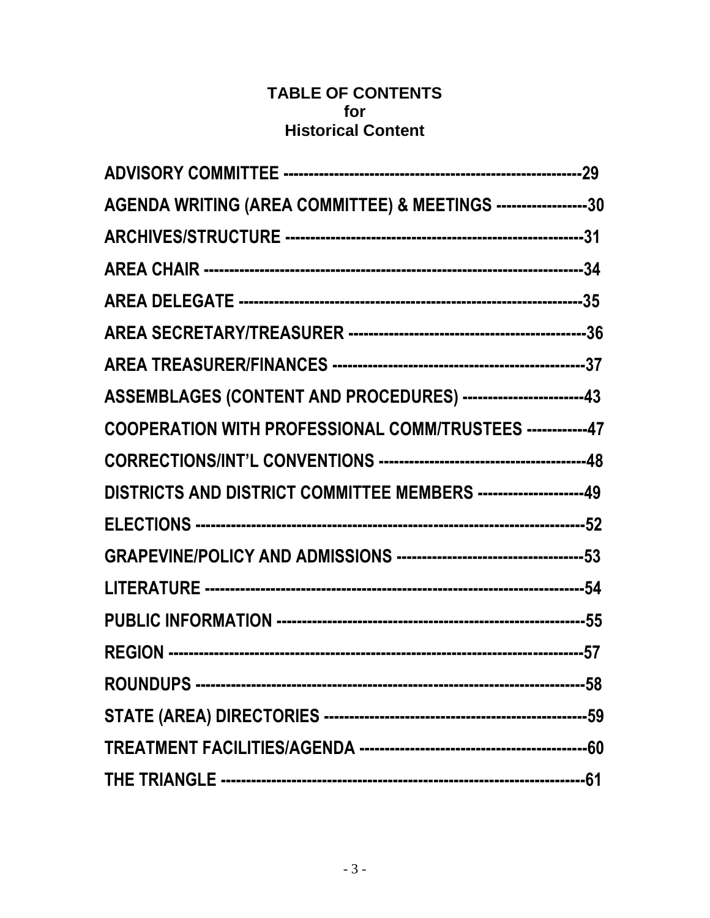# TABLE OF CONTENTS
## for
## Historical Content

**ADVISORY COMMITTEE ----------------------------------------------------------29**

**AGENDA WRITING (AREA COMMITTEE) & MEETINGS -----------------30**

**ARCHIVES/STRUCTURE ------------------------------------------------------31**

**AREA CHAIR -----------------------------------------------------------------34**

**AREA DELEGATE -------------------------------------------------------------35**

**AREA SECRETARY/TREASURER -------------------------------------------36**

**AREA TREASURER/FINANCES ---------------------------------------------37**

**ASSEMBLAGES (CONTENT AND PROCEDURES) -----------------------43**

**COOPERATION WITH PROFESSIONAL COMM/TRUSTEES ------------47**

**CORRECTIONS/INT'L CONVENTIONS ---------------------------------------48**

**DISTRICTS AND DISTRICT COMMITTEE MEMBERS --------------------49**

**ELECTIONS ------------------------------------------------------------------52**

**GRAPEVINE/POLICY AND ADMISSIONS ----------------------------------53**

**LITERATURE -----------------------------------------------------------------54**

**PUBLIC INFORMATION ------------------------------------------------------55**

**REGION ---------------------------------------------------------------------57**

**ROUNDUPS -------------------------------------------------------------------58**

**STATE (AREA) DIRECTORIES ----------------------------------------------59**

**TREATMENT FACILITIES/AGENDA -------------------------------------------60**

**THE TRIANGLE ---------------------------------------------------------------61**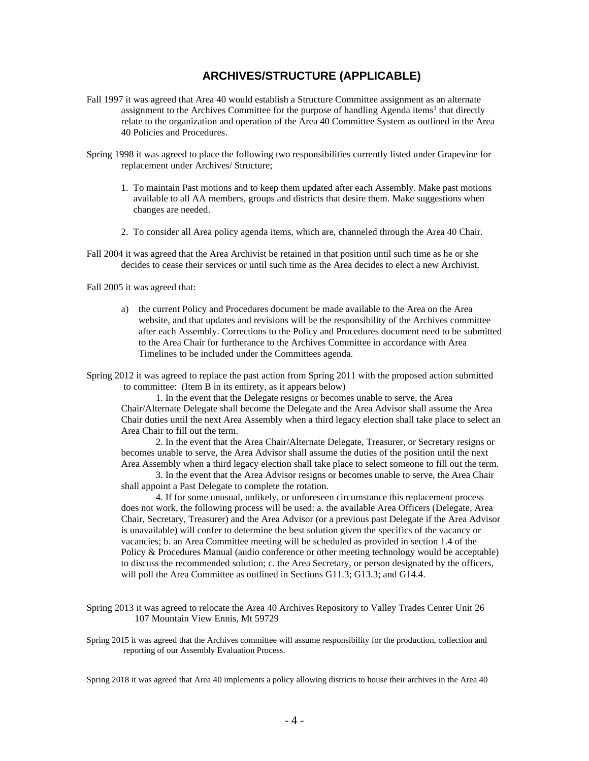## ARCHIVES/STRUCTURE (APPLICABLE)

Fall 1997 it was agreed that Area 40 would establish a Structure Committee assignment as an alternate assignment to the Archives Committee for the purpose of handling Agenda items[1] that directly relate to the organization and operation of the Area 40 Committee System as outlined in the Area 40 Policies and Procedures.

Spring 1998 it was agreed to place the following two responsibilities currently listed under Grapevine for replacement under Archives/ Structure;

1. To maintain Past motions and to keep them updated after each Assembly. Make past motions available to all AA members, groups and districts that desire them. Make suggestions when changes are needed.

2. To consider all Area policy agenda items, which are, channeled through the Area 40 Chair.

Fall 2004 it was agreed that the Area Archivist be retained in that position until such time as he or she decides to cease their services or until such time as the Area decides to elect a new Archivist.

Fall 2005 it was agreed that:

a) the current Policy and Procedures document be made available to the Area on the Area website, and that updates and revisions will be the responsibility of the Archives committee after each Assembly. Corrections to the Policy and Procedures document need to be submitted to the Area Chair for furtherance to the Archives Committee in accordance with Area Timelines to be included under the Committees agenda.

Spring 2012 it was agreed to replace the past action from Spring 2011 with the proposed action submitted to committee: (Item B in its entirety, as it appears below)

1. In the event that the Delegate resigns or becomes unable to serve, the Area Chair/Alternate Delegate shall become the Delegate and the Area Advisor shall assume the Area Chair duties until the next Area Assembly when a third legacy election shall take place to select an Area Chair to fill out the term.

2. In the event that the Area Chair/Alternate Delegate, Treasurer, or Secretary resigns or becomes unable to serve, the Area Advisor shall assume the duties of the position until the next Area Assembly when a third legacy election shall take place to select someone to fill out the term.

3. In the event that the Area Advisor resigns or becomes unable to serve, the Area Chair shall appoint a Past Delegate to complete the rotation.

4. If for some unusual, unlikely, or unforeseen circumstance this replacement process does not work, the following process will be used: a. the available Area Officers (Delegate, Area Chair, Secretary, Treasurer) and the Area Advisor (or a previous past Delegate if the Area Advisor is unavailable) will confer to determine the best solution given the specifics of the vacancy or vacancies; b. an Area Committee meeting will be scheduled as provided in section 1.4 of the Policy & Procedures Manual (audio conference or other meeting technology would be acceptable) to discuss the recommended solution; c. the Area Secretary, or person designated by the officers, will poll the Area Committee as outlined in Sections G11.3; G13.3; and G14.4.

Spring 2013 it was agreed to relocate the Area 40 Archives Repository to Valley Trades Center Unit 26 107 Mountain View Ennis, Mt 59729

Spring 2015 it was agreed that the Archives committee will assume responsibility for the production, collection and reporting of our Assembly Evaluation Process.

Spring 2018 it was agreed that Area 40 implements a policy allowing districts to house their archives in the Area 40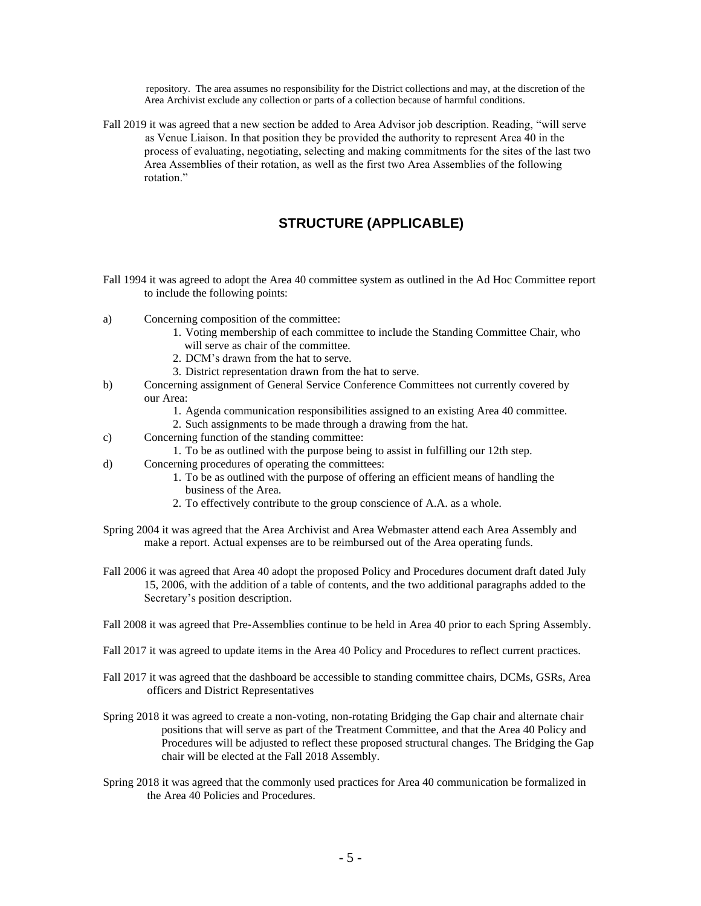repository. The area assumes no responsibility for the District collections and may, at the discretion of the Area Archivist exclude any collection or parts of a collection because of harmful conditions.

Fall 2019 it was agreed that a new section be added to Area Advisor job description. Reading, "will serve as Venue Liaison. In that position they be provided the authority to represent Area 40 in the process of evaluating, negotiating, selecting and making commitments for the sites of the last two Area Assemblies of their rotation, as well as the first two Area Assemblies of the following rotation."

## STRUCTURE (APPLICABLE)

Fall 1994 it was agreed to adopt the Area 40 committee system as outlined in the Ad Hoc Committee report to include the following points:

a) Concerning composition of the committee:
   1. Voting membership of each committee to include the Standing Committee Chair, who will serve as chair of the committee.
   2. DCM's drawn from the hat to serve.
   3. District representation drawn from the hat to serve.

b) Concerning assignment of General Service Conference Committees not currently covered by our Area:
   1. Agenda communication responsibilities assigned to an existing Area 40 committee.
   2. Such assignments to be made through a drawing from the hat.

c) Concerning function of the standing committee:
   1. To be as outlined with the purpose being to assist in fulfilling our 12th step.

d) Concerning procedures of operating the committees:
   1. To be as outlined with the purpose of offering an efficient means of handling the business of the Area.
   2. To effectively contribute to the group conscience of A.A. as a whole.

Spring 2004 it was agreed that the Area Archivist and Area Webmaster attend each Area Assembly and make a report. Actual expenses are to be reimbursed out of the Area operating funds.

Fall 2006 it was agreed that Area 40 adopt the proposed Policy and Procedures document draft dated July 15, 2006, with the addition of a table of contents, and the two additional paragraphs added to the Secretary's position description.

Fall 2008 it was agreed that Pre-Assemblies continue to be held in Area 40 prior to each Spring Assembly.

Fall 2017 it was agreed to update items in the Area 40 Policy and Procedures to reflect current practices.

Fall 2017 it was agreed that the dashboard be accessible to standing committee chairs, DCMs, GSRs, Area officers and District Representatives

Spring 2018 it was agreed to create a non-voting, non-rotating Bridging the Gap chair and alternate chair positions that will serve as part of the Treatment Committee, and that the Area 40 Policy and Procedures will be adjusted to reflect these proposed structural changes. The Bridging the Gap chair will be elected at the Fall 2018 Assembly.

Spring 2018 it was agreed that the commonly used practices for Area 40 communication be formalized in the Area 40 Policies and Procedures.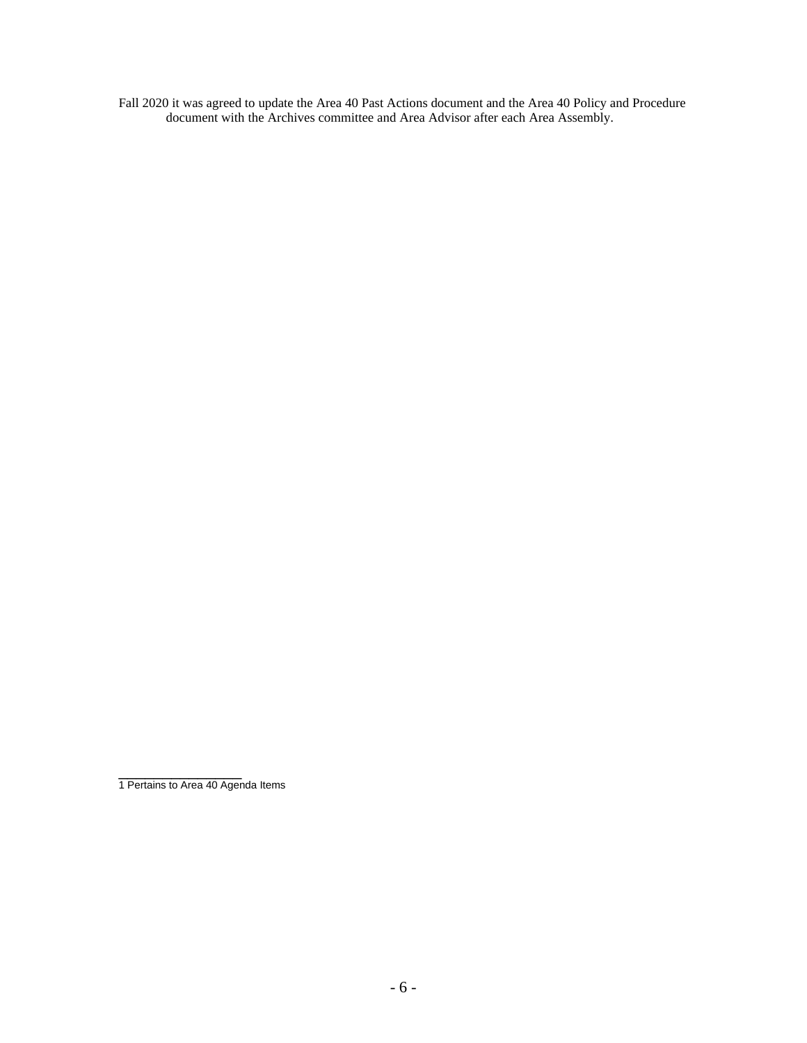Fall 2020 it was agreed to update the Area 40 Past Actions document and the Area 40 Policy and Procedure document with the Archives committee and Area Advisor after each Area Assembly.

---

1 Pertains to Area 40 Agenda Items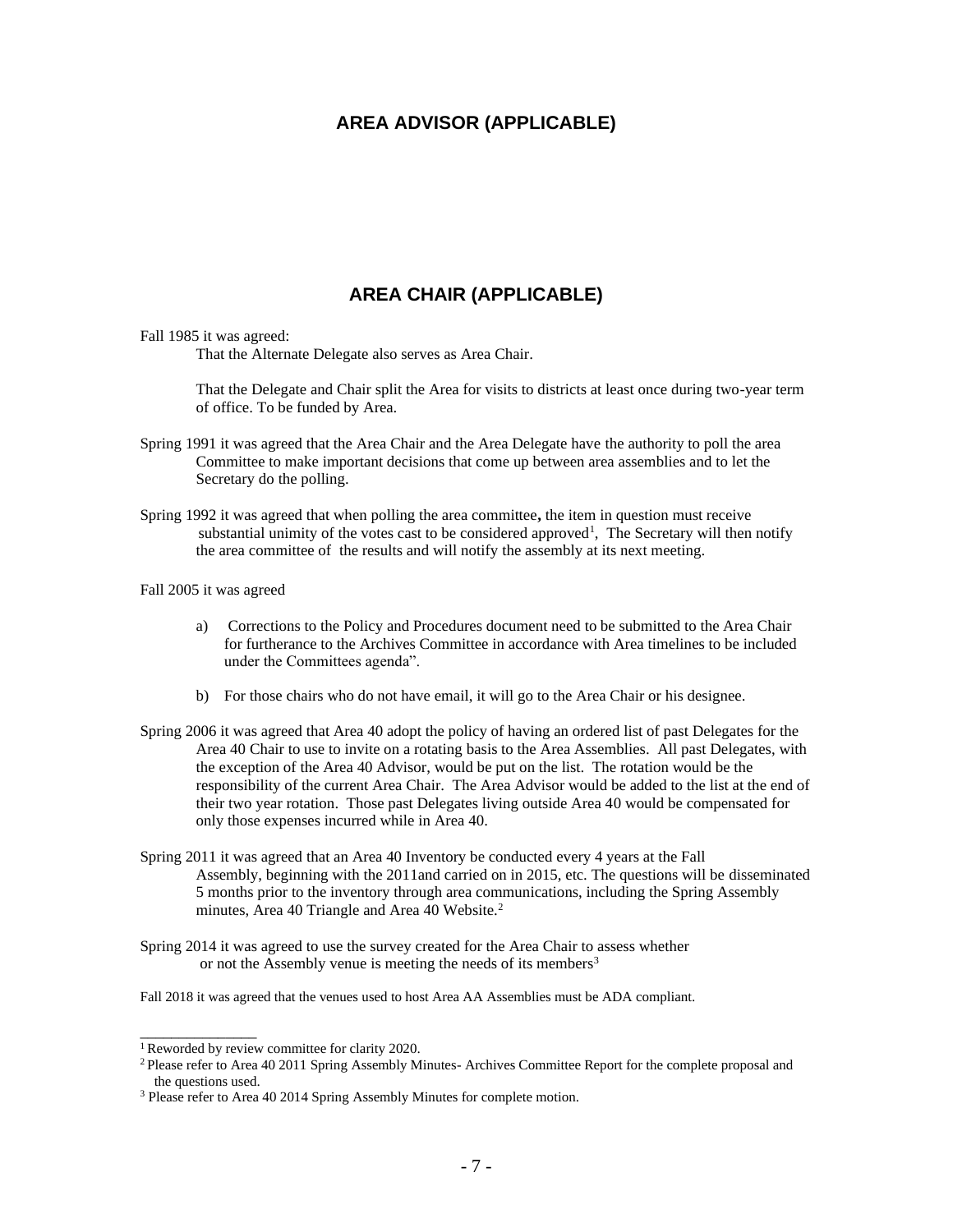## AREA ADVISOR (APPLICABLE)

## AREA CHAIR (APPLICABLE)

Fall 1985 it was agreed:

That the Alternate Delegate also serves as Area Chair.

That the Delegate and Chair split the Area for visits to districts at least once during two-year term of office. To be funded by Area.

Spring 1991 it was agreed that the Area Chair and the Area Delegate have the authority to poll the area Committee to make important decisions that come up between area assemblies and to let the Secretary do the polling.

Spring 1992 it was agreed that when polling the area committee**,** the item in question must receive substantial unimity of the votes cast to be considered approved[1], The Secretary will then notify the area committee of the results and will notify the assembly at its next meeting.

Fall 2005 it was agreed

a) Corrections to the Policy and Procedures document need to be submitted to the Area Chair for furtherance to the Archives Committee in accordance with Area timelines to be included under the Committees agenda".

b) For those chairs who do not have email, it will go to the Area Chair or his designee.

Spring 2006 it was agreed that Area 40 adopt the policy of having an ordered list of past Delegates for the Area 40 Chair to use to invite on a rotating basis to the Area Assemblies. All past Delegates, with the exception of the Area 40 Advisor, would be put on the list. The rotation would be the responsibility of the current Area Chair. The Area Advisor would be added to the list at the end of their two year rotation. Those past Delegates living outside Area 40 would be compensated for only those expenses incurred while in Area 40.

Spring 2011 it was agreed that an Area 40 Inventory be conducted every 4 years at the Fall Assembly, beginning with the 2011and carried on in 2015, etc. The questions will be disseminated 5 months prior to the inventory through area communications, including the Spring Assembly minutes, Area 40 Triangle and Area 40 Website.[2]

Spring 2014 it was agreed to use the survey created for the Area Chair to assess whether or not the Assembly venue is meeting the needs of its members[3]

Fall 2018 it was agreed that the venues used to host Area AA Assemblies must be ADA compliant.

---

[1] Reworded by review committee for clarity 2020.

[2] Please refer to Area 40 2011 Spring Assembly Minutes- Archives Committee Report for the complete proposal and the questions used.

[3] Please refer to Area 40 2014 Spring Assembly Minutes for complete motion.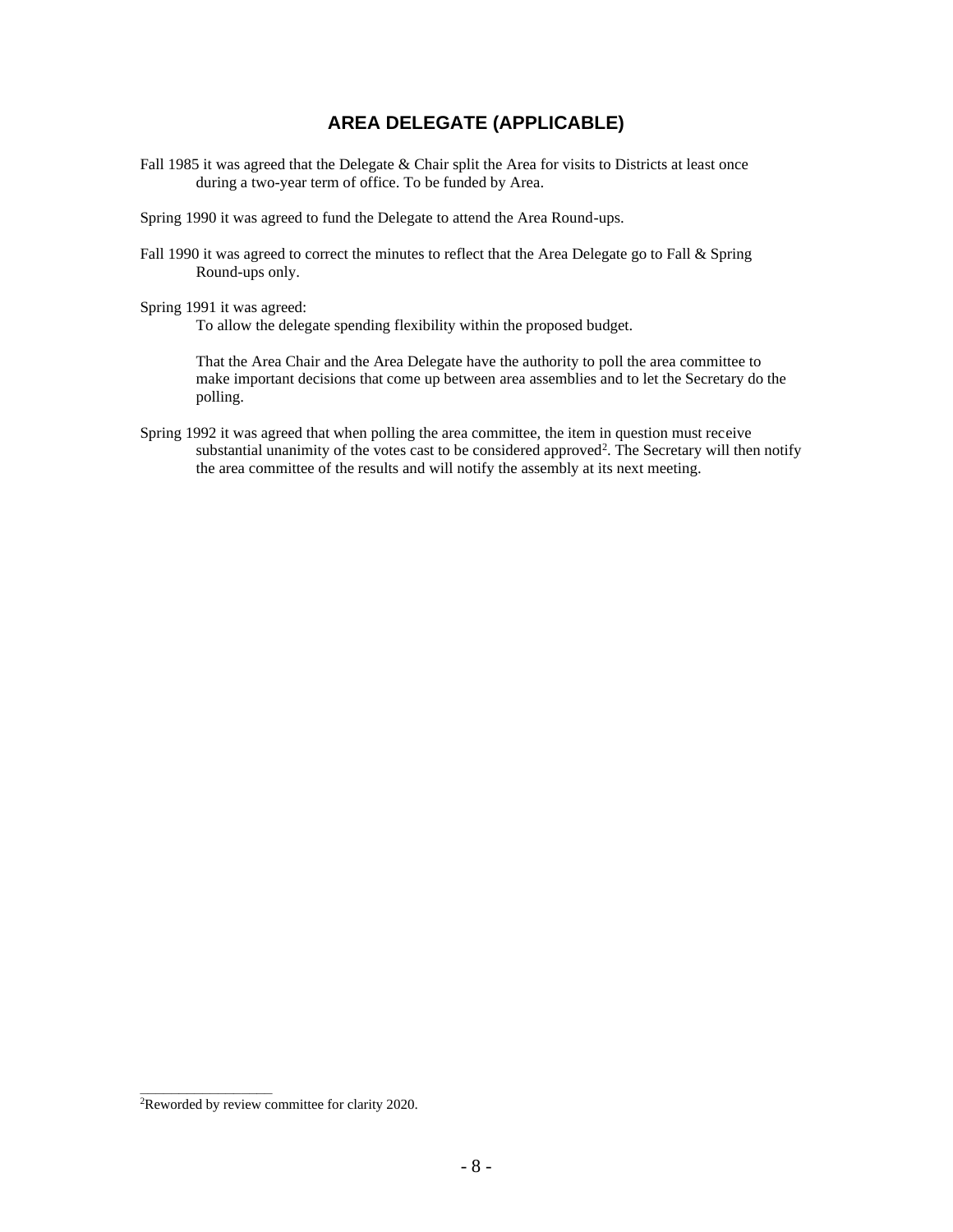## AREA DELEGATE (APPLICABLE)

Fall 1985 it was agreed that the Delegate & Chair split the Area for visits to Districts at least once during a two-year term of office. To be funded by Area.

Spring 1990 it was agreed to fund the Delegate to attend the Area Round-ups.

Fall 1990 it was agreed to correct the minutes to reflect that the Area Delegate go to Fall & Spring Round-ups only.

Spring 1991 it was agreed:

To allow the delegate spending flexibility within the proposed budget.

That the Area Chair and the Area Delegate have the authority to poll the area committee to make important decisions that come up between area assemblies and to let the Secretary do the polling.

Spring 1992 it was agreed that when polling the area committee, the item in question must receive substantial unanimity of the votes cast to be considered approved[2]. The Secretary will then notify the area committee of the results and will notify the assembly at its next meeting.

---

[2]Reworded by review committee for clarity 2020.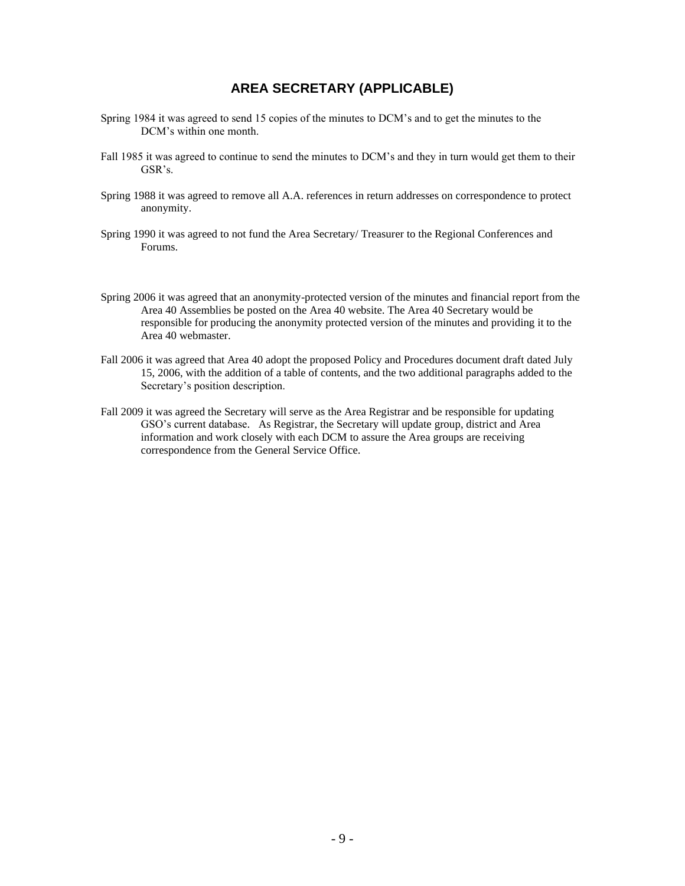## AREA SECRETARY (APPLICABLE)

Spring 1984 it was agreed to send 15 copies of the minutes to DCM's and to get the minutes to the DCM's within one month.

Fall 1985 it was agreed to continue to send the minutes to DCM's and they in turn would get them to their GSR's.

Spring 1988 it was agreed to remove all A.A. references in return addresses on correspondence to protect anonymity.

Spring 1990 it was agreed to not fund the Area Secretary/ Treasurer to the Regional Conferences and Forums.

Spring 2006 it was agreed that an anonymity-protected version of the minutes and financial report from the Area 40 Assemblies be posted on the Area 40 website. The Area 40 Secretary would be responsible for producing the anonymity protected version of the minutes and providing it to the Area 40 webmaster.

Fall 2006 it was agreed that Area 40 adopt the proposed Policy and Procedures document draft dated July 15, 2006, with the addition of a table of contents, and the two additional paragraphs added to the Secretary's position description.

Fall 2009 it was agreed the Secretary will serve as the Area Registrar and be responsible for updating GSO's current database. As Registrar, the Secretary will update group, district and Area information and work closely with each DCM to assure the Area groups are receiving correspondence from the General Service Office.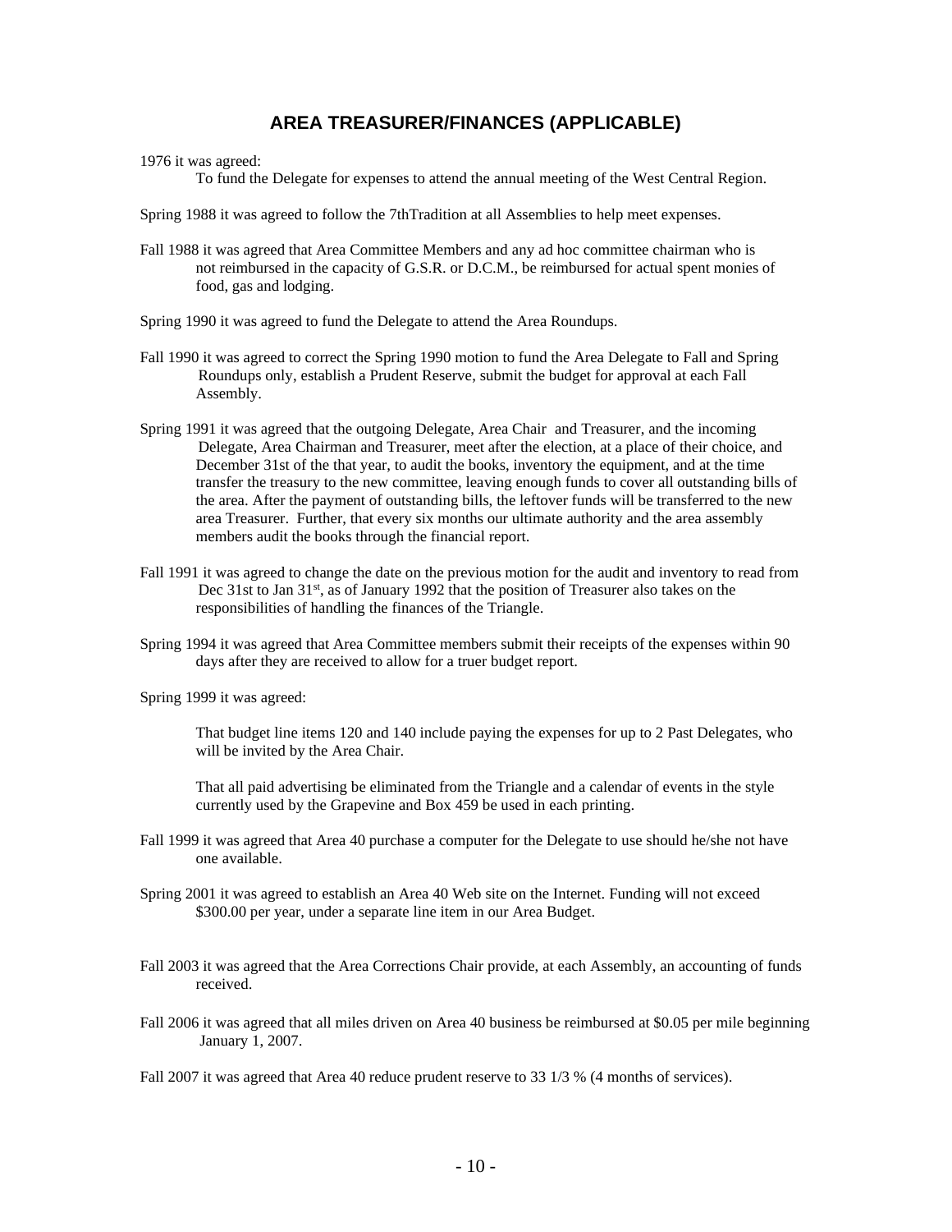## AREA TREASURER/FINANCES (APPLICABLE)

1976 it was agreed:

To fund the Delegate for expenses to attend the annual meeting of the West Central Region.

Spring 1988 it was agreed to follow the 7thTradition at all Assemblies to help meet expenses.

Fall 1988 it was agreed that Area Committee Members and any ad hoc committee chairman who is not reimbursed in the capacity of G.S.R. or D.C.M., be reimbursed for actual spent monies of food, gas and lodging.

Spring 1990 it was agreed to fund the Delegate to attend the Area Roundups.

Fall 1990 it was agreed to correct the Spring 1990 motion to fund the Area Delegate to Fall and Spring Roundups only, establish a Prudent Reserve, submit the budget for approval at each Fall Assembly.

Spring 1991 it was agreed that the outgoing Delegate, Area Chair and Treasurer, and the incoming Delegate, Area Chairman and Treasurer, meet after the election, at a place of their choice, and December 31st of the that year, to audit the books, inventory the equipment, and at the time transfer the treasury to the new committee, leaving enough funds to cover all outstanding bills of the area. After the payment of outstanding bills, the leftover funds will be transferred to the new area Treasurer. Further, that every six months our ultimate authority and the area assembly members audit the books through the financial report.

Fall 1991 it was agreed to change the date on the previous motion for the audit and inventory to read from Dec 31st to Jan 31st, as of January 1992 that the position of Treasurer also takes on the responsibilities of handling the finances of the Triangle.

Spring 1994 it was agreed that Area Committee members submit their receipts of the expenses within 90 days after they are received to allow for a truer budget report.

Spring 1999 it was agreed:

That budget line items 120 and 140 include paying the expenses for up to 2 Past Delegates, who will be invited by the Area Chair.

That all paid advertising be eliminated from the Triangle and a calendar of events in the style currently used by the Grapevine and Box 459 be used in each printing.

Fall 1999 it was agreed that Area 40 purchase a computer for the Delegate to use should he/she not have one available.

Spring 2001 it was agreed to establish an Area 40 Web site on the Internet. Funding will not exceed $300.00 per year, under a separate line item in our Area Budget.

Fall 2003 it was agreed that the Area Corrections Chair provide, at each Assembly, an accounting of funds received.

Fall 2006 it was agreed that all miles driven on Area 40 business be reimbursed at $0.05 per mile beginning January 1, 2007.

Fall 2007 it was agreed that Area 40 reduce prudent reserve to 33 1/3 % (4 months of services).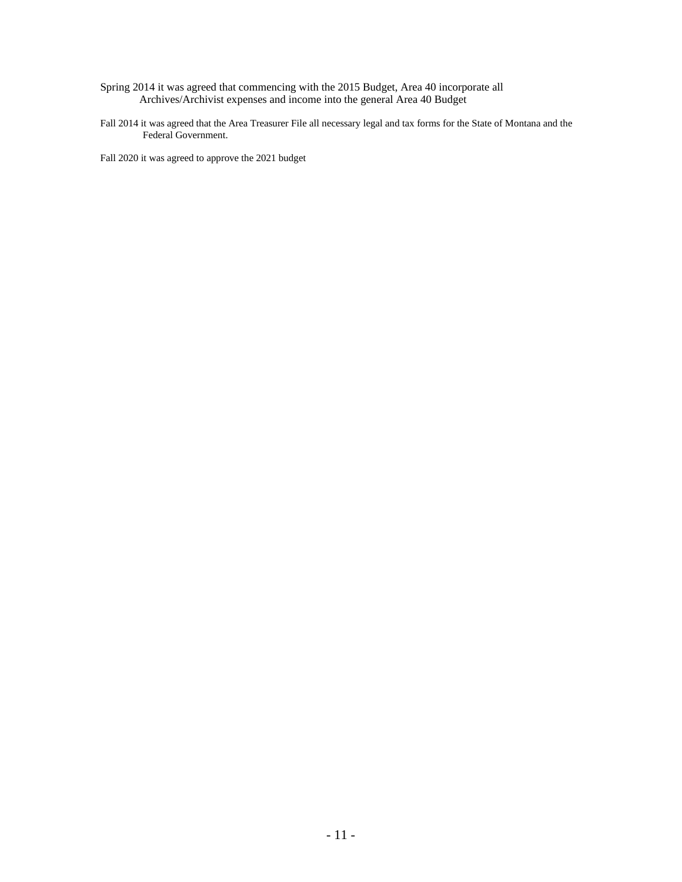Spring 2014 it was agreed that commencing with the 2015 Budget, Area 40 incorporate all Archives/Archivist expenses and income into the general Area 40 Budget

Fall 2014 it was agreed that the Area Treasurer File all necessary legal and tax forms for the State of Montana and the Federal Government.

Fall 2020 it was agreed to approve the 2021 budget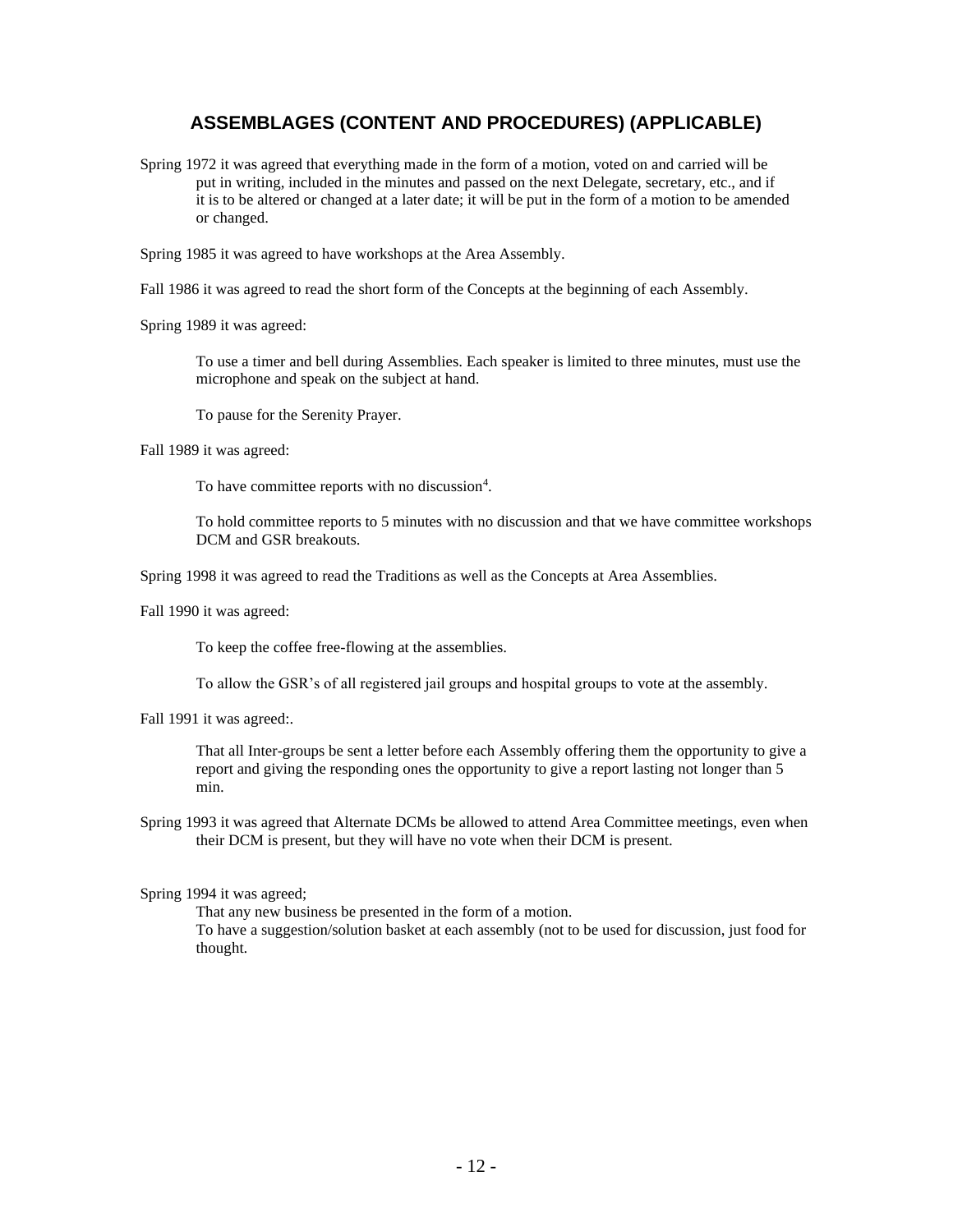## ASSEMBLAGES (CONTENT AND PROCEDURES) (APPLICABLE)

Spring 1972 it was agreed that everything made in the form of a motion, voted on and carried will be put in writing, included in the minutes and passed on the next Delegate, secretary, etc., and if it is to be altered or changed at a later date; it will be put in the form of a motion to be amended or changed.

Spring 1985 it was agreed to have workshops at the Area Assembly.

Fall 1986 it was agreed to read the short form of the Concepts at the beginning of each Assembly.

Spring 1989 it was agreed:

To use a timer and bell during Assemblies. Each speaker is limited to three minutes, must use the microphone and speak on the subject at hand.

To pause for the Serenity Prayer.

Fall 1989 it was agreed:

To have committee reports with no discussion[4].

To hold committee reports to 5 minutes with no discussion and that we have committee workshops DCM and GSR breakouts.

Spring 1998 it was agreed to read the Traditions as well as the Concepts at Area Assemblies.

Fall 1990 it was agreed:

To keep the coffee free-flowing at the assemblies.

To allow the GSR's of all registered jail groups and hospital groups to vote at the assembly.

Fall 1991 it was agreed:.

That all Inter-groups be sent a letter before each Assembly offering them the opportunity to give a report and giving the responding ones the opportunity to give a report lasting not longer than 5 min.

Spring 1993 it was agreed that Alternate DCMs be allowed to attend Area Committee meetings, even when their DCM is present, but they will have no vote when their DCM is present.

Spring 1994 it was agreed;

That any new business be presented in the form of a motion.
To have a suggestion/solution basket at each assembly (not to be used for discussion, just food for thought.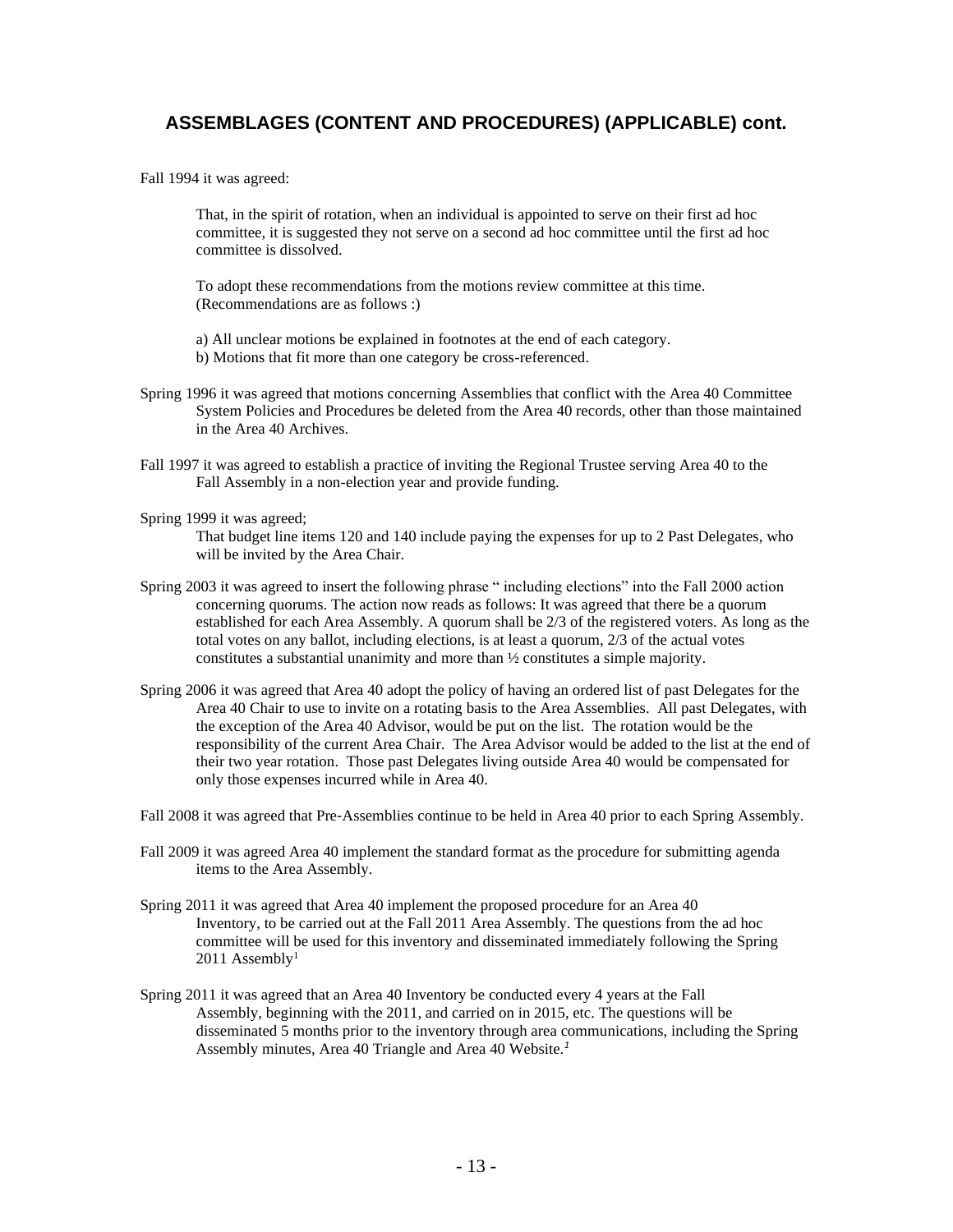## ASSEMBLAGES (CONTENT AND PROCEDURES) (APPLICABLE) cont.

Fall 1994 it was agreed:

> That, in the spirit of rotation, when an individual is appointed to serve on their first ad hoc committee, it is suggested they not serve on a second ad hoc committee until the first ad hoc committee is dissolved.
>
> To adopt these recommendations from the motions review committee at this time. (Recommendations are as follows :)
>
> a) All unclear motions be explained in footnotes at the end of each category.
> b) Motions that fit more than one category be cross-referenced.

Spring 1996 it was agreed that motions concerning Assemblies that conflict with the Area 40 Committee System Policies and Procedures be deleted from the Area 40 records, other than those maintained in the Area 40 Archives.

Fall 1997 it was agreed to establish a practice of inviting the Regional Trustee serving Area 40 to the Fall Assembly in a non-election year and provide funding.

Spring 1999 it was agreed;

> That budget line items 120 and 140 include paying the expenses for up to 2 Past Delegates, who will be invited by the Area Chair.

Spring 2003 it was agreed to insert the following phrase " including elections" into the Fall 2000 action concerning quorums. The action now reads as follows: It was agreed that there be a quorum established for each Area Assembly. A quorum shall be 2/3 of the registered voters. As long as the total votes on any ballot, including elections, is at least a quorum, 2/3 of the actual votes constitutes a substantial unanimity and more than ½ constitutes a simple majority.

Spring 2006 it was agreed that Area 40 adopt the policy of having an ordered list of past Delegates for the Area 40 Chair to use to invite on a rotating basis to the Area Assemblies. All past Delegates, with the exception of the Area 40 Advisor, would be put on the list. The rotation would be the responsibility of the current Area Chair. The Area Advisor would be added to the list at the end of their two year rotation. Those past Delegates living outside Area 40 would be compensated for only those expenses incurred while in Area 40.

Fall 2008 it was agreed that Pre-Assemblies continue to be held in Area 40 prior to each Spring Assembly.

Fall 2009 it was agreed Area 40 implement the standard format as the procedure for submitting agenda items to the Area Assembly.

Spring 2011 it was agreed that Area 40 implement the proposed procedure for an Area 40 Inventory, to be carried out at the Fall 2011 Area Assembly. The questions from the ad hoc committee will be used for this inventory and disseminated immediately following the Spring 2011 Assembly[1]

Spring 2011 it was agreed that an Area 40 Inventory be conducted every 4 years at the Fall Assembly, beginning with the 2011, and carried on in 2015, etc. The questions will be disseminated 5 months prior to the inventory through area communications, including the Spring Assembly minutes, Area 40 Triangle and Area 40 Website.[1]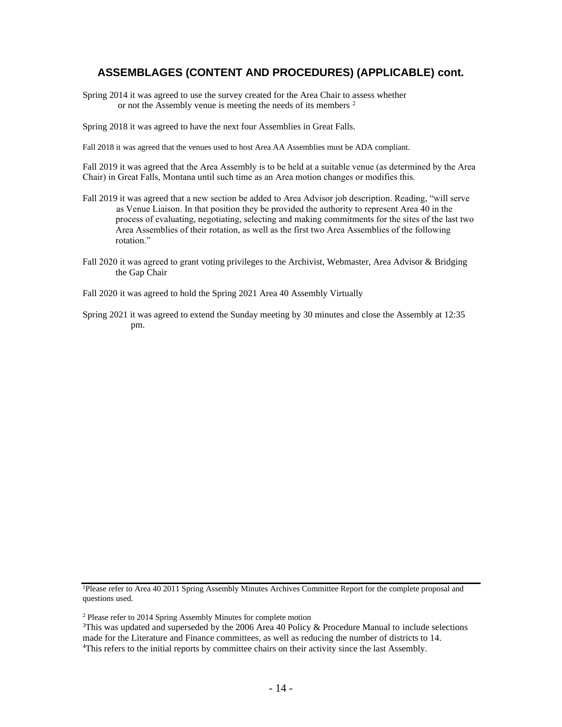## ASSEMBLAGES (CONTENT AND PROCEDURES) (APPLICABLE) cont.

Spring 2014 it was agreed to use the survey created for the Area Chair to assess whether or not the Assembly venue is meeting the needs of its members [2]

Spring 2018 it was agreed to have the next four Assemblies in Great Falls.

Fall 2018 it was agreed that the venues used to host Area AA Assemblies must be ADA compliant.

Fall 2019 it was agreed that the Area Assembly is to be held at a suitable venue (as determined by the Area Chair) in Great Falls, Montana until such time as an Area motion changes or modifies this.

Fall 2019 it was agreed that a new section be added to Area Advisor job description. Reading, "will serve as Venue Liaison. In that position they be provided the authority to represent Area 40 in the process of evaluating, negotiating, selecting and making commitments for the sites of the last two Area Assemblies of their rotation, as well as the first two Area Assemblies of the following rotation."

Fall 2020 it was agreed to grant voting privileges to the Archivist, Webmaster, Area Advisor & Bridging the Gap Chair

Fall 2020 it was agreed to hold the Spring 2021 Area 40 Assembly Virtually

Spring 2021 it was agreed to extend the Sunday meeting by 30 minutes and close the Assembly at 12:35 pm.

---

[1]Please refer to Area 40 2011 Spring Assembly Minutes Archives Committee Report for the complete proposal and questions used.

[2] Please refer to 2014 Spring Assembly Minutes for complete motion

[3]This was updated and superseded by the 2006 Area 40 Policy & Procedure Manual to include selections made for the Literature and Finance committees, as well as reducing the number of districts to 14.

[4]This refers to the initial reports by committee chairs on their activity since the last Assembly.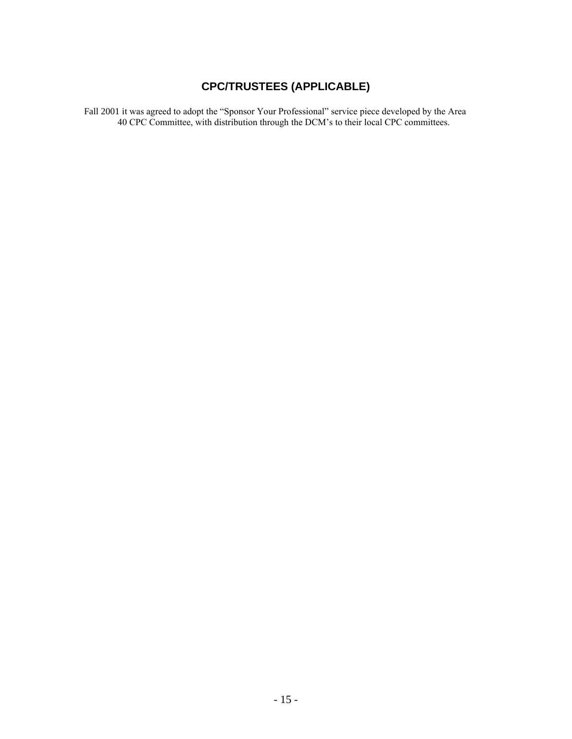## CPC/TRUSTEES (APPLICABLE)

Fall 2001 it was agreed to adopt the "Sponsor Your Professional" service piece developed by the Area 40 CPC Committee, with distribution through the DCM's to their local CPC committees.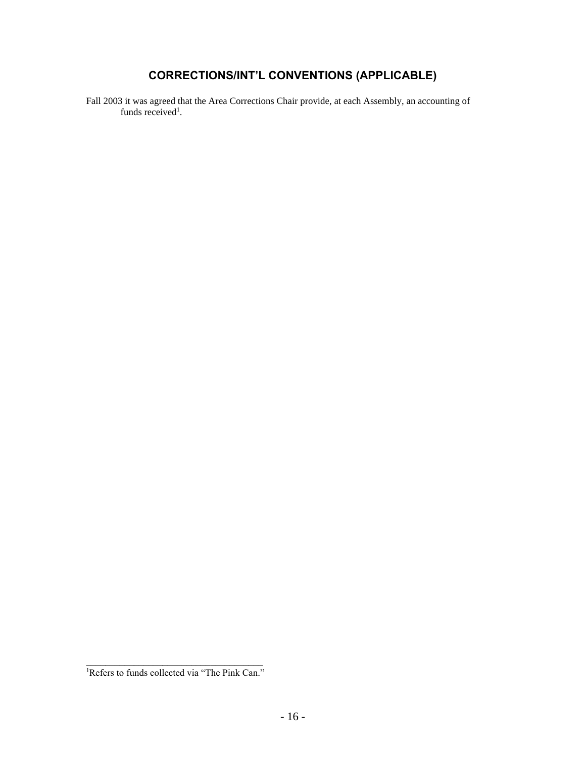## CORRECTIONS/INT'L CONVENTIONS (APPLICABLE)

Fall 2003 it was agreed that the Area Corrections Chair provide, at each Assembly, an accounting of funds received[1].

---

[1]Refers to funds collected via "The Pink Can."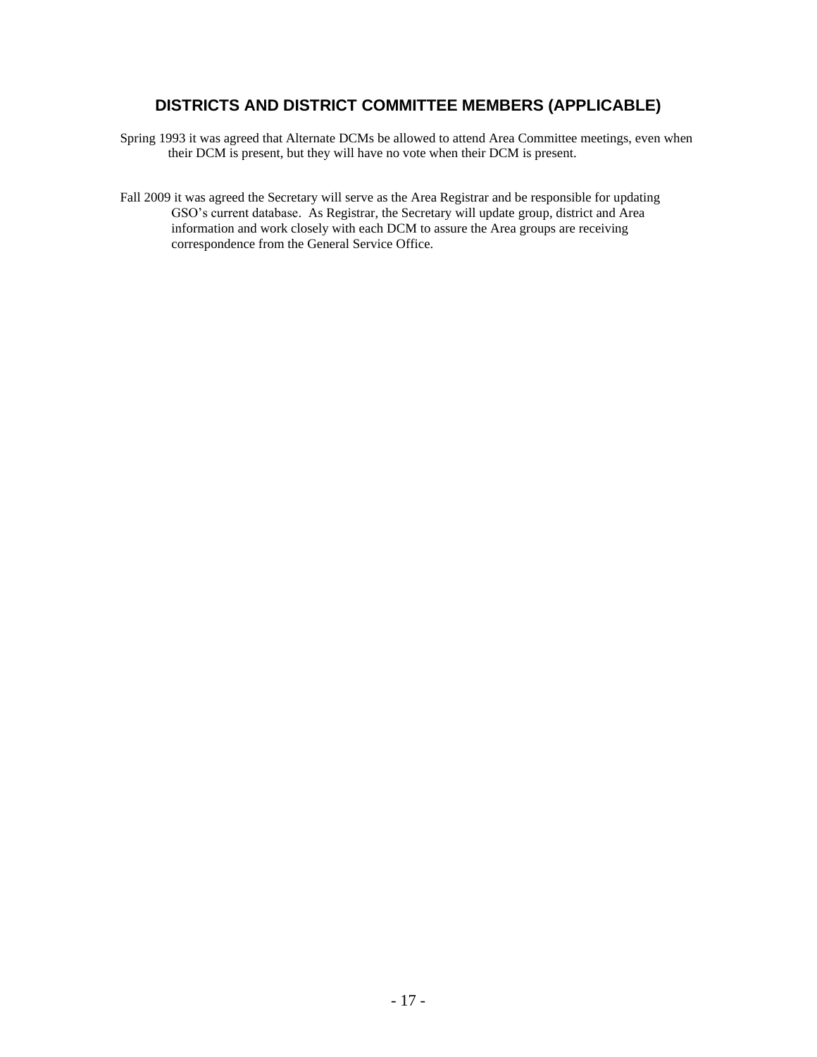## DISTRICTS AND DISTRICT COMMITTEE MEMBERS (APPLICABLE)

Spring 1993 it was agreed that Alternate DCMs be allowed to attend Area Committee meetings, even when their DCM is present, but they will have no vote when their DCM is present.

Fall 2009 it was agreed the Secretary will serve as the Area Registrar and be responsible for updating GSO's current database. As Registrar, the Secretary will update group, district and Area information and work closely with each DCM to assure the Area groups are receiving correspondence from the General Service Office.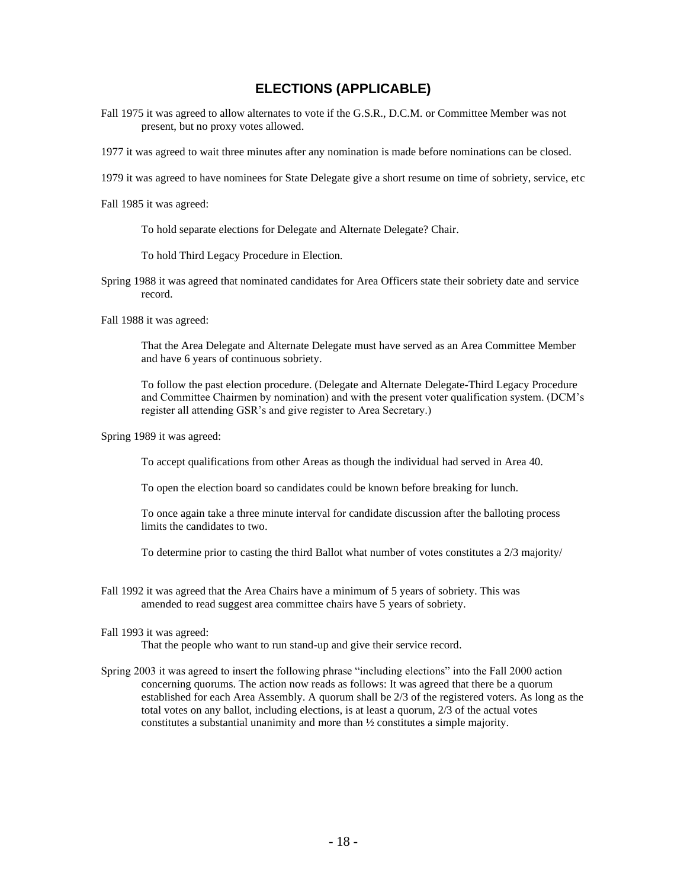## ELECTIONS (APPLICABLE)

Fall 1975 it was agreed to allow alternates to vote if the G.S.R., D.C.M. or Committee Member was not present, but no proxy votes allowed.

1977 it was agreed to wait three minutes after any nomination is made before nominations can be closed.

1979 it was agreed to have nominees for State Delegate give a short resume on time of sobriety, service, etc

Fall 1985 it was agreed:

> To hold separate elections for Delegate and Alternate Delegate? Chair.
>
> To hold Third Legacy Procedure in Election.

Spring 1988 it was agreed that nominated candidates for Area Officers state their sobriety date and service record.

Fall 1988 it was agreed:

> That the Area Delegate and Alternate Delegate must have served as an Area Committee Member and have 6 years of continuous sobriety.
>
> To follow the past election procedure. (Delegate and Alternate Delegate-Third Legacy Procedure and Committee Chairmen by nomination) and with the present voter qualification system. (DCM's register all attending GSR's and give register to Area Secretary.)

Spring 1989 it was agreed:

> To accept qualifications from other Areas as though the individual had served in Area 40.
>
> To open the election board so candidates could be known before breaking for lunch.
>
> To once again take a three minute interval for candidate discussion after the balloting process limits the candidates to two.
>
> To determine prior to casting the third Ballot what number of votes constitutes a 2/3 majority/

Fall 1992 it was agreed that the Area Chairs have a minimum of 5 years of sobriety. This was amended to read suggest area committee chairs have 5 years of sobriety.

Fall 1993 it was agreed:

> That the people who want to run stand-up and give their service record.

Spring 2003 it was agreed to insert the following phrase "including elections" into the Fall 2000 action concerning quorums. The action now reads as follows: It was agreed that there be a quorum established for each Area Assembly. A quorum shall be 2/3 of the registered voters. As long as the total votes on any ballot, including elections, is at least a quorum, 2/3 of the actual votes constitutes a substantial unanimity and more than ½ constitutes a simple majority.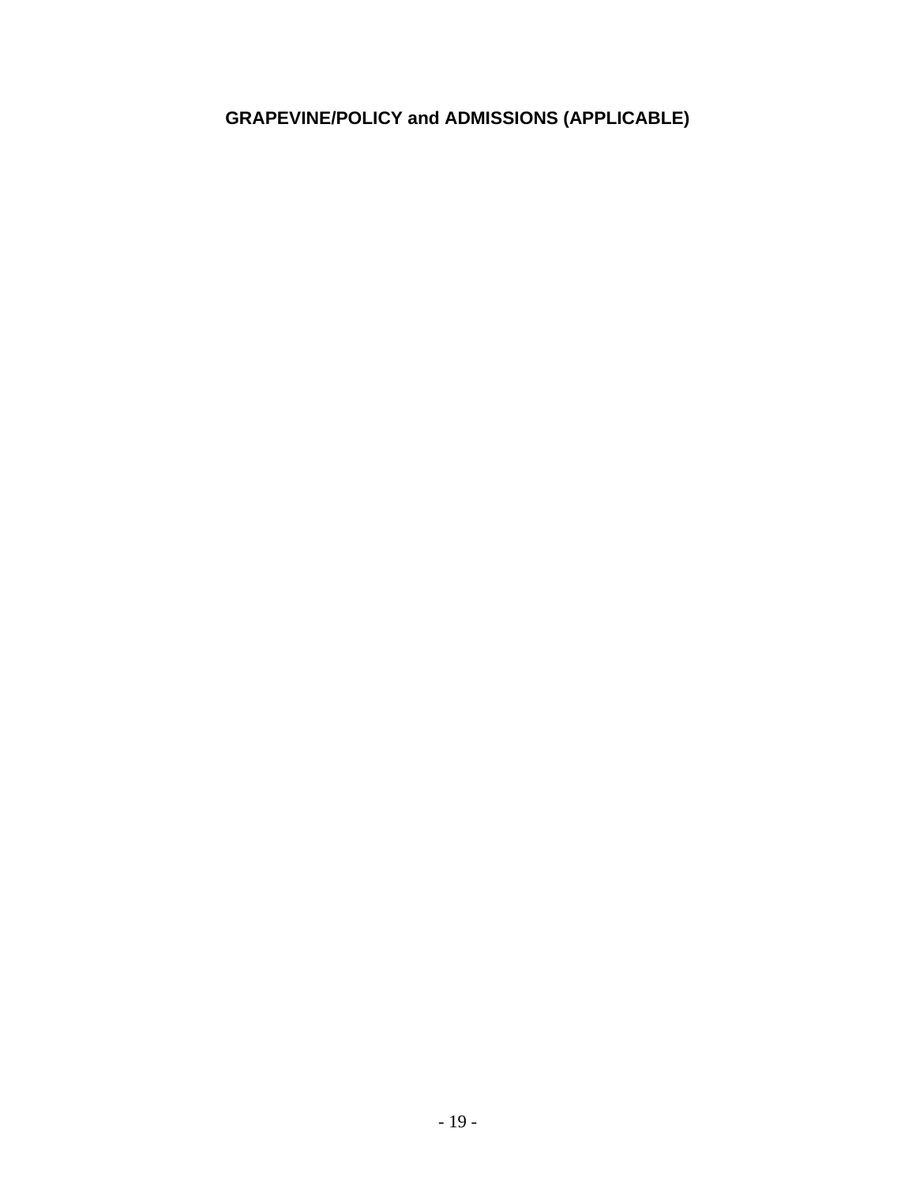## GRAPEVINE/POLICY and ADMISSIONS (APPLICABLE)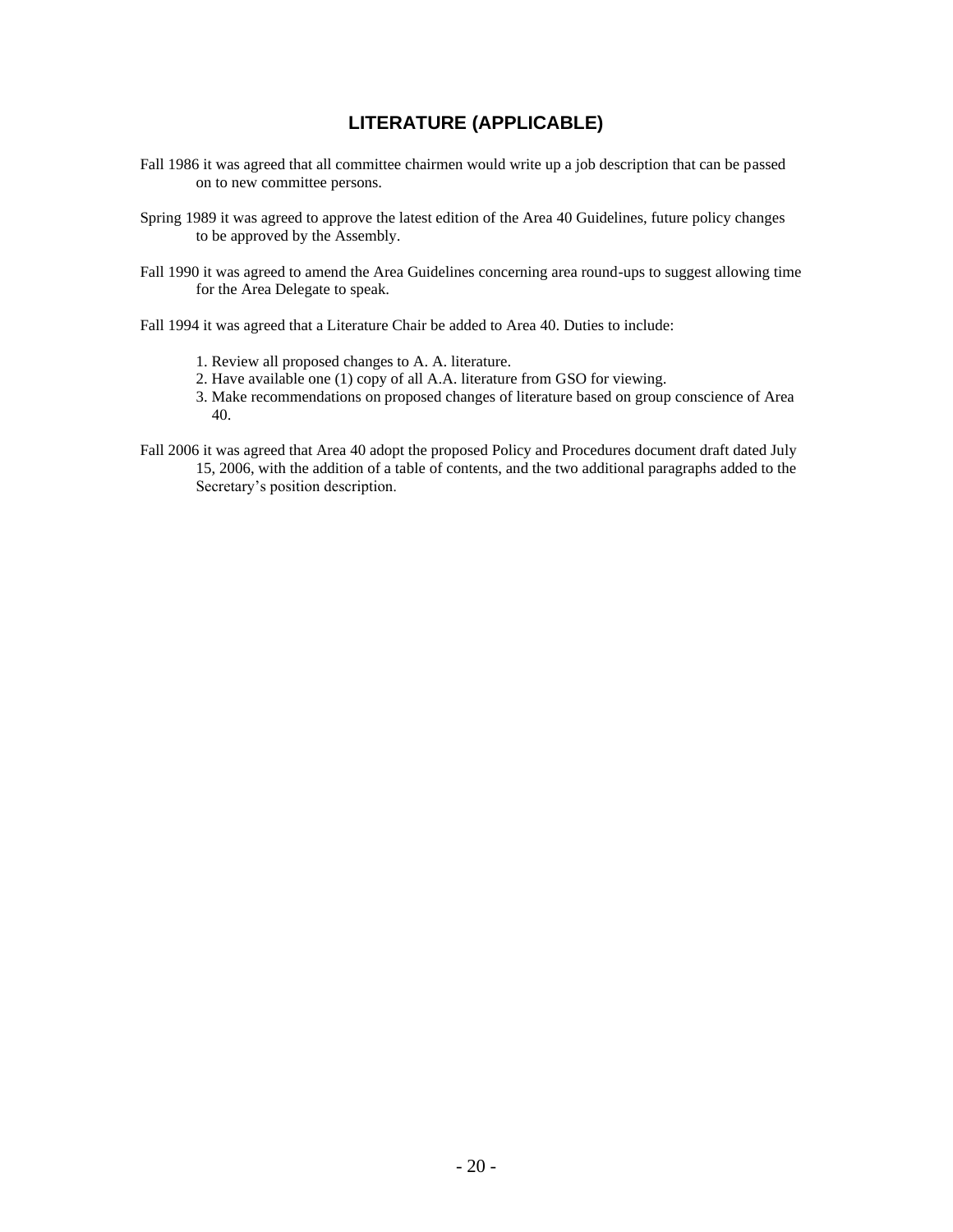## LITERATURE (APPLICABLE)

Fall 1986 it was agreed that all committee chairmen would write up a job description that can be passed on to new committee persons.

Spring 1989 it was agreed to approve the latest edition of the Area 40 Guidelines, future policy changes to be approved by the Assembly.

Fall 1990 it was agreed to amend the Area Guidelines concerning area round-ups to suggest allowing time for the Area Delegate to speak.

Fall 1994 it was agreed that a Literature Chair be added to Area 40. Duties to include:

1. Review all proposed changes to A. A. literature.
2. Have available one (1) copy of all A.A. literature from GSO for viewing.
3. Make recommendations on proposed changes of literature based on group conscience of Area 40.

Fall 2006 it was agreed that Area 40 adopt the proposed Policy and Procedures document draft dated July 15, 2006, with the addition of a table of contents, and the two additional paragraphs added to the Secretary's position description.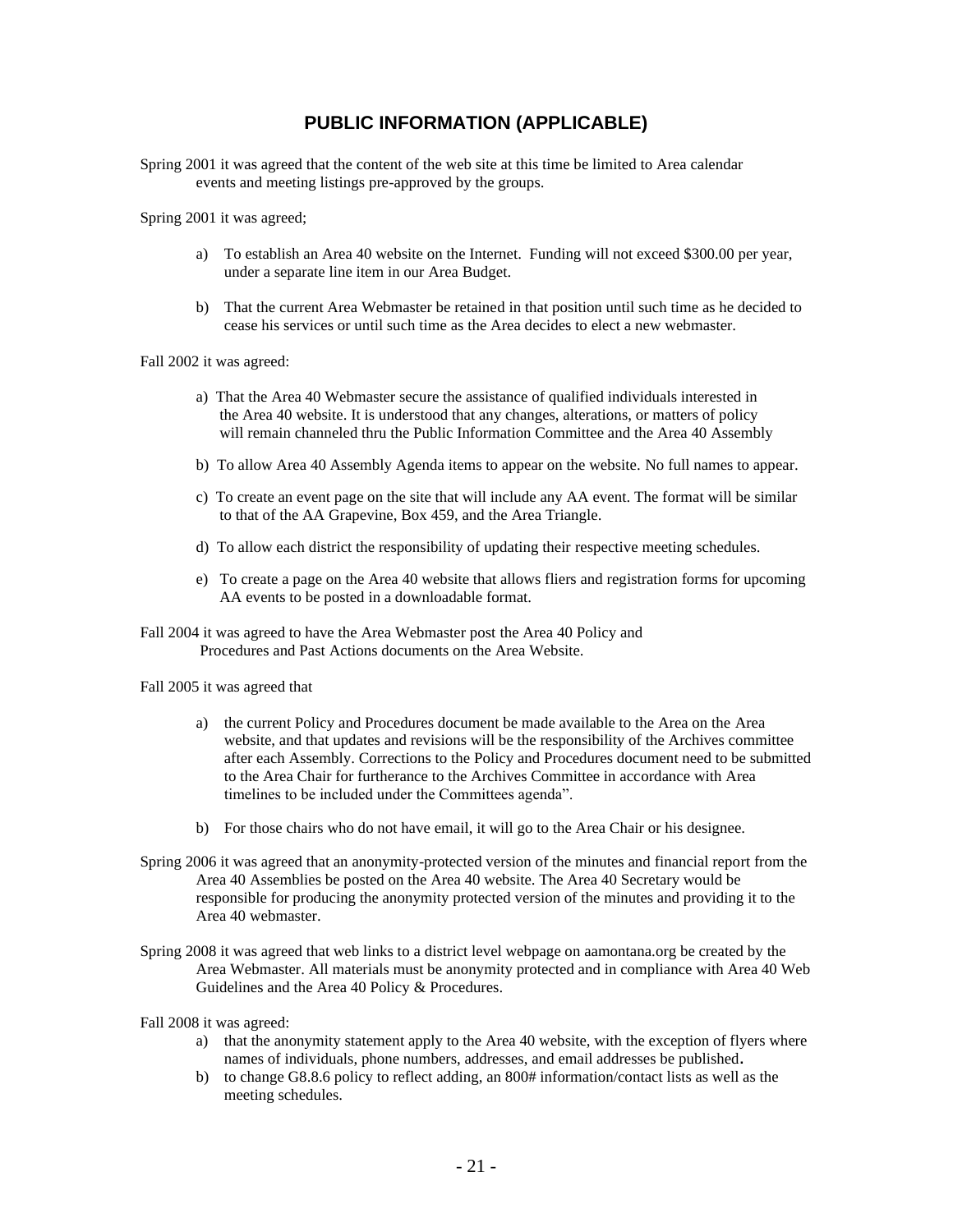## PUBLIC INFORMATION (APPLICABLE)

Spring 2001 it was agreed that the content of the web site at this time be limited to Area calendar events and meeting listings pre-approved by the groups.

Spring 2001 it was agreed;

a) To establish an Area 40 website on the Internet. Funding will not exceed $300.00 per year, under a separate line item in our Area Budget.

b) That the current Area Webmaster be retained in that position until such time as he decided to cease his services or until such time as the Area decides to elect a new webmaster.

Fall 2002 it was agreed:

a) That the Area 40 Webmaster secure the assistance of qualified individuals interested in the Area 40 website. It is understood that any changes, alterations, or matters of policy will remain channeled thru the Public Information Committee and the Area 40 Assembly

b) To allow Area 40 Assembly Agenda items to appear on the website. No full names to appear.

c) To create an event page on the site that will include any AA event. The format will be similar to that of the AA Grapevine, Box 459, and the Area Triangle.

d) To allow each district the responsibility of updating their respective meeting schedules.

e) To create a page on the Area 40 website that allows fliers and registration forms for upcoming AA events to be posted in a downloadable format.

Fall 2004 it was agreed to have the Area Webmaster post the Area 40 Policy and Procedures and Past Actions documents on the Area Website.

Fall 2005 it was agreed that

a) the current Policy and Procedures document be made available to the Area on the Area website, and that updates and revisions will be the responsibility of the Archives committee after each Assembly. Corrections to the Policy and Procedures document need to be submitted to the Area Chair for furtherance to the Archives Committee in accordance with Area timelines to be included under the Committees agenda".

b) For those chairs who do not have email, it will go to the Area Chair or his designee.

Spring 2006 it was agreed that an anonymity-protected version of the minutes and financial report from the Area 40 Assemblies be posted on the Area 40 website. The Area 40 Secretary would be responsible for producing the anonymity protected version of the minutes and providing it to the Area 40 webmaster.

Spring 2008 it was agreed that web links to a district level webpage on aamontana.org be created by the Area Webmaster. All materials must be anonymity protected and in compliance with Area 40 Web Guidelines and the Area 40 Policy & Procedures.

Fall 2008 it was agreed:

a) that the anonymity statement apply to the Area 40 website, with the exception of flyers where names of individuals, phone numbers, addresses, and email addresses be published.
b) to change G8.8.6 policy to reflect adding, an 800# information/contact lists as well as the meeting schedules.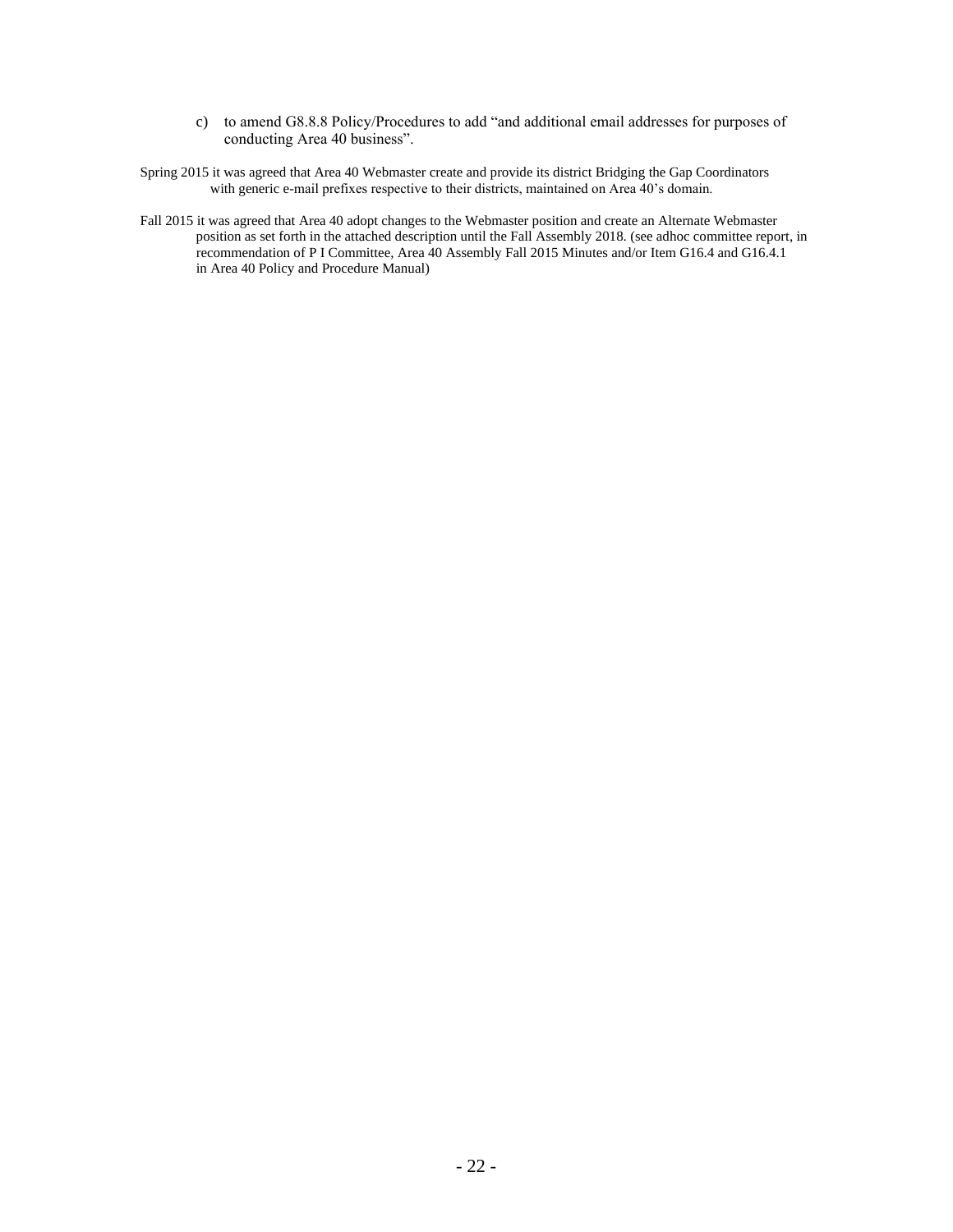c) to amend G8.8.8 Policy/Procedures to add "and additional email addresses for purposes of conducting Area 40 business".

Spring 2015 it was agreed that Area 40 Webmaster create and provide its district Bridging the Gap Coordinators with generic e-mail prefixes respective to their districts, maintained on Area 40's domain.

Fall 2015 it was agreed that Area 40 adopt changes to the Webmaster position and create an Alternate Webmaster position as set forth in the attached description until the Fall Assembly 2018. (see adhoc committee report, in recommendation of P I Committee, Area 40 Assembly Fall 2015 Minutes and/or Item G16.4 and G16.4.1 in Area 40 Policy and Procedure Manual)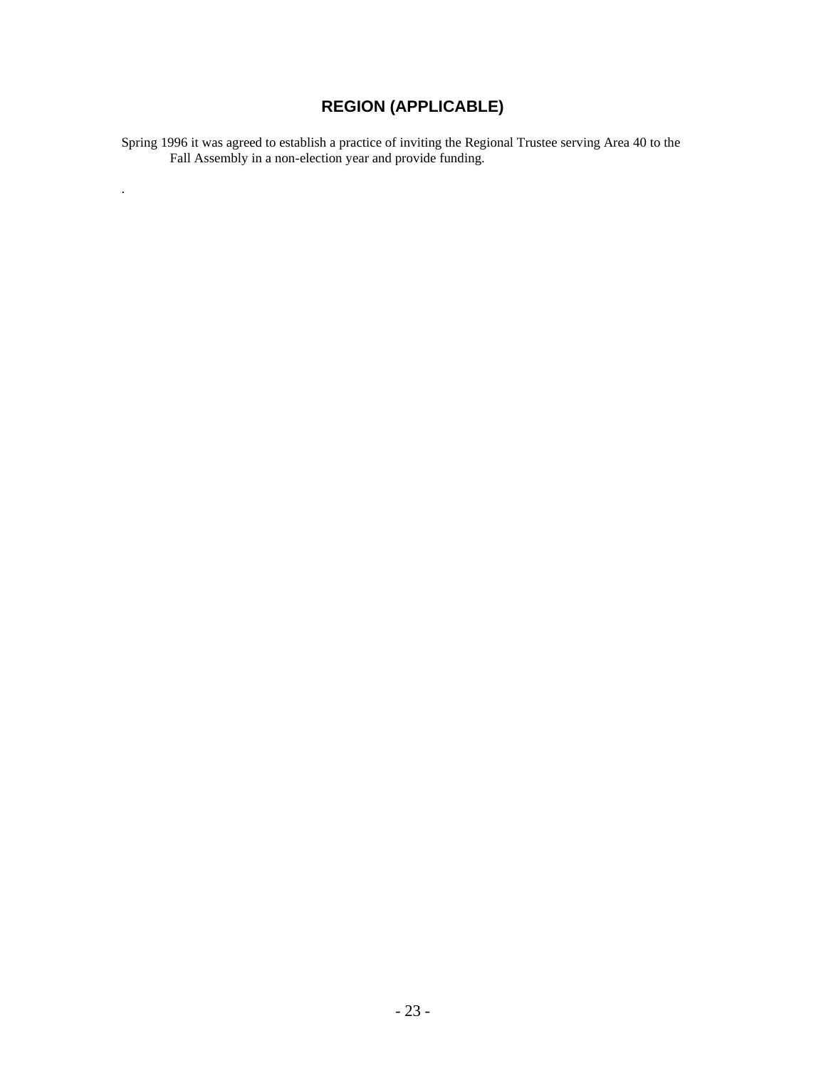# REGION (APPLICABLE)

Spring 1996 it was agreed to establish a practice of inviting the Regional Trustee serving Area 40 to the Fall Assembly in a non-election year and provide funding.

.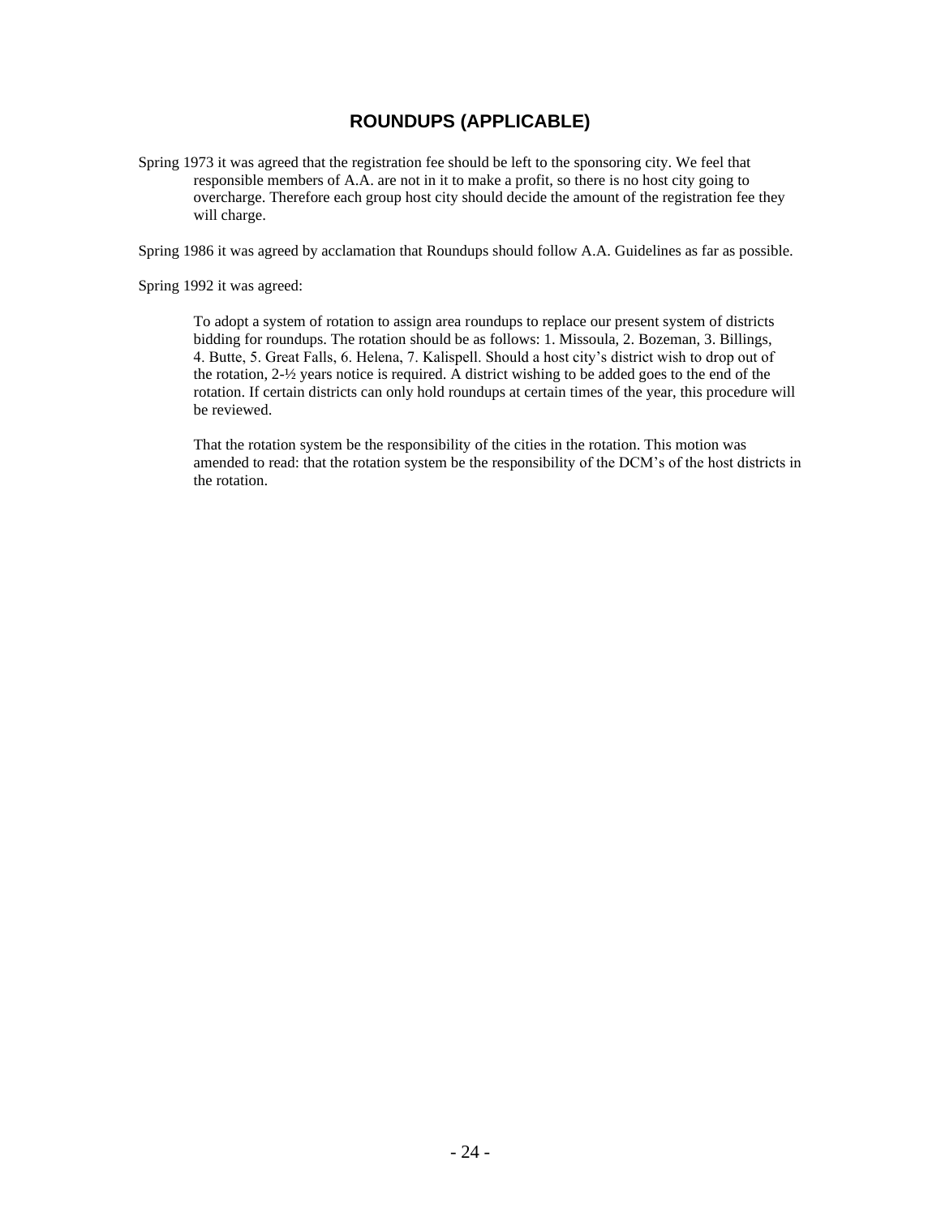## ROUNDUPS (APPLICABLE)

Spring 1973 it was agreed that the registration fee should be left to the sponsoring city. We feel that responsible members of A.A. are not in it to make a profit, so there is no host city going to overcharge. Therefore each group host city should decide the amount of the registration fee they will charge.

Spring 1986 it was agreed by acclamation that Roundups should follow A.A. Guidelines as far as possible.

Spring 1992 it was agreed:

> To adopt a system of rotation to assign area roundups to replace our present system of districts bidding for roundups. The rotation should be as follows: 1. Missoula, 2. Bozeman, 3. Billings, 4. Butte, 5. Great Falls, 6. Helena, 7. Kalispell. Should a host city's district wish to drop out of the rotation, 2-½ years notice is required. A district wishing to be added goes to the end of the rotation. If certain districts can only hold roundups at certain times of the year, this procedure will be reviewed.
>
> That the rotation system be the responsibility of the cities in the rotation. This motion was amended to read: that the rotation system be the responsibility of the DCM's of the host districts in the rotation.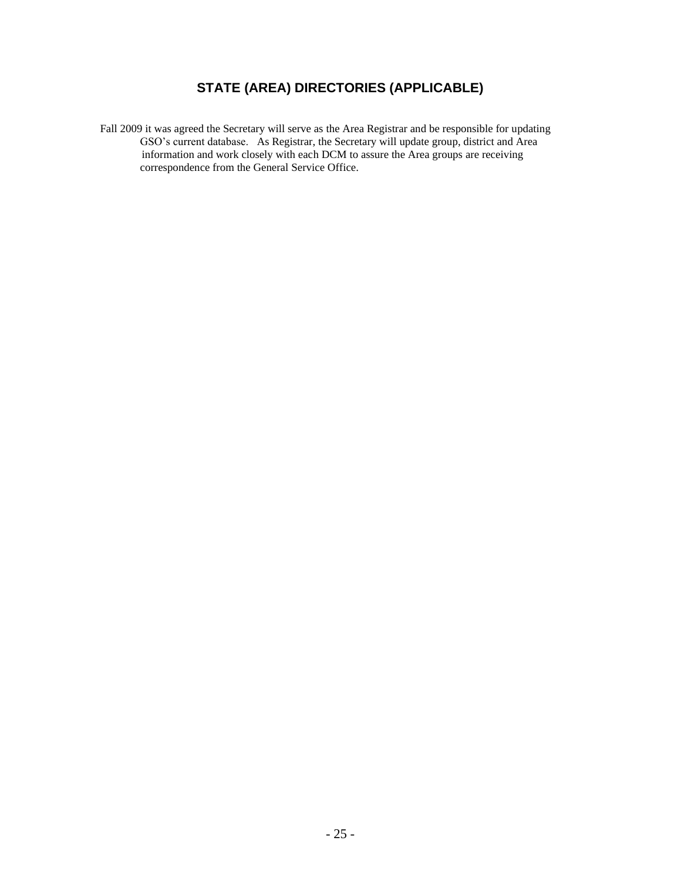## STATE (AREA) DIRECTORIES (APPLICABLE)

Fall 2009 it was agreed the Secretary will serve as the Area Registrar and be responsible for updating GSO's current database. As Registrar, the Secretary will update group, district and Area information and work closely with each DCM to assure the Area groups are receiving correspondence from the General Service Office.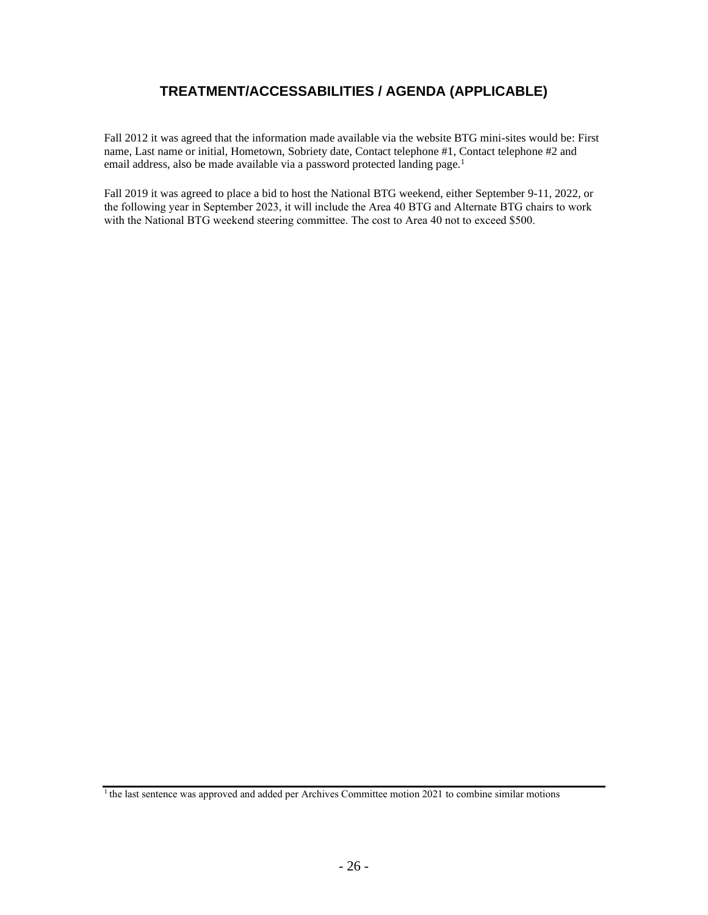## TREATMENT/ACCESSABILITIES / AGENDA (APPLICABLE)

Fall 2012 it was agreed that the information made available via the website BTG mini-sites would be: First name, Last name or initial, Hometown, Sobriety date, Contact telephone #1, Contact telephone #2 and email address, also be made available via a password protected landing page.[1]

Fall 2019 it was agreed to place a bid to host the National BTG weekend, either September 9-11, 2022, or the following year in September 2023, it will include the Area 40 BTG and Alternate BTG chairs to work with the National BTG weekend steering committee. The cost to Area 40 not to exceed $500.

---

[1] the last sentence was approved and added per Archives Committee motion 2021 to combine similar motions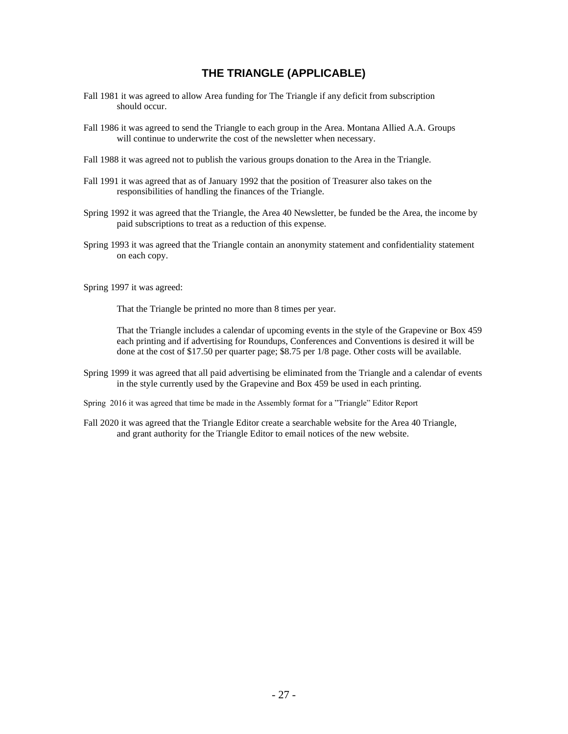## THE TRIANGLE (APPLICABLE)

Fall 1981 it was agreed to allow Area funding for The Triangle if any deficit from subscription should occur.

Fall 1986 it was agreed to send the Triangle to each group in the Area. Montana Allied A.A. Groups will continue to underwrite the cost of the newsletter when necessary.

Fall 1988 it was agreed not to publish the various groups donation to the Area in the Triangle.

Fall 1991 it was agreed that as of January 1992 that the position of Treasurer also takes on the responsibilities of handling the finances of the Triangle.

Spring 1992 it was agreed that the Triangle, the Area 40 Newsletter, be funded be the Area, the income by paid subscriptions to treat as a reduction of this expense.

Spring 1993 it was agreed that the Triangle contain an anonymity statement and confidentiality statement on each copy.

Spring 1997 it was agreed:

That the Triangle be printed no more than 8 times per year.

That the Triangle includes a calendar of upcoming events in the style of the Grapevine or Box 459 each printing and if advertising for Roundups, Conferences and Conventions is desired it will be done at the cost of $17.50 per quarter page; $8.75 per 1/8 page. Other costs will be available.

Spring 1999 it was agreed that all paid advertising be eliminated from the Triangle and a calendar of events in the style currently used by the Grapevine and Box 459 be used in each printing.

Spring 2016 it was agreed that time be made in the Assembly format for a "Triangle" Editor Report

Fall 2020 it was agreed that the Triangle Editor create a searchable website for the Area 40 Triangle, and grant authority for the Triangle Editor to email notices of the new website.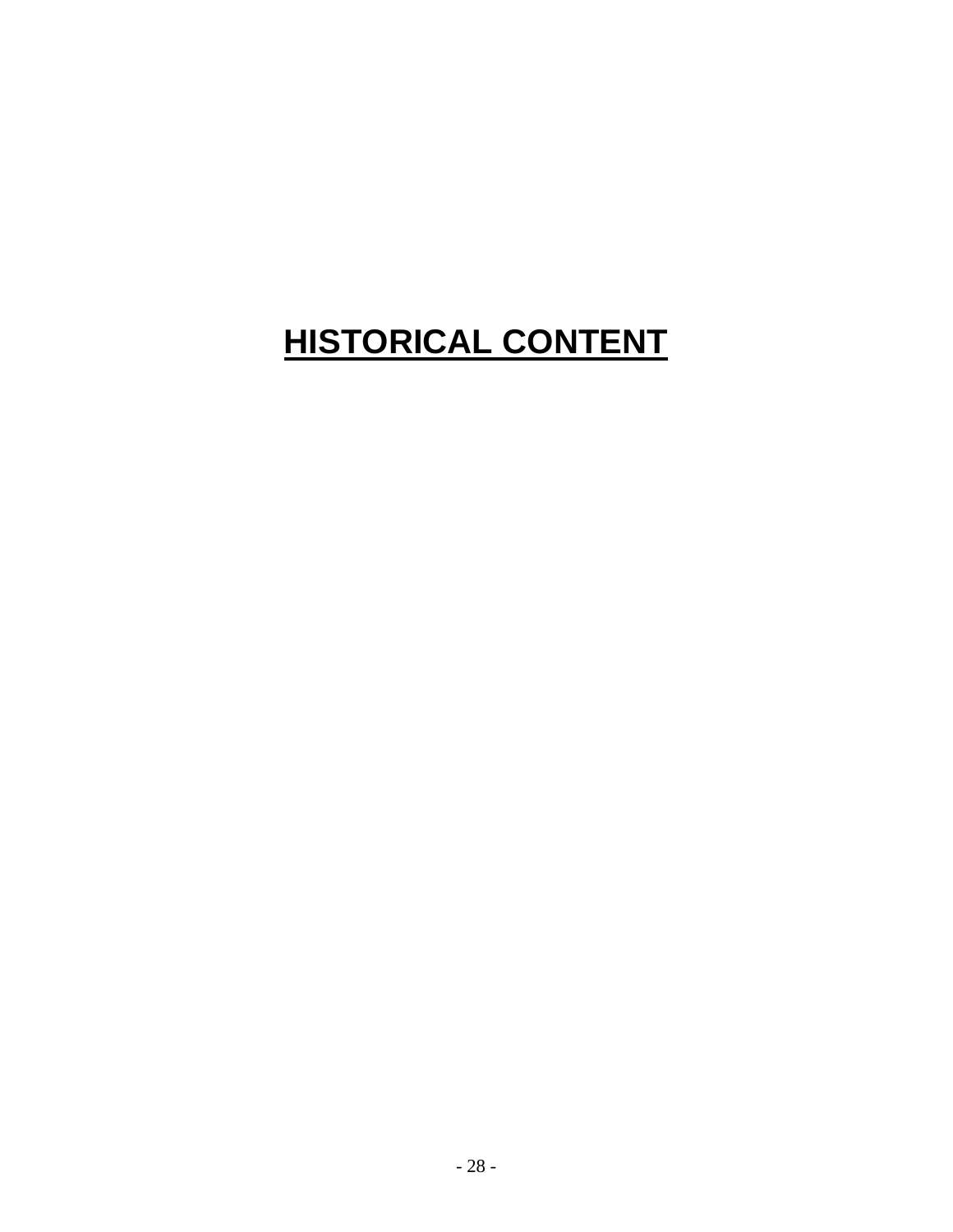# HISTORICAL CONTENT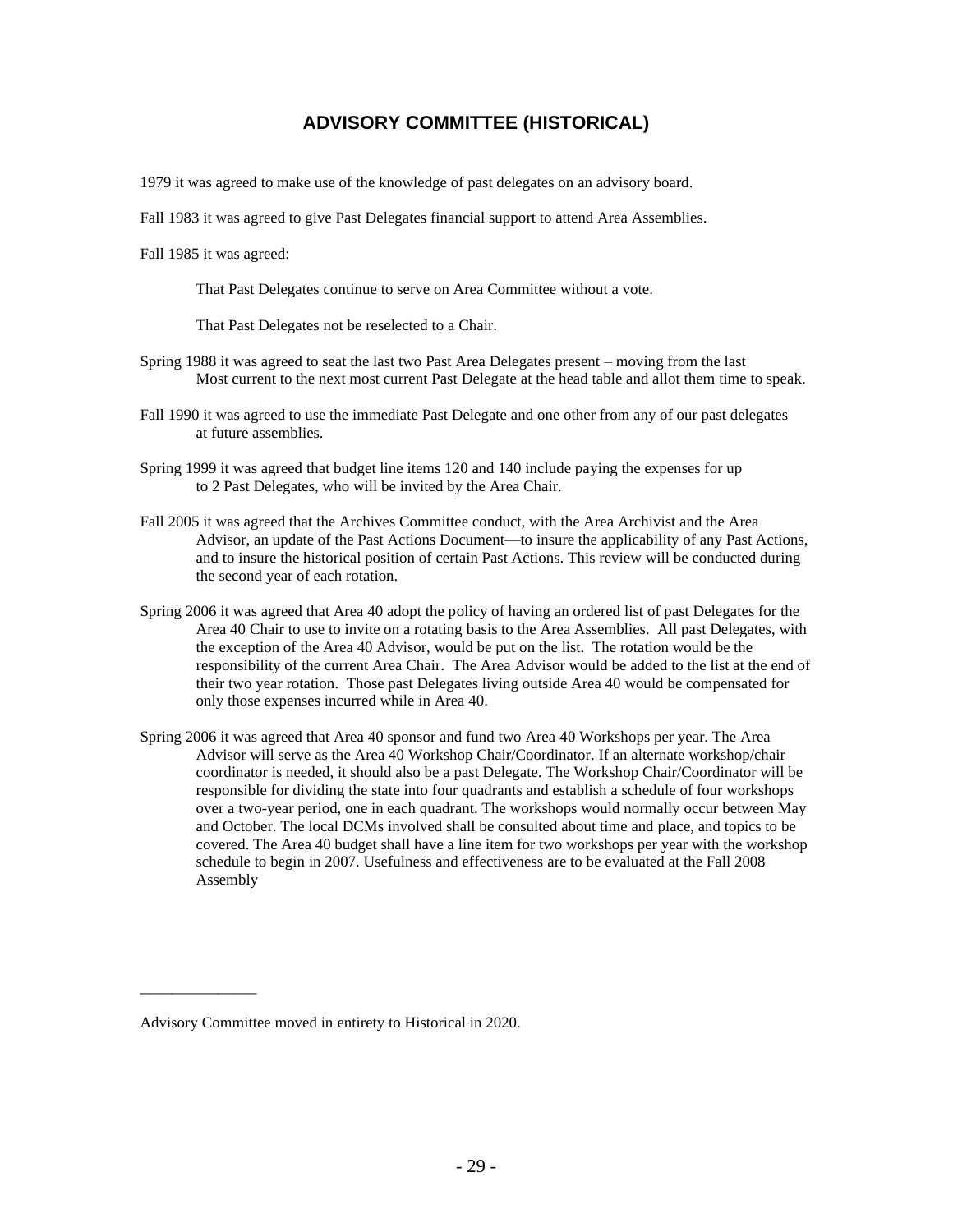# ADVISORY COMMITTEE (HISTORICAL)

1979 it was agreed to make use of the knowledge of past delegates on an advisory board.

Fall 1983 it was agreed to give Past Delegates financial support to attend Area Assemblies.

Fall 1985 it was agreed:

> That Past Delegates continue to serve on Area Committee without a vote.
>
> That Past Delegates not be reselected to a Chair.

Spring 1988 it was agreed to seat the last two Past Area Delegates present – moving from the last Most current to the next most current Past Delegate at the head table and allot them time to speak.

Fall 1990 it was agreed to use the immediate Past Delegate and one other from any of our past delegates at future assemblies.

Spring 1999 it was agreed that budget line items 120 and 140 include paying the expenses for up to 2 Past Delegates, who will be invited by the Area Chair.

Fall 2005 it was agreed that the Archives Committee conduct, with the Area Archivist and the Area Advisor, an update of the Past Actions Document—to insure the applicability of any Past Actions, and to insure the historical position of certain Past Actions. This review will be conducted during the second year of each rotation.

Spring 2006 it was agreed that Area 40 adopt the policy of having an ordered list of past Delegates for the Area 40 Chair to use to invite on a rotating basis to the Area Assemblies. All past Delegates, with the exception of the Area 40 Advisor, would be put on the list. The rotation would be the responsibility of the current Area Chair. The Area Advisor would be added to the list at the end of their two year rotation. Those past Delegates living outside Area 40 would be compensated for only those expenses incurred while in Area 40.

Spring 2006 it was agreed that Area 40 sponsor and fund two Area 40 Workshops per year. The Area Advisor will serve as the Area 40 Workshop Chair/Coordinator. If an alternate workshop/chair coordinator is needed, it should also be a past Delegate. The Workshop Chair/Coordinator will be responsible for dividing the state into four quadrants and establish a schedule of four workshops over a two-year period, one in each quadrant. The workshops would normally occur between May and October. The local DCMs involved shall be consulted about time and place, and topics to be covered. The Area 40 budget shall have a line item for two workshops per year with the workshop schedule to begin in 2007. Usefulness and effectiveness are to be evaluated at the Fall 2008 Assembly

---

Advisory Committee moved in entirety to Historical in 2020.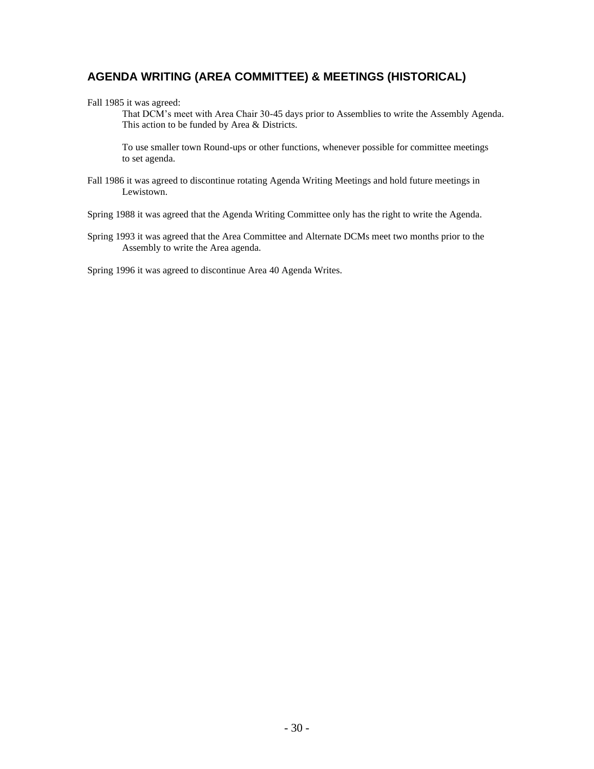## AGENDA WRITING (AREA COMMITTEE) & MEETINGS (HISTORICAL)

Fall 1985 it was agreed:

That DCM's meet with Area Chair 30-45 days prior to Assemblies to write the Assembly Agenda. This action to be funded by Area & Districts.

To use smaller town Round-ups or other functions, whenever possible for committee meetings to set agenda.

Fall 1986 it was agreed to discontinue rotating Agenda Writing Meetings and hold future meetings in Lewistown.

Spring 1988 it was agreed that the Agenda Writing Committee only has the right to write the Agenda.

Spring 1993 it was agreed that the Area Committee and Alternate DCMs meet two months prior to the Assembly to write the Area agenda.

Spring 1996 it was agreed to discontinue Area 40 Agenda Writes.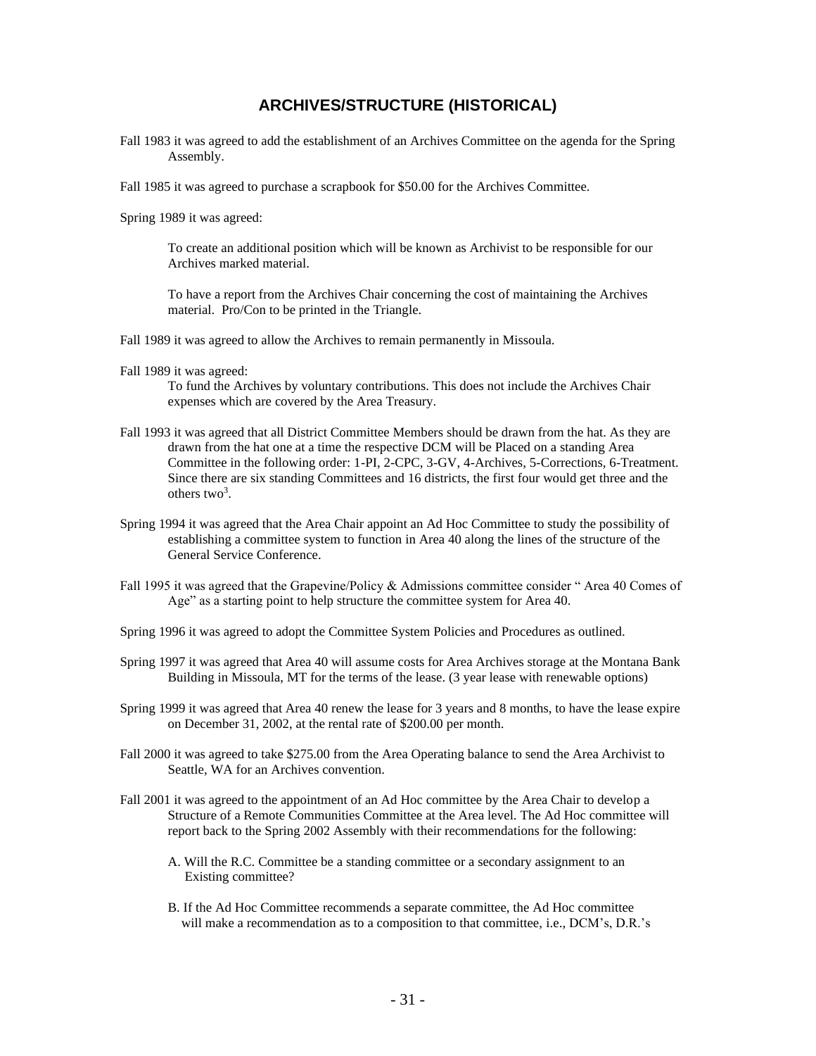# ARCHIVES/STRUCTURE (HISTORICAL)

Fall 1983 it was agreed to add the establishment of an Archives Committee on the agenda for the Spring Assembly.

Fall 1985 it was agreed to purchase a scrapbook for $50.00 for the Archives Committee.

Spring 1989 it was agreed:

To create an additional position which will be known as Archivist to be responsible for our Archives marked material.

To have a report from the Archives Chair concerning the cost of maintaining the Archives material. Pro/Con to be printed in the Triangle.

Fall 1989 it was agreed to allow the Archives to remain permanently in Missoula.

Fall 1989 it was agreed:

To fund the Archives by voluntary contributions. This does not include the Archives Chair expenses which are covered by the Area Treasury.

Fall 1993 it was agreed that all District Committee Members should be drawn from the hat. As they are drawn from the hat one at a time the respective DCM will be Placed on a standing Area Committee in the following order: 1-PI, 2-CPC, 3-GV, 4-Archives, 5-Corrections, 6-Treatment. Since there are six standing Committees and 16 districts, the first four would get three and the others two[3].

Spring 1994 it was agreed that the Area Chair appoint an Ad Hoc Committee to study the possibility of establishing a committee system to function in Area 40 along the lines of the structure of the General Service Conference.

Fall 1995 it was agreed that the Grapevine/Policy & Admissions committee consider " Area 40 Comes of Age" as a starting point to help structure the committee system for Area 40.

Spring 1996 it was agreed to adopt the Committee System Policies and Procedures as outlined.

Spring 1997 it was agreed that Area 40 will assume costs for Area Archives storage at the Montana Bank Building in Missoula, MT for the terms of the lease. (3 year lease with renewable options)

Spring 1999 it was agreed that Area 40 renew the lease for 3 years and 8 months, to have the lease expire on December 31, 2002, at the rental rate of $200.00 per month.

Fall 2000 it was agreed to take $275.00 from the Area Operating balance to send the Area Archivist to Seattle, WA for an Archives convention.

Fall 2001 it was agreed to the appointment of an Ad Hoc committee by the Area Chair to develop a Structure of a Remote Communities Committee at the Area level. The Ad Hoc committee will report back to the Spring 2002 Assembly with their recommendations for the following:

A. Will the R.C. Committee be a standing committee or a secondary assignment to an Existing committee?

B. If the Ad Hoc Committee recommends a separate committee, the Ad Hoc committee will make a recommendation as to a composition to that committee, i.e., DCM's, D.R.'s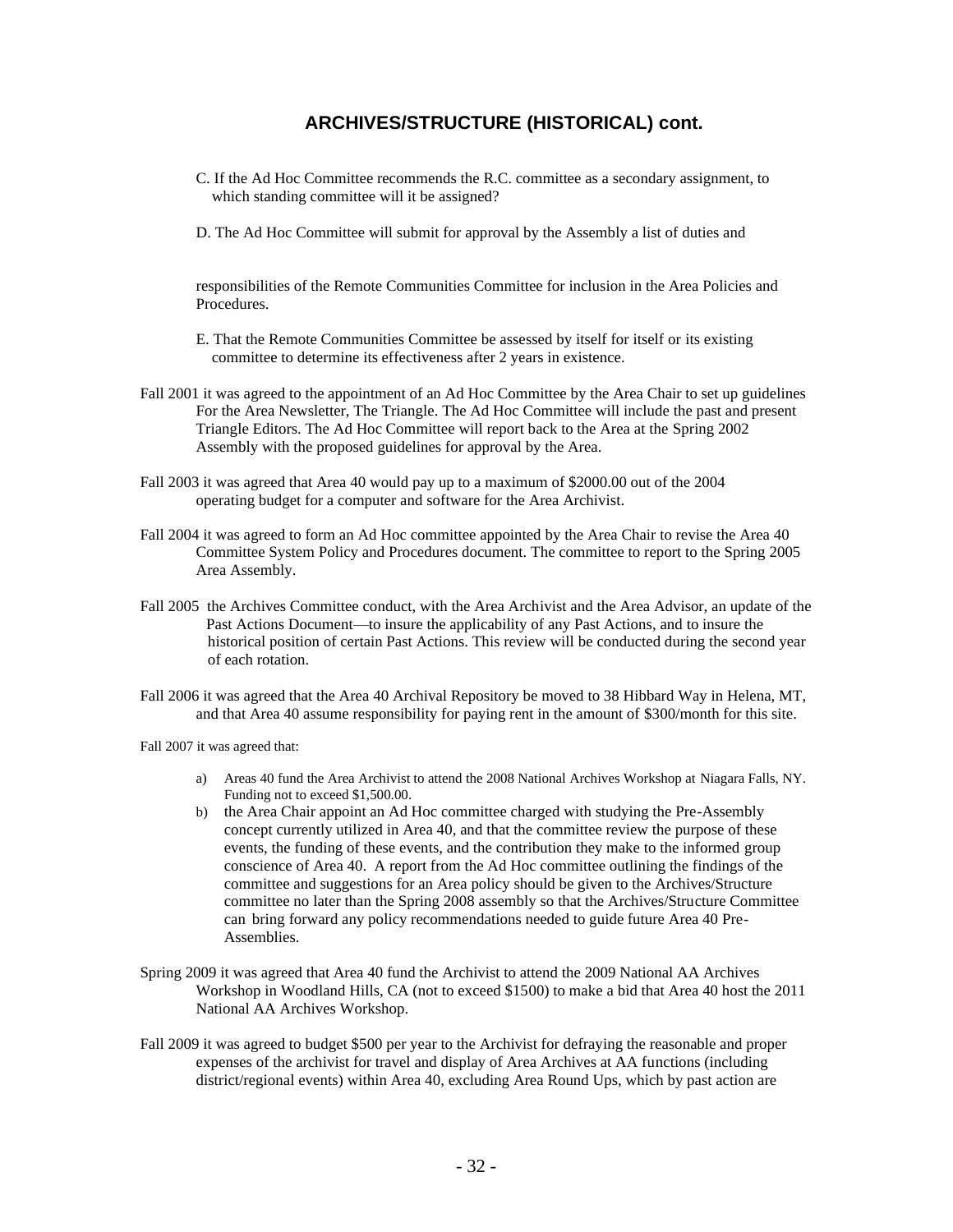## ARCHIVES/STRUCTURE (HISTORICAL) cont.

C. If the Ad Hoc Committee recommends the R.C. committee as a secondary assignment, to which standing committee will it be assigned?

D. The Ad Hoc Committee will submit for approval by the Assembly a list of duties and responsibilities of the Remote Communities Committee for inclusion in the Area Policies and Procedures.

E. That the Remote Communities Committee be assessed by itself for itself or its existing committee to determine its effectiveness after 2 years in existence.

Fall 2001 it was agreed to the appointment of an Ad Hoc Committee by the Area Chair to set up guidelines For the Area Newsletter, The Triangle. The Ad Hoc Committee will include the past and present Triangle Editors. The Ad Hoc Committee will report back to the Area at the Spring 2002 Assembly with the proposed guidelines for approval by the Area.

Fall 2003 it was agreed that Area 40 would pay up to a maximum of $2000.00 out of the 2004 operating budget for a computer and software for the Area Archivist.

Fall 2004 it was agreed to form an Ad Hoc committee appointed by the Area Chair to revise the Area 40 Committee System Policy and Procedures document. The committee to report to the Spring 2005 Area Assembly.

Fall 2005 the Archives Committee conduct, with the Area Archivist and the Area Advisor, an update of the Past Actions Document—to insure the applicability of any Past Actions, and to insure the historical position of certain Past Actions. This review will be conducted during the second year of each rotation.

Fall 2006 it was agreed that the Area 40 Archival Repository be moved to 38 Hibbard Way in Helena, MT, and that Area 40 assume responsibility for paying rent in the amount of $300/month for this site.

Fall 2007 it was agreed that:

a) Areas 40 fund the Area Archivist to attend the 2008 National Archives Workshop at Niagara Falls, NY. Funding not to exceed $1,500.00.
b) the Area Chair appoint an Ad Hoc committee charged with studying the Pre-Assembly concept currently utilized in Area 40, and that the committee review the purpose of these events, the funding of these events, and the contribution they make to the informed group conscience of Area 40. A report from the Ad Hoc committee outlining the findings of the committee and suggestions for an Area policy should be given to the Archives/Structure committee no later than the Spring 2008 assembly so that the Archives/Structure Committee can bring forward any policy recommendations needed to guide future Area 40 Pre-Assemblies.

Spring 2009 it was agreed that Area 40 fund the Archivist to attend the 2009 National AA Archives Workshop in Woodland Hills, CA (not to exceed $1500) to make a bid that Area 40 host the 2011 National AA Archives Workshop.

Fall 2009 it was agreed to budget $500 per year to the Archivist for defraying the reasonable and proper expenses of the archivist for travel and display of Area Archives at AA functions (including district/regional events) within Area 40, excluding Area Round Ups, which by past action are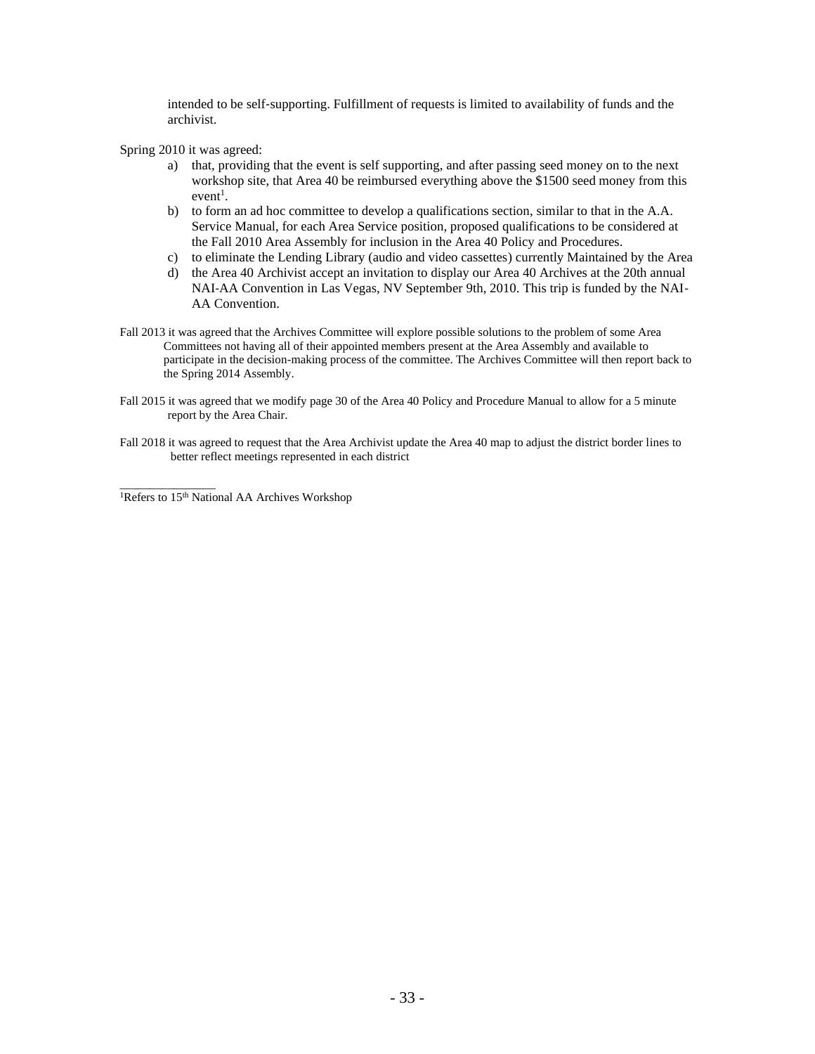intended to be self-supporting. Fulfillment of requests is limited to availability of funds and the archivist.

Spring 2010 it was agreed:

a) that, providing that the event is self supporting, and after passing seed money on to the next workshop site, that Area 40 be reimbursed everything above the $1500 seed money from this event[1].
b) to form an ad hoc committee to develop a qualifications section, similar to that in the A.A. Service Manual, for each Area Service position, proposed qualifications to be considered at the Fall 2010 Area Assembly for inclusion in the Area 40 Policy and Procedures.
c) to eliminate the Lending Library (audio and video cassettes) currently Maintained by the Area
d) the Area 40 Archivist accept an invitation to display our Area 40 Archives at the 20th annual NAI-AA Convention in Las Vegas, NV September 9th, 2010. This trip is funded by the NAI-AA Convention.

Fall 2013 it was agreed that the Archives Committee will explore possible solutions to the problem of some Area Committees not having all of their appointed members present at the Area Assembly and available to participate in the decision-making process of the committee. The Archives Committee will then report back to the Spring 2014 Assembly.

Fall 2015 it was agreed that we modify page 30 of the Area 40 Policy and Procedure Manual to allow for a 5 minute report by the Area Chair.

Fall 2018 it was agreed to request that the Area Archivist update the Area 40 map to adjust the district border lines to better reflect meetings represented in each district

---

[1]Refers to 15th National AA Archives Workshop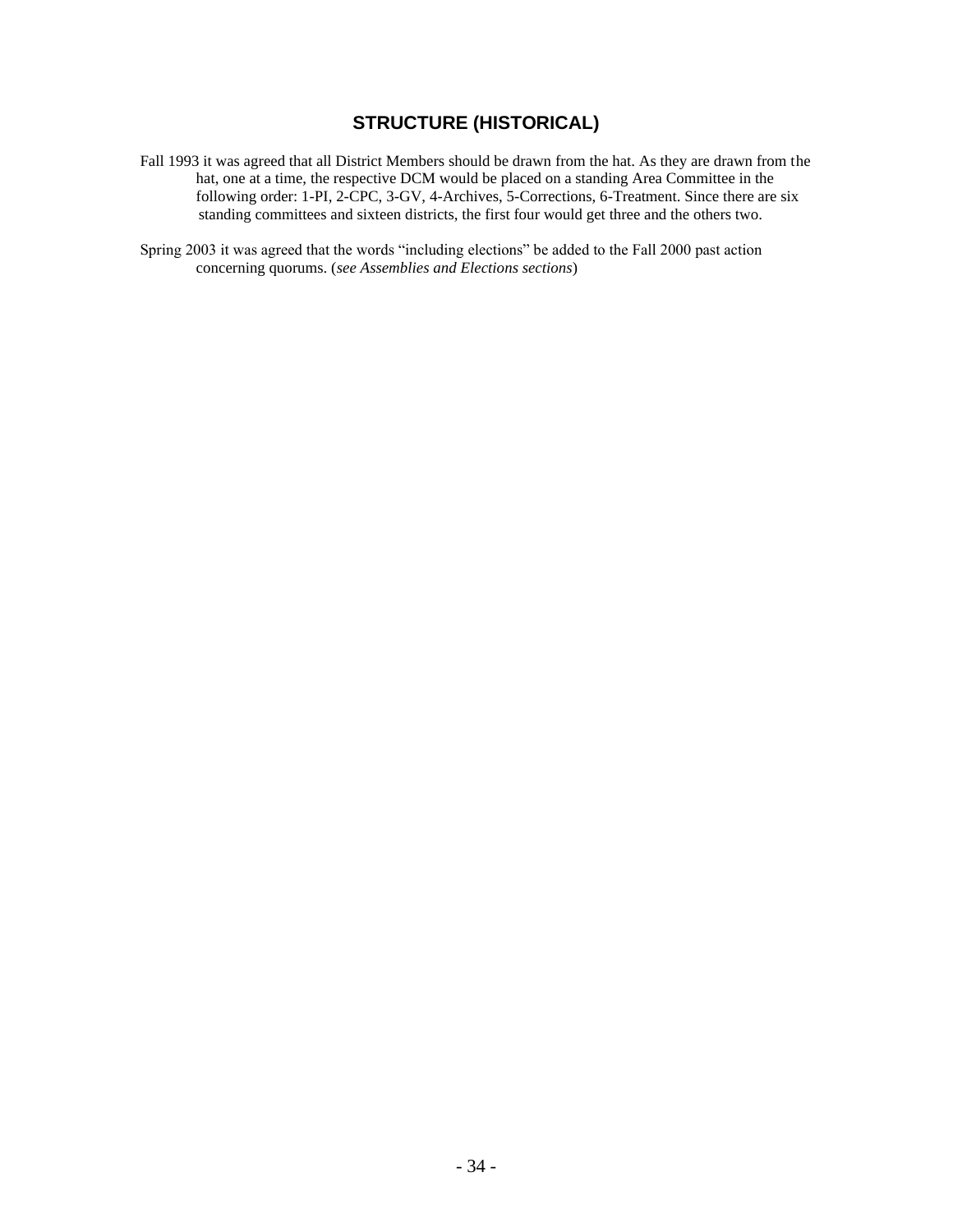# STRUCTURE (HISTORICAL)

Fall 1993 it was agreed that all District Members should be drawn from the hat. As they are drawn from the hat, one at a time, the respective DCM would be placed on a standing Area Committee in the following order: 1-PI, 2-CPC, 3-GV, 4-Archives, 5-Corrections, 6-Treatment. Since there are six standing committees and sixteen districts, the first four would get three and the others two.

Spring 2003 it was agreed that the words "including elections" be added to the Fall 2000 past action concerning quorums. (*see Assemblies and Elections sections*)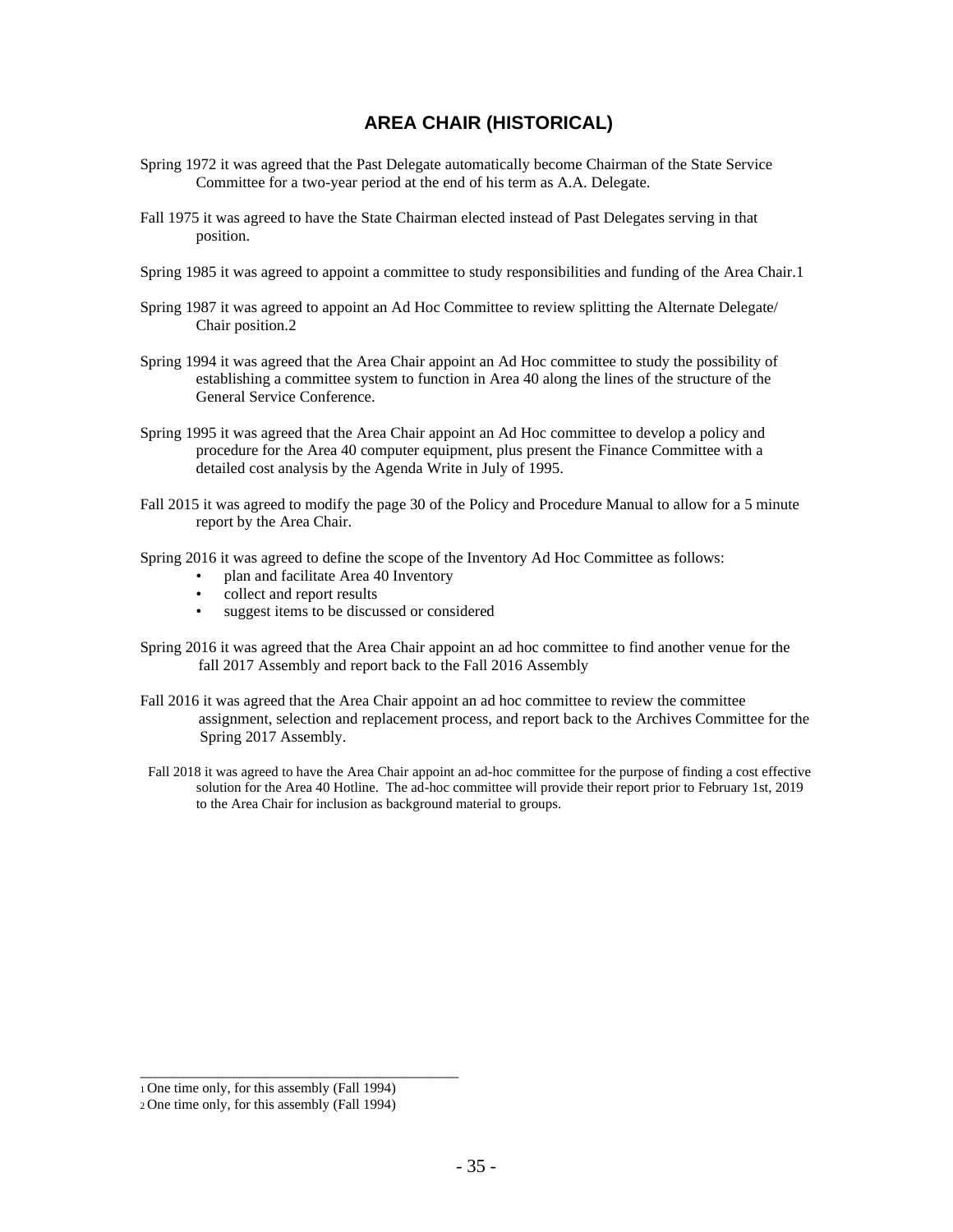## AREA CHAIR (HISTORICAL)

Spring 1972 it was agreed that the Past Delegate automatically become Chairman of the State Service Committee for a two-year period at the end of his term as A.A. Delegate.

Fall 1975 it was agreed to have the State Chairman elected instead of Past Delegates serving in that position.

Spring 1985 it was agreed to appoint a committee to study responsibilities and funding of the Area Chair.[1]

Spring 1987 it was agreed to appoint an Ad Hoc Committee to review splitting the Alternate Delegate/ Chair position.[2]

Spring 1994 it was agreed that the Area Chair appoint an Ad Hoc committee to study the possibility of establishing a committee system to function in Area 40 along the lines of the structure of the General Service Conference.

Spring 1995 it was agreed that the Area Chair appoint an Ad Hoc committee to develop a policy and procedure for the Area 40 computer equipment, plus present the Finance Committee with a detailed cost analysis by the Agenda Write in July of 1995.

Fall 2015 it was agreed to modify the page 30 of the Policy and Procedure Manual to allow for a 5 minute report by the Area Chair.

Spring 2016 it was agreed to define the scope of the Inventory Ad Hoc Committee as follows:

- plan and facilitate Area 40 Inventory
- collect and report results
- suggest items to be discussed or considered

Spring 2016 it was agreed that the Area Chair appoint an ad hoc committee to find another venue for the fall 2017 Assembly and report back to the Fall 2016 Assembly

Fall 2016 it was agreed that the Area Chair appoint an ad hoc committee to review the committee assignment, selection and replacement process, and report back to the Archives Committee for the Spring 2017 Assembly.

Fall 2018 it was agreed to have the Area Chair appoint an ad-hoc committee for the purpose of finding a cost effective solution for the Area 40 Hotline. The ad-hoc committee will provide their report prior to February 1st, 2019 to the Area Chair for inclusion as background material to groups.

---

[1] One time only, for this assembly (Fall 1994)

[2] One time only, for this assembly (Fall 1994)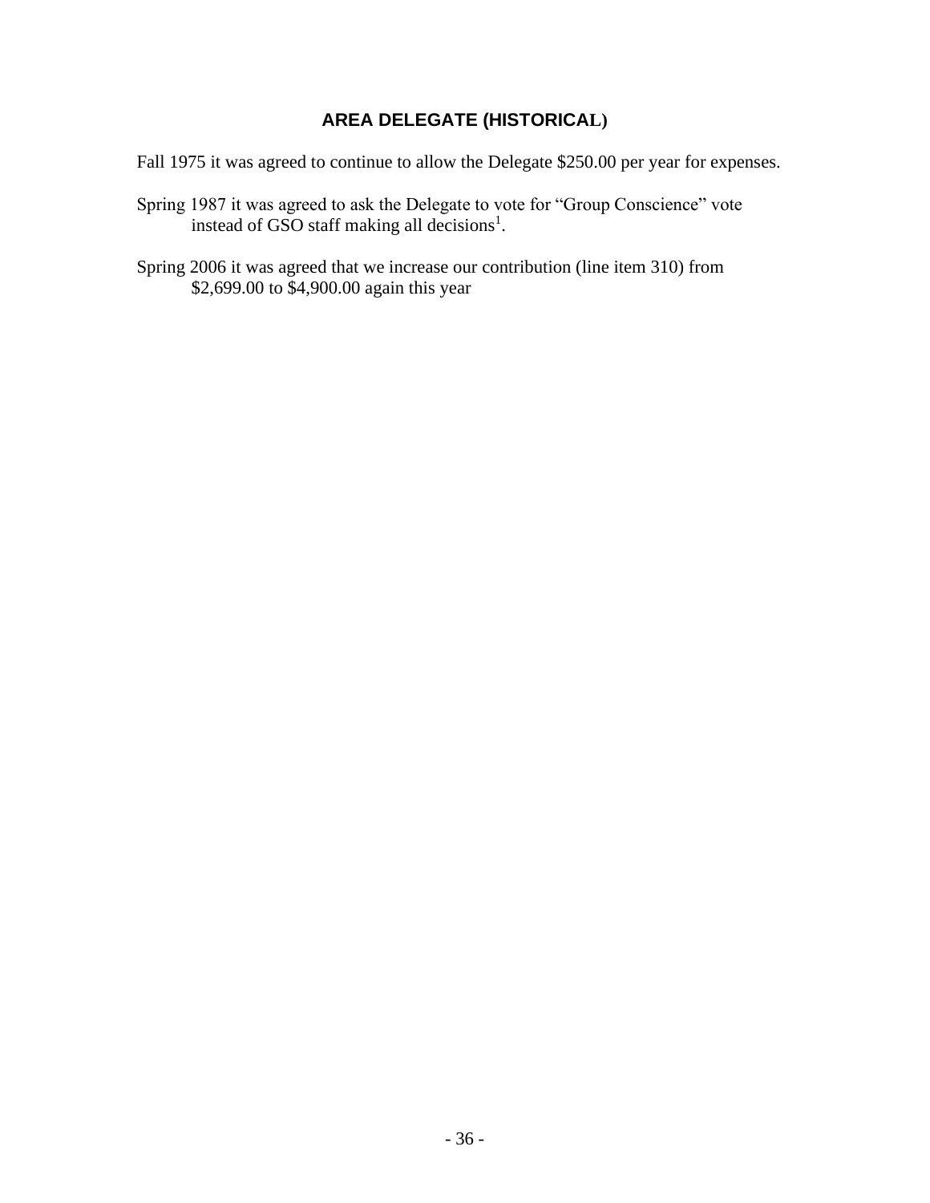## AREA DELEGATE (HISTORICAL)

Fall 1975 it was agreed to continue to allow the Delegate $250.00 per year for expenses.

Spring 1987 it was agreed to ask the Delegate to vote for "Group Conscience" vote instead of GSO staff making all decisions[1].

Spring 2006 it was agreed that we increase our contribution (line item 310) from $2,699.00 to $4,900.00 again this year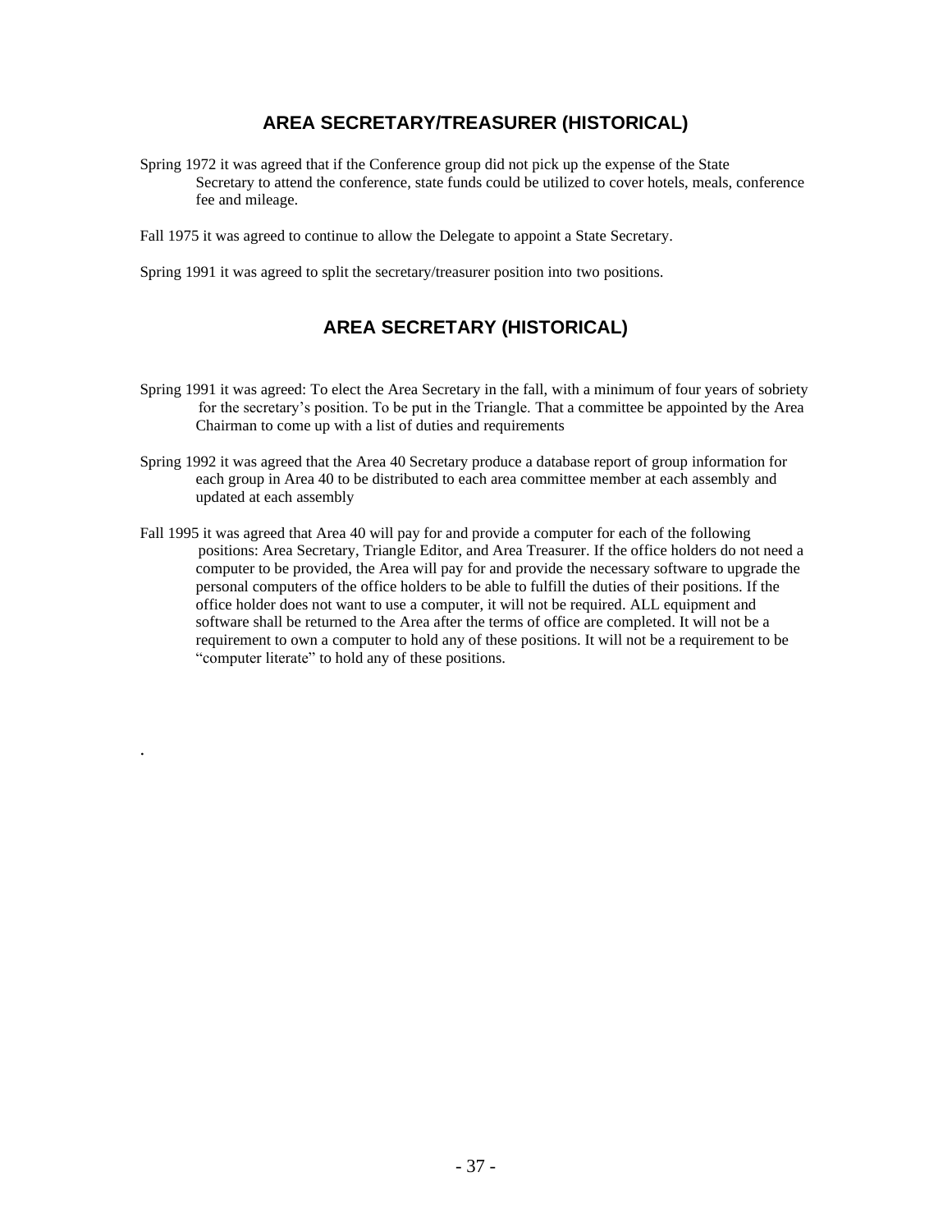## AREA SECRETARY/TREASURER (HISTORICAL)

Spring 1972 it was agreed that if the Conference group did not pick up the expense of the State Secretary to attend the conference, state funds could be utilized to cover hotels, meals, conference fee and mileage.

Fall 1975 it was agreed to continue to allow the Delegate to appoint a State Secretary.

Spring 1991 it was agreed to split the secretary/treasurer position into two positions.

## AREA SECRETARY (HISTORICAL)

Spring 1991 it was agreed: To elect the Area Secretary in the fall, with a minimum of four years of sobriety for the secretary's position. To be put in the Triangle. That a committee be appointed by the Area Chairman to come up with a list of duties and requirements

Spring 1992 it was agreed that the Area 40 Secretary produce a database report of group information for each group in Area 40 to be distributed to each area committee member at each assembly and updated at each assembly

Fall 1995 it was agreed that Area 40 will pay for and provide a computer for each of the following positions: Area Secretary, Triangle Editor, and Area Treasurer. If the office holders do not need a computer to be provided, the Area will pay for and provide the necessary software to upgrade the personal computers of the office holders to be able to fulfill the duties of their positions. If the office holder does not want to use a computer, it will not be required. ALL equipment and software shall be returned to the Area after the terms of office are completed. It will not be a requirement to own a computer to hold any of these positions. It will not be a requirement to be "computer literate" to hold any of these positions.

.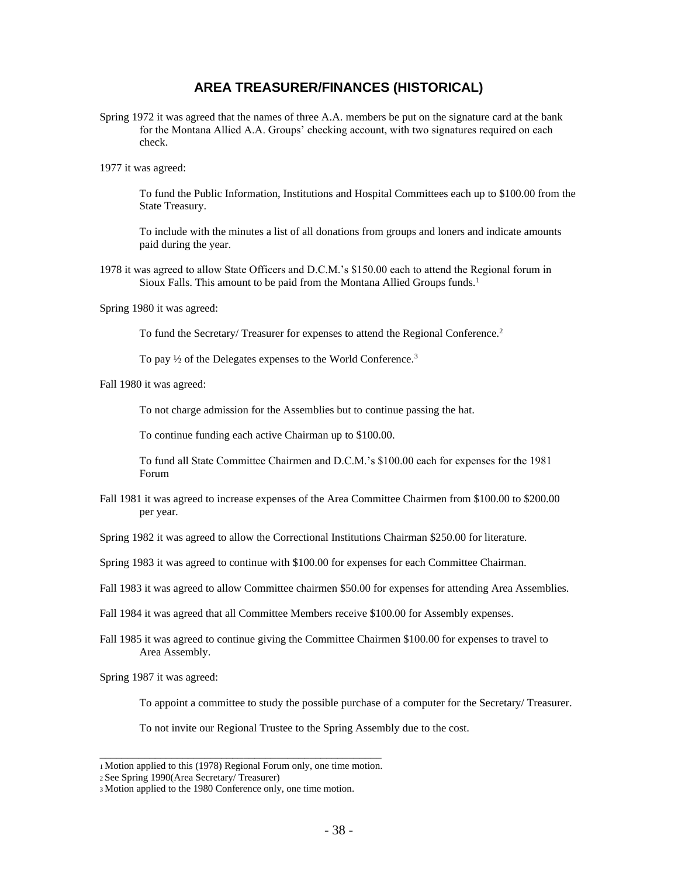## AREA TREASURER/FINANCES (HISTORICAL)

Spring 1972 it was agreed that the names of three A.A. members be put on the signature card at the bank for the Montana Allied A.A. Groups' checking account, with two signatures required on each check.

1977 it was agreed:

To fund the Public Information, Institutions and Hospital Committees each up to $100.00 from the State Treasury.

To include with the minutes a list of all donations from groups and loners and indicate amounts paid during the year.

1978 it was agreed to allow State Officers and D.C.M.'s $150.00 each to attend the Regional forum in Sioux Falls. This amount to be paid from the Montana Allied Groups funds.[1]

Spring 1980 it was agreed:

To fund the Secretary/ Treasurer for expenses to attend the Regional Conference.[2]

To pay ½ of the Delegates expenses to the World Conference.[3]

Fall 1980 it was agreed:

To not charge admission for the Assemblies but to continue passing the hat.

To continue funding each active Chairman up to $100.00.

To fund all State Committee Chairmen and D.C.M.'s $100.00 each for expenses for the 1981 Forum

Fall 1981 it was agreed to increase expenses of the Area Committee Chairmen from $100.00 to $200.00 per year.

Spring 1982 it was agreed to allow the Correctional Institutions Chairman $250.00 for literature.

Spring 1983 it was agreed to continue with $100.00 for expenses for each Committee Chairman.

Fall 1983 it was agreed to allow Committee chairmen $50.00 for expenses for attending Area Assemblies.

Fall 1984 it was agreed that all Committee Members receive $100.00 for Assembly expenses.

Fall 1985 it was agreed to continue giving the Committee Chairmen $100.00 for expenses to travel to Area Assembly.

Spring 1987 it was agreed:

To appoint a committee to study the possible purchase of a computer for the Secretary/ Treasurer.

To not invite our Regional Trustee to the Spring Assembly due to the cost.

---

[1] Motion applied to this (1978) Regional Forum only, one time motion.

[2] See Spring 1990(Area Secretary/ Treasurer)

[3] Motion applied to the 1980 Conference only, one time motion.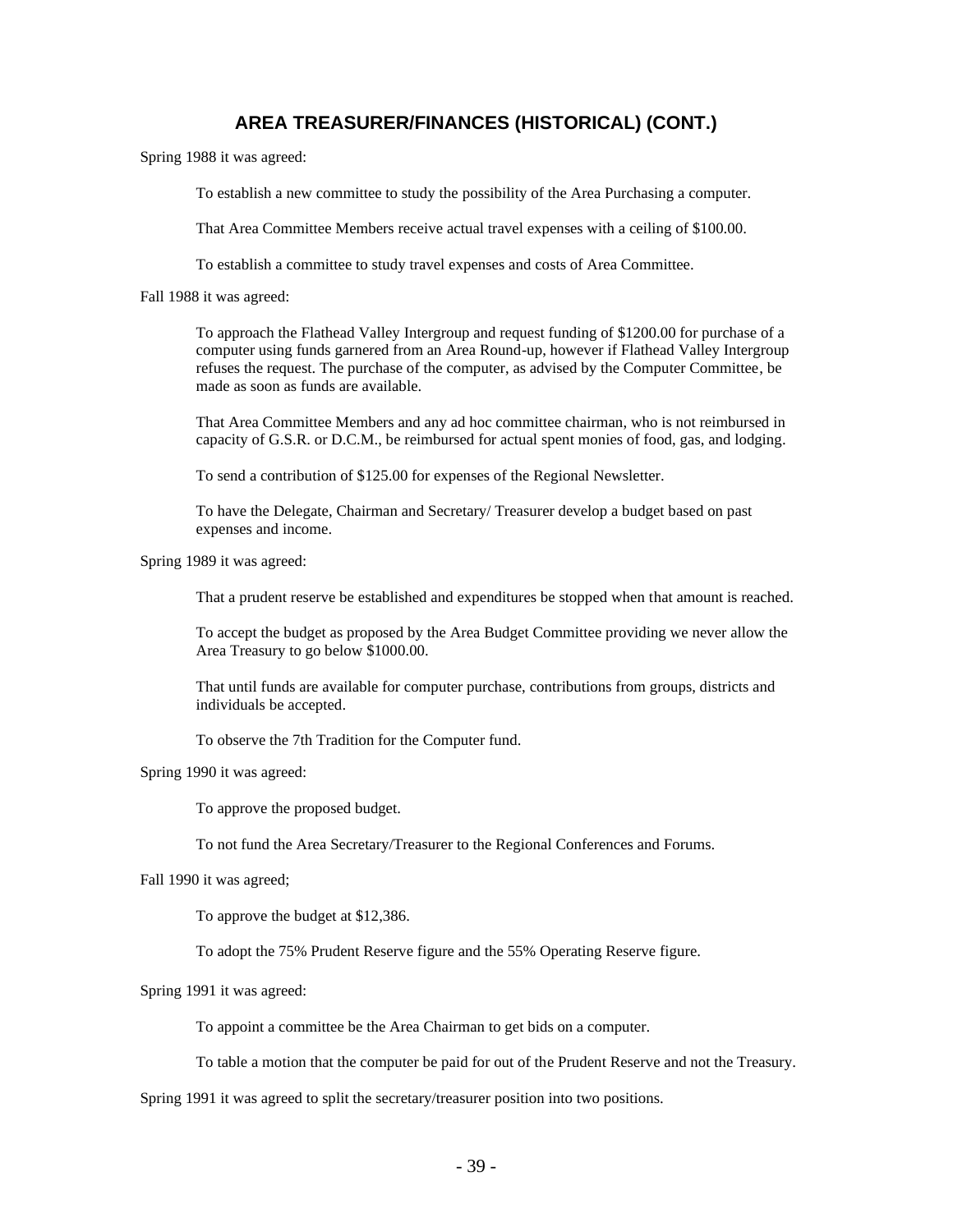## AREA TREASURER/FINANCES (HISTORICAL) (CONT.)

Spring 1988 it was agreed:

To establish a new committee to study the possibility of the Area Purchasing a computer.

That Area Committee Members receive actual travel expenses with a ceiling of $100.00.

To establish a committee to study travel expenses and costs of Area Committee.

Fall 1988 it was agreed:

To approach the Flathead Valley Intergroup and request funding of $1200.00 for purchase of a computer using funds garnered from an Area Round-up, however if Flathead Valley Intergroup refuses the request. The purchase of the computer, as advised by the Computer Committee, be made as soon as funds are available.

That Area Committee Members and any ad hoc committee chairman, who is not reimbursed in capacity of G.S.R. or D.C.M., be reimbursed for actual spent monies of food, gas, and lodging.

To send a contribution of $125.00 for expenses of the Regional Newsletter.

To have the Delegate, Chairman and Secretary/ Treasurer develop a budget based on past expenses and income.

Spring 1989 it was agreed:

That a prudent reserve be established and expenditures be stopped when that amount is reached.

To accept the budget as proposed by the Area Budget Committee providing we never allow the Area Treasury to go below $1000.00.

That until funds are available for computer purchase, contributions from groups, districts and individuals be accepted.

To observe the 7th Tradition for the Computer fund.

Spring 1990 it was agreed:

To approve the proposed budget.

To not fund the Area Secretary/Treasurer to the Regional Conferences and Forums.

Fall 1990 it was agreed;

To approve the budget at $12,386.

To adopt the 75% Prudent Reserve figure and the 55% Operating Reserve figure.

Spring 1991 it was agreed:

To appoint a committee be the Area Chairman to get bids on a computer.

To table a motion that the computer be paid for out of the Prudent Reserve and not the Treasury.

Spring 1991 it was agreed to split the secretary/treasurer position into two positions.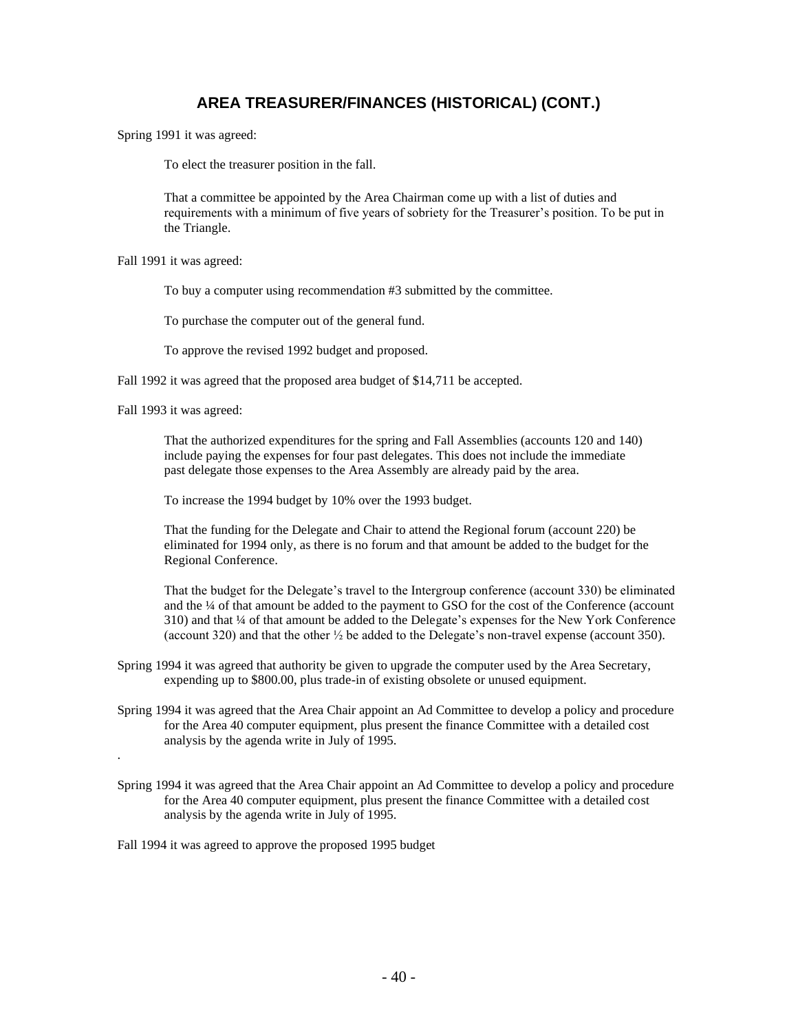## AREA TREASURER/FINANCES (HISTORICAL) (CONT.)

Spring 1991 it was agreed:

To elect the treasurer position in the fall.

That a committee be appointed by the Area Chairman come up with a list of duties and requirements with a minimum of five years of sobriety for the Treasurer's position. To be put in the Triangle.

Fall 1991 it was agreed:

To buy a computer using recommendation #3 submitted by the committee.

To purchase the computer out of the general fund.

To approve the revised 1992 budget and proposed.

Fall 1992 it was agreed that the proposed area budget of $14,711 be accepted.

Fall 1993 it was agreed:

That the authorized expenditures for the spring and Fall Assemblies (accounts 120 and 140) include paying the expenses for four past delegates. This does not include the immediate past delegate those expenses to the Area Assembly are already paid by the area.

To increase the 1994 budget by 10% over the 1993 budget.

That the funding for the Delegate and Chair to attend the Regional forum (account 220) be eliminated for 1994 only, as there is no forum and that amount be added to the budget for the Regional Conference.

That the budget for the Delegate's travel to the Intergroup conference (account 330) be eliminated and the ¼ of that amount be added to the payment to GSO for the cost of the Conference (account 310) and that ¼ of that amount be added to the Delegate's expenses for the New York Conference (account 320) and that the other ½ be added to the Delegate's non-travel expense (account 350).

Spring 1994 it was agreed that authority be given to upgrade the computer used by the Area Secretary, expending up to $800.00, plus trade-in of existing obsolete or unused equipment.

Spring 1994 it was agreed that the Area Chair appoint an Ad Committee to develop a policy and procedure for the Area 40 computer equipment, plus present the finance Committee with a detailed cost analysis by the agenda write in July of 1995.

.

Spring 1994 it was agreed that the Area Chair appoint an Ad Committee to develop a policy and procedure for the Area 40 computer equipment, plus present the finance Committee with a detailed cost analysis by the agenda write in July of 1995.

Fall 1994 it was agreed to approve the proposed 1995 budget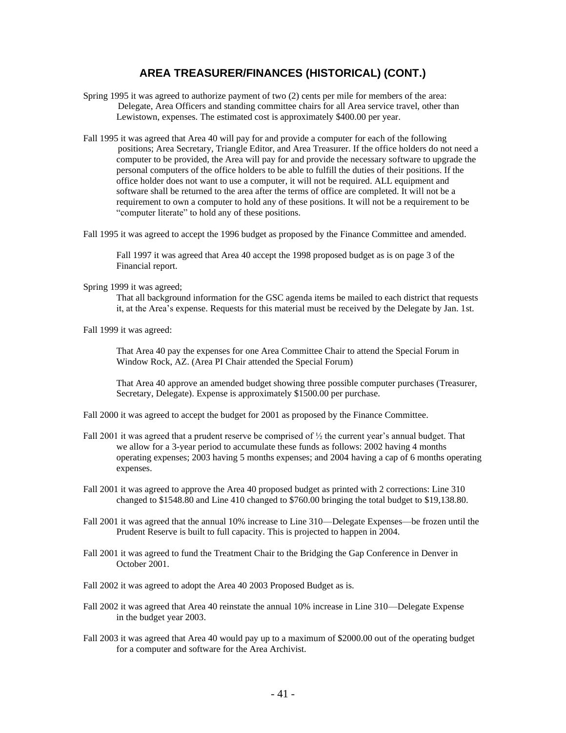## AREA TREASURER/FINANCES (HISTORICAL) (CONT.)

Spring 1995 it was agreed to authorize payment of two (2) cents per mile for members of the area: Delegate, Area Officers and standing committee chairs for all Area service travel, other than Lewistown, expenses. The estimated cost is approximately $400.00 per year.

Fall 1995 it was agreed that Area 40 will pay for and provide a computer for each of the following positions; Area Secretary, Triangle Editor, and Area Treasurer. If the office holders do not need a computer to be provided, the Area will pay for and provide the necessary software to upgrade the personal computers of the office holders to be able to fulfill the duties of their positions. If the office holder does not want to use a computer, it will not be required. ALL equipment and software shall be returned to the area after the terms of office are completed. It will not be a requirement to own a computer to hold any of these positions. It will not be a requirement to be "computer literate" to hold any of these positions.

Fall 1995 it was agreed to accept the 1996 budget as proposed by the Finance Committee and amended.

Fall 1997 it was agreed that Area 40 accept the 1998 proposed budget as is on page 3 of the Financial report.

Spring 1999 it was agreed;

That all background information for the GSC agenda items be mailed to each district that requests it, at the Area's expense. Requests for this material must be received by the Delegate by Jan. 1st.

Fall 1999 it was agreed:

That Area 40 pay the expenses for one Area Committee Chair to attend the Special Forum in Window Rock, AZ. (Area PI Chair attended the Special Forum)

That Area 40 approve an amended budget showing three possible computer purchases (Treasurer, Secretary, Delegate). Expense is approximately $1500.00 per purchase.

Fall 2000 it was agreed to accept the budget for 2001 as proposed by the Finance Committee.

Fall 2001 it was agreed that a prudent reserve be comprised of ½ the current year's annual budget. That we allow for a 3-year period to accumulate these funds as follows: 2002 having 4 months operating expenses; 2003 having 5 months expenses; and 2004 having a cap of 6 months operating expenses.

Fall 2001 it was agreed to approve the Area 40 proposed budget as printed with 2 corrections: Line 310 changed to $1548.80 and Line 410 changed to $760.00 bringing the total budget to $19,138.80.

Fall 2001 it was agreed that the annual 10% increase to Line 310—Delegate Expenses—be frozen until the Prudent Reserve is built to full capacity. This is projected to happen in 2004.

Fall 2001 it was agreed to fund the Treatment Chair to the Bridging the Gap Conference in Denver in October 2001.

Fall 2002 it was agreed to adopt the Area 40 2003 Proposed Budget as is.

Fall 2002 it was agreed that Area 40 reinstate the annual 10% increase in Line 310—Delegate Expense in the budget year 2003.

Fall 2003 it was agreed that Area 40 would pay up to a maximum of $2000.00 out of the operating budget for a computer and software for the Area Archivist.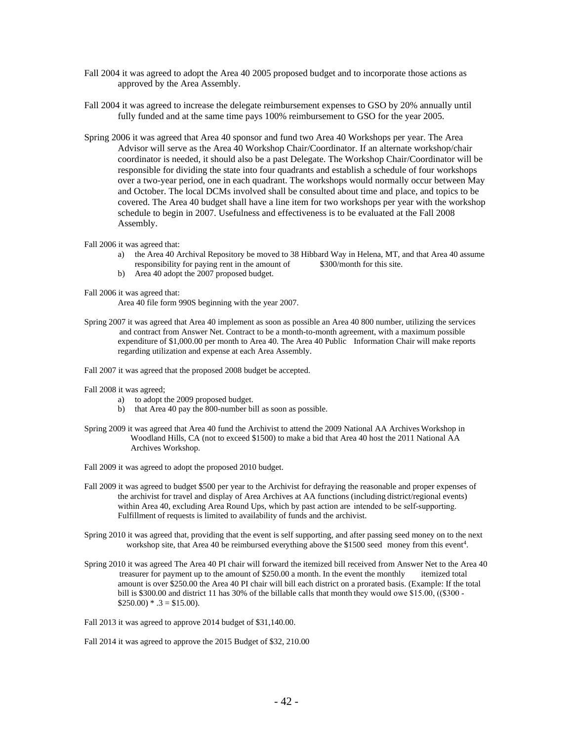Fall 2004 it was agreed to adopt the Area 40 2005 proposed budget and to incorporate those actions as approved by the Area Assembly.

Fall 2004 it was agreed to increase the delegate reimbursement expenses to GSO by 20% annually until fully funded and at the same time pays 100% reimbursement to GSO for the year 2005.

Spring 2006 it was agreed that Area 40 sponsor and fund two Area 40 Workshops per year. The Area Advisor will serve as the Area 40 Workshop Chair/Coordinator. If an alternate workshop/chair coordinator is needed, it should also be a past Delegate. The Workshop Chair/Coordinator will be responsible for dividing the state into four quadrants and establish a schedule of four workshops over a two-year period, one in each quadrant. The workshops would normally occur between May and October. The local DCMs involved shall be consulted about time and place, and topics to be covered. The Area 40 budget shall have a line item for two workshops per year with the workshop schedule to begin in 2007. Usefulness and effectiveness is to be evaluated at the Fall 2008 Assembly.

Fall 2006 it was agreed that:

a) the Area 40 Archival Repository be moved to 38 Hibbard Way in Helena, MT, and that Area 40 assume responsibility for paying rent in the amount of $300/month for this site.
b) Area 40 adopt the 2007 proposed budget.

Fall 2006 it was agreed that:

Area 40 file form 990S beginning with the year 2007.

Spring 2007 it was agreed that Area 40 implement as soon as possible an Area 40 800 number, utilizing the services and contract from Answer Net. Contract to be a month-to-month agreement, with a maximum possible expenditure of $1,000.00 per month to Area 40. The Area 40 Public Information Chair will make reports regarding utilization and expense at each Area Assembly.

Fall 2007 it was agreed that the proposed 2008 budget be accepted.

Fall 2008 it was agreed;

a) to adopt the 2009 proposed budget.
b) that Area 40 pay the 800-number bill as soon as possible.

Spring 2009 it was agreed that Area 40 fund the Archivist to attend the 2009 National AA Archives Workshop in Woodland Hills, CA (not to exceed $1500) to make a bid that Area 40 host the 2011 National AA Archives Workshop.

Fall 2009 it was agreed to adopt the proposed 2010 budget.

Fall 2009 it was agreed to budget $500 per year to the Archivist for defraying the reasonable and proper expenses of the archivist for travel and display of Area Archives at AA functions (including district/regional events) within Area 40, excluding Area Round Ups, which by past action are intended to be self-supporting. Fulfillment of requests is limited to availability of funds and the archivist.

Spring 2010 it was agreed that, providing that the event is self supporting, and after passing seed money on to the next workshop site, that Area 40 be reimbursed everything above the $1500 seed money from this event[4].

Spring 2010 it was agreed The Area 40 PI chair will forward the itemized bill received from Answer Net to the Area 40 treasurer for payment up to the amount of $250.00 a month. In the event the monthly itemized total amount is over $250.00 the Area 40 PI chair will bill each district on a prorated basis. (Example: If the total bill is $300.00 and district 11 has 30% of the billable calls that month they would owe $15.00, (($300 - $250.00) * .3 = $15.00).

Fall 2013 it was agreed to approve 2014 budget of $31,140.00.

Fall 2014 it was agreed to approve the 2015 Budget of $32, 210.00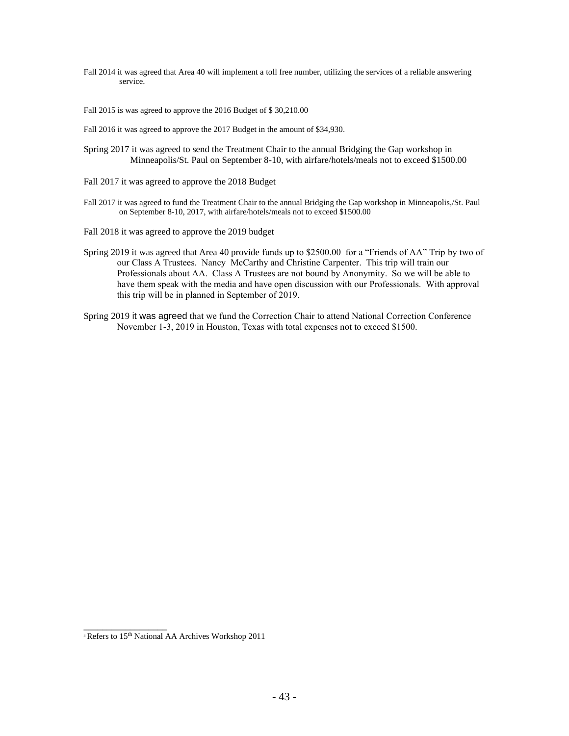Fall 2014 it was agreed that Area 40 will implement a toll free number, utilizing the services of a reliable answering service.

Fall 2015 is was agreed to approve the 2016 Budget of $ 30,210.00

Fall 2016 it was agreed to approve the 2017 Budget in the amount of $34,930.

Spring 2017 it was agreed to send the Treatment Chair to the annual Bridging the Gap workshop in Minneapolis/St. Paul on September 8-10, with airfare/hotels/meals not to exceed $1500.00

Fall 2017 it was agreed to approve the 2018 Budget

Fall 2017 it was agreed to fund the Treatment Chair to the annual Bridging the Gap workshop in Minneapolis,/St. Paul on September 8-10, 2017, with airfare/hotels/meals not to exceed $1500.00

Fall 2018 it was agreed to approve the 2019 budget

Spring 2019 it was agreed that Area 40 provide funds up to $2500.00 for a "Friends of AA" Trip by two of our Class A Trustees. Nancy McCarthy and Christine Carpenter. This trip will train our Professionals about AA. Class A Trustees are not bound by Anonymity. So we will be able to have them speak with the media and have open discussion with our Professionals. With approval this trip will be in planned in September of 2019.

Spring 2019 it was agreed that we fund the Correction Chair to attend National Correction Conference November 1-3, 2019 in Houston, Texas with total expenses not to exceed $1500.

---

[4] Refers to 15th National AA Archives Workshop 2011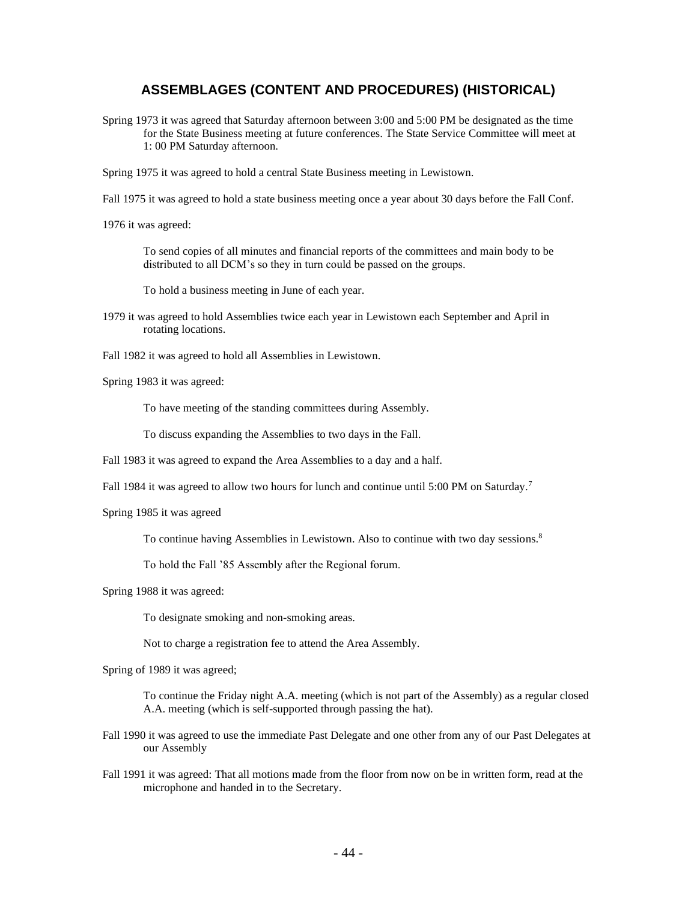## ASSEMBLAGES (CONTENT AND PROCEDURES) (HISTORICAL)

Spring 1973 it was agreed that Saturday afternoon between 3:00 and 5:00 PM be designated as the time for the State Business meeting at future conferences. The State Service Committee will meet at 1: 00 PM Saturday afternoon.

Spring 1975 it was agreed to hold a central State Business meeting in Lewistown.

Fall 1975 it was agreed to hold a state business meeting once a year about 30 days before the Fall Conf.

1976 it was agreed:

To send copies of all minutes and financial reports of the committees and main body to be distributed to all DCM's so they in turn could be passed on the groups.

To hold a business meeting in June of each year.

1979 it was agreed to hold Assemblies twice each year in Lewistown each September and April in rotating locations.

Fall 1982 it was agreed to hold all Assemblies in Lewistown.

Spring 1983 it was agreed:

To have meeting of the standing committees during Assembly.

To discuss expanding the Assemblies to two days in the Fall.

Fall 1983 it was agreed to expand the Area Assemblies to a day and a half.

Fall 1984 it was agreed to allow two hours for lunch and continue until 5:00 PM on Saturday.[7]

Spring 1985 it was agreed

To continue having Assemblies in Lewistown. Also to continue with two day sessions.[8]

To hold the Fall '85 Assembly after the Regional forum.

Spring 1988 it was agreed:

To designate smoking and non-smoking areas.

Not to charge a registration fee to attend the Area Assembly.

Spring of 1989 it was agreed;

To continue the Friday night A.A. meeting (which is not part of the Assembly) as a regular closed A.A. meeting (which is self-supported through passing the hat).

Fall 1990 it was agreed to use the immediate Past Delegate and one other from any of our Past Delegates at our Assembly

Fall 1991 it was agreed: That all motions made from the floor from now on be in written form, read at the microphone and handed in to the Secretary.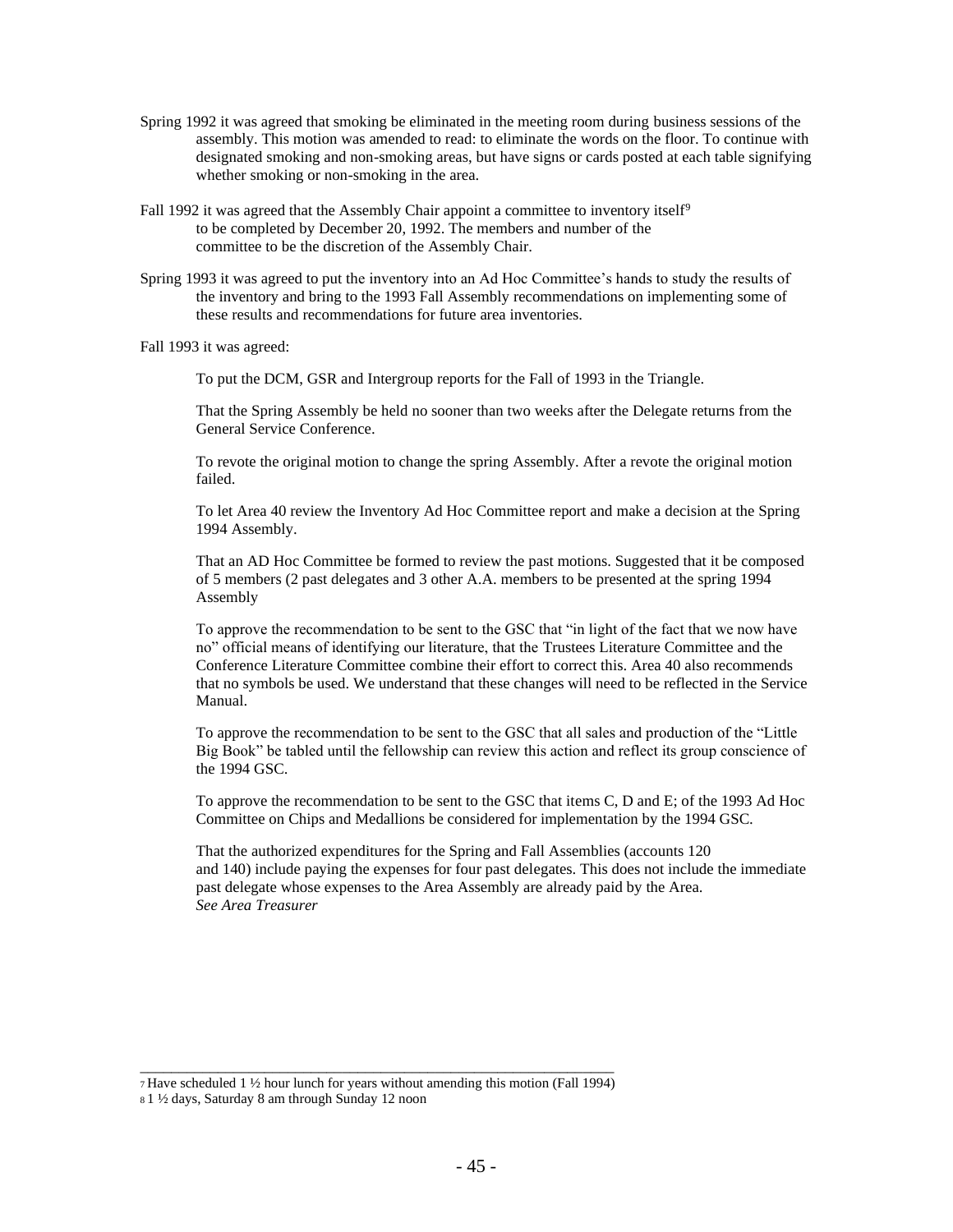Spring 1992 it was agreed that smoking be eliminated in the meeting room during business sessions of the assembly. This motion was amended to read: to eliminate the words on the floor. To continue with designated smoking and non-smoking areas, but have signs or cards posted at each table signifying whether smoking or non-smoking in the area.

Fall 1992 it was agreed that the Assembly Chair appoint a committee to inventory itself[9] to be completed by December 20, 1992. The members and number of the committee to be the discretion of the Assembly Chair.

Spring 1993 it was agreed to put the inventory into an Ad Hoc Committee's hands to study the results of the inventory and bring to the 1993 Fall Assembly recommendations on implementing some of these results and recommendations for future area inventories.

Fall 1993 it was agreed:

To put the DCM, GSR and Intergroup reports for the Fall of 1993 in the Triangle.

That the Spring Assembly be held no sooner than two weeks after the Delegate returns from the General Service Conference.

To revote the original motion to change the spring Assembly. After a revote the original motion failed.

To let Area 40 review the Inventory Ad Hoc Committee report and make a decision at the Spring 1994 Assembly.

That an AD Hoc Committee be formed to review the past motions. Suggested that it be composed of 5 members (2 past delegates and 3 other A.A. members to be presented at the spring 1994 Assembly

To approve the recommendation to be sent to the GSC that "in light of the fact that we now have no" official means of identifying our literature, that the Trustees Literature Committee and the Conference Literature Committee combine their effort to correct this. Area 40 also recommends that no symbols be used. We understand that these changes will need to be reflected in the Service Manual.

To approve the recommendation to be sent to the GSC that all sales and production of the "Little Big Book" be tabled until the fellowship can review this action and reflect its group conscience of the 1994 GSC.

To approve the recommendation to be sent to the GSC that items C, D and E; of the 1993 Ad Hoc Committee on Chips and Medallions be considered for implementation by the 1994 GSC.

That the authorized expenditures for the Spring and Fall Assemblies (accounts 120 and 140) include paying the expenses for four past delegates. This does not include the immediate past delegate whose expenses to the Area Assembly are already paid by the Area.
*See Area Treasurer*

---

[7] Have scheduled 1 ½ hour lunch for years without amending this motion (Fall 1994)

[8] 1 ½ days, Saturday 8 am through Sunday 12 noon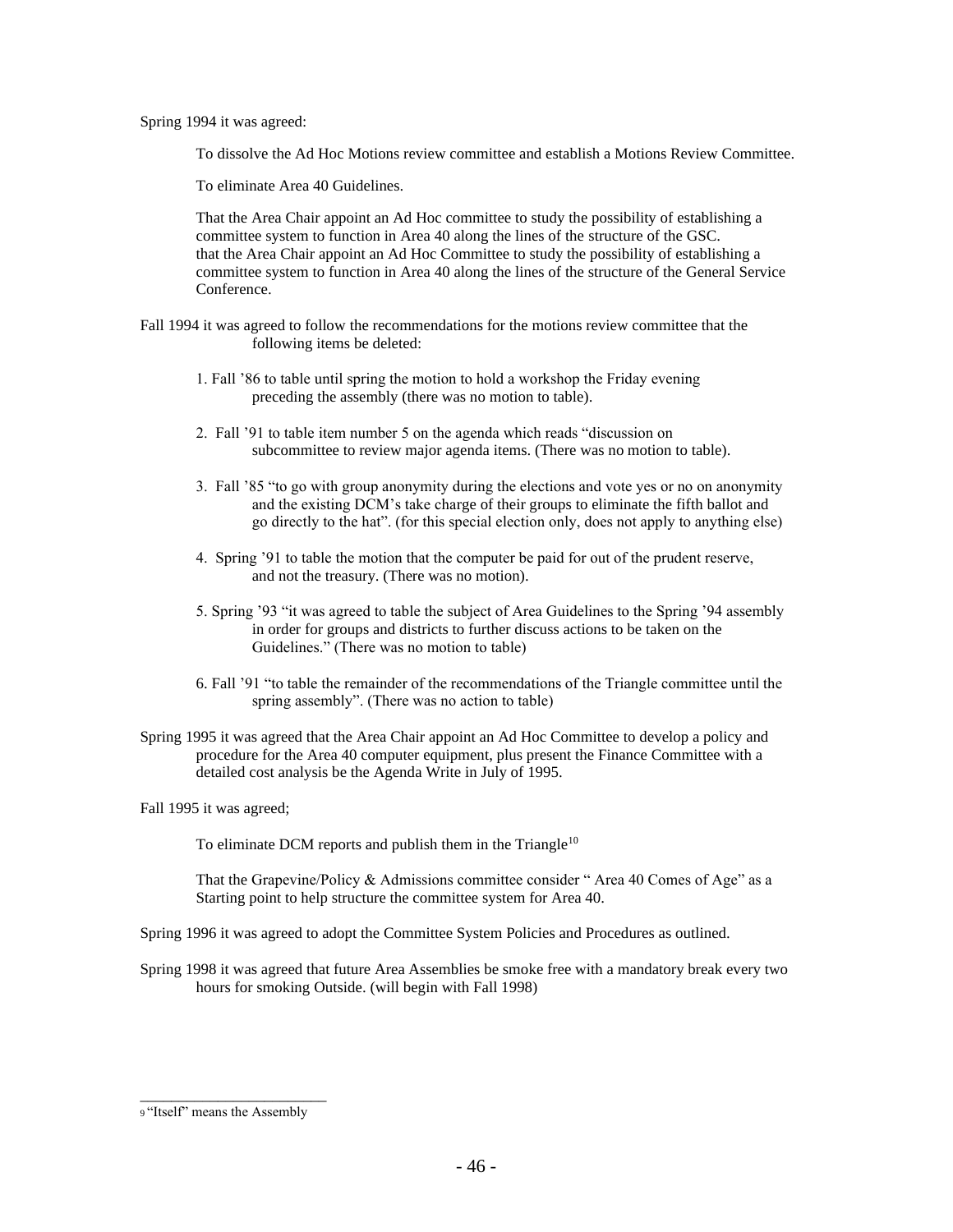Spring 1994 it was agreed:

To dissolve the Ad Hoc Motions review committee and establish a Motions Review Committee.

To eliminate Area 40 Guidelines.

That the Area Chair appoint an Ad Hoc committee to study the possibility of establishing a committee system to function in Area 40 along the lines of the structure of the GSC. that the Area Chair appoint an Ad Hoc Committee to study the possibility of establishing a committee system to function in Area 40 along the lines of the structure of the General Service Conference.

Fall 1994 it was agreed to follow the recommendations for the motions review committee that the following items be deleted:

1. Fall '86 to table until spring the motion to hold a workshop the Friday evening preceding the assembly (there was no motion to table).

2. Fall '91 to table item number 5 on the agenda which reads "discussion on subcommittee to review major agenda items. (There was no motion to table).

3. Fall '85 "to go with group anonymity during the elections and vote yes or no on anonymity and the existing DCM's take charge of their groups to eliminate the fifth ballot and go directly to the hat". (for this special election only, does not apply to anything else)

4. Spring '91 to table the motion that the computer be paid for out of the prudent reserve, and not the treasury. (There was no motion).

5. Spring '93 "it was agreed to table the subject of Area Guidelines to the Spring '94 assembly in order for groups and districts to further discuss actions to be taken on the Guidelines." (There was no motion to table)

6. Fall '91 "to table the remainder of the recommendations of the Triangle committee until the spring assembly". (There was no action to table)

Spring 1995 it was agreed that the Area Chair appoint an Ad Hoc Committee to develop a policy and procedure for the Area 40 computer equipment, plus present the Finance Committee with a detailed cost analysis be the Agenda Write in July of 1995.

Fall 1995 it was agreed;

To eliminate DCM reports and publish them in the Triangle[10]

That the Grapevine/Policy & Admissions committee consider " Area 40 Comes of Age" as a Starting point to help structure the committee system for Area 40.

Spring 1996 it was agreed to adopt the Committee System Policies and Procedures as outlined.

Spring 1998 it was agreed that future Area Assemblies be smoke free with a mandatory break every two hours for smoking Outside. (will begin with Fall 1998)

---

[9] "Itself" means the Assembly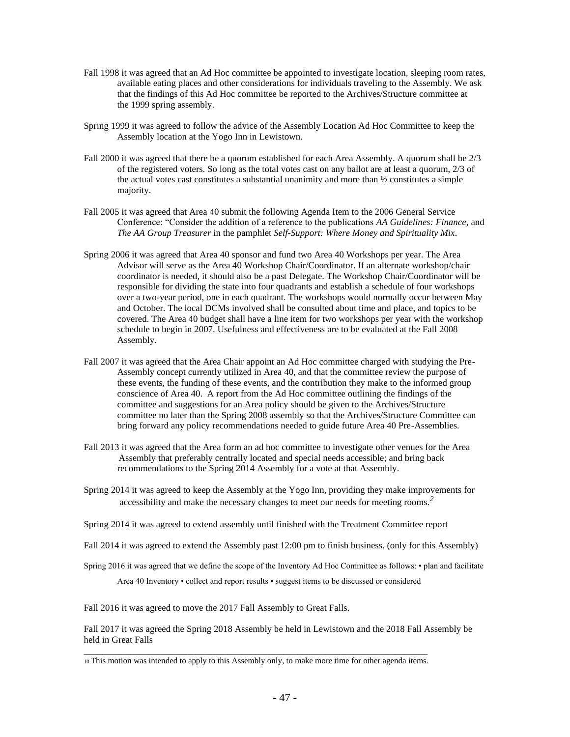Fall 1998 it was agreed that an Ad Hoc committee be appointed to investigate location, sleeping room rates, available eating places and other considerations for individuals traveling to the Assembly. We ask that the findings of this Ad Hoc committee be reported to the Archives/Structure committee at the 1999 spring assembly.

Spring 1999 it was agreed to follow the advice of the Assembly Location Ad Hoc Committee to keep the Assembly location at the Yogo Inn in Lewistown.

Fall 2000 it was agreed that there be a quorum established for each Area Assembly. A quorum shall be 2/3 of the registered voters. So long as the total votes cast on any ballot are at least a quorum, 2/3 of the actual votes cast constitutes a substantial unanimity and more than ½ constitutes a simple majority.

Fall 2005 it was agreed that Area 40 submit the following Agenda Item to the 2006 General Service Conference: "Consider the addition of a reference to the publications *AA Guidelines: Finance*, and *The AA Group Treasurer* in the pamphlet *Self-Support: Where Money and Spirituality Mix*.

Spring 2006 it was agreed that Area 40 sponsor and fund two Area 40 Workshops per year. The Area Advisor will serve as the Area 40 Workshop Chair/Coordinator. If an alternate workshop/chair coordinator is needed, it should also be a past Delegate. The Workshop Chair/Coordinator will be responsible for dividing the state into four quadrants and establish a schedule of four workshops over a two-year period, one in each quadrant. The workshops would normally occur between May and October. The local DCMs involved shall be consulted about time and place, and topics to be covered. The Area 40 budget shall have a line item for two workshops per year with the workshop schedule to begin in 2007. Usefulness and effectiveness are to be evaluated at the Fall 2008 Assembly.

Fall 2007 it was agreed that the Area Chair appoint an Ad Hoc committee charged with studying the Pre-Assembly concept currently utilized in Area 40, and that the committee review the purpose of these events, the funding of these events, and the contribution they make to the informed group conscience of Area 40. A report from the Ad Hoc committee outlining the findings of the committee and suggestions for an Area policy should be given to the Archives/Structure committee no later than the Spring 2008 assembly so that the Archives/Structure Committee can bring forward any policy recommendations needed to guide future Area 40 Pre-Assemblies.

Fall 2013 it was agreed that the Area form an ad hoc committee to investigate other venues for the Area Assembly that preferably centrally located and special needs accessible; and bring back recommendations to the Spring 2014 Assembly for a vote at that Assembly.

Spring 2014 it was agreed to keep the Assembly at the Yogo Inn, providing they make improvements for accessibility and make the necessary changes to meet our needs for meeting rooms.[2]

Spring 2014 it was agreed to extend assembly until finished with the Treatment Committee report

Fall 2014 it was agreed to extend the Assembly past 12:00 pm to finish business. (only for this Assembly)

Spring 2016 it was agreed that we define the scope of the Inventory Ad Hoc Committee as follows: • plan and facilitate Area 40 Inventory • collect and report results • suggest items to be discussed or considered

Fall 2016 it was agreed to move the 2017 Fall Assembly to Great Falls.

Fall 2017 it was agreed the Spring 2018 Assembly be held in Lewistown and the 2018 Fall Assembly be held in Great Falls

---

[10] This motion was intended to apply to this Assembly only, to make more time for other agenda items.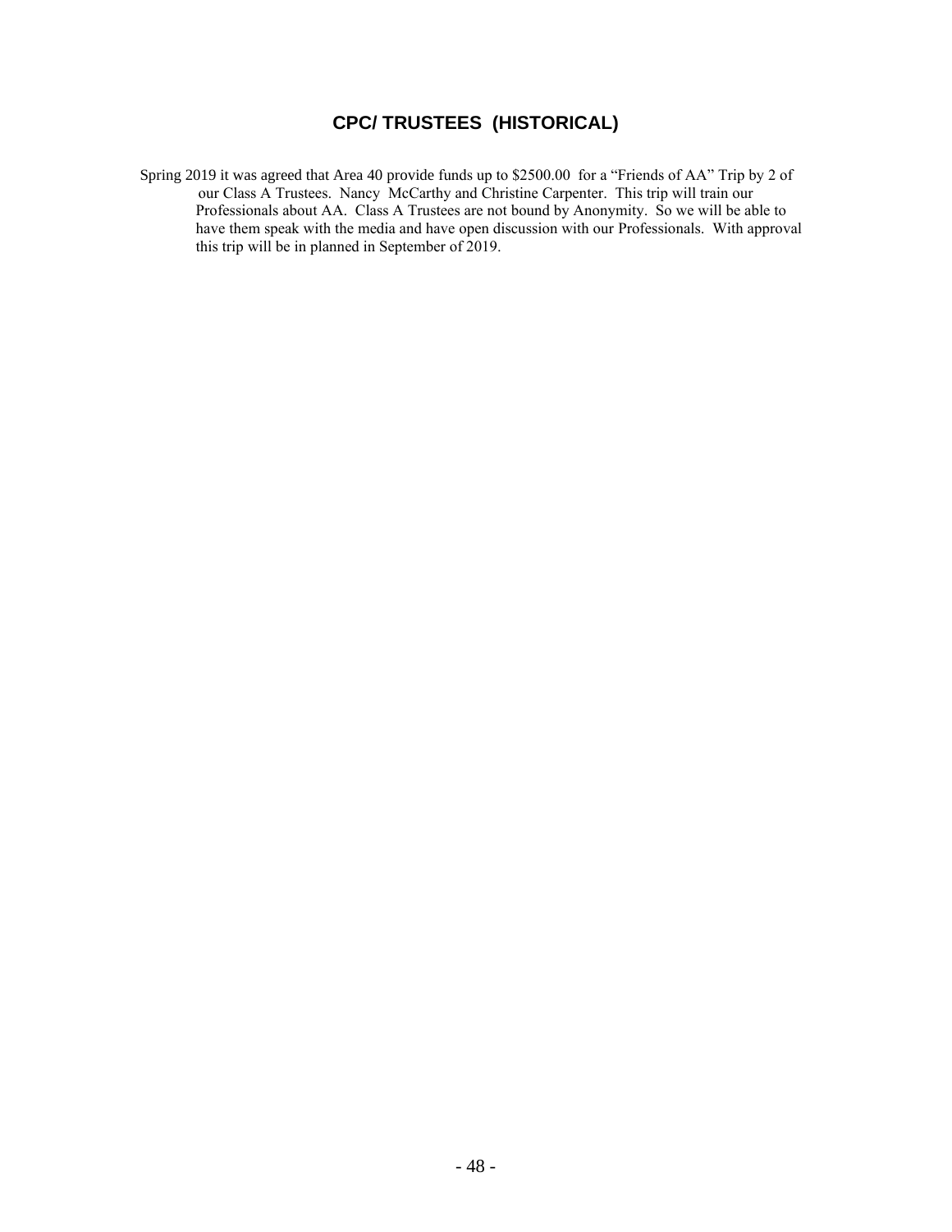## CPC/ TRUSTEES (HISTORICAL)

Spring 2019 it was agreed that Area 40 provide funds up to $2500.00 for a "Friends of AA" Trip by 2 of our Class A Trustees. Nancy McCarthy and Christine Carpenter. This trip will train our Professionals about AA. Class A Trustees are not bound by Anonymity. So we will be able to have them speak with the media and have open discussion with our Professionals. With approval this trip will be in planned in September of 2019.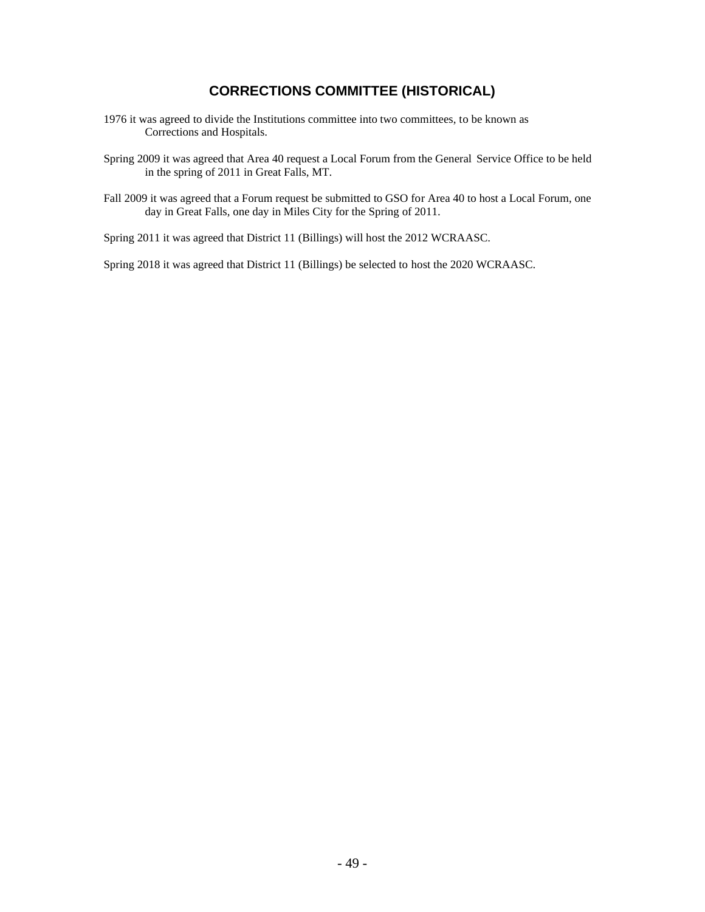## CORRECTIONS COMMITTEE (HISTORICAL)

1976 it was agreed to divide the Institutions committee into two committees, to be known as Corrections and Hospitals.

Spring 2009 it was agreed that Area 40 request a Local Forum from the General Service Office to be held in the spring of 2011 in Great Falls, MT.

Fall 2009 it was agreed that a Forum request be submitted to GSO for Area 40 to host a Local Forum, one day in Great Falls, one day in Miles City for the Spring of 2011.

Spring 2011 it was agreed that District 11 (Billings) will host the 2012 WCRAASC.

Spring 2018 it was agreed that District 11 (Billings) be selected to host the 2020 WCRAASC.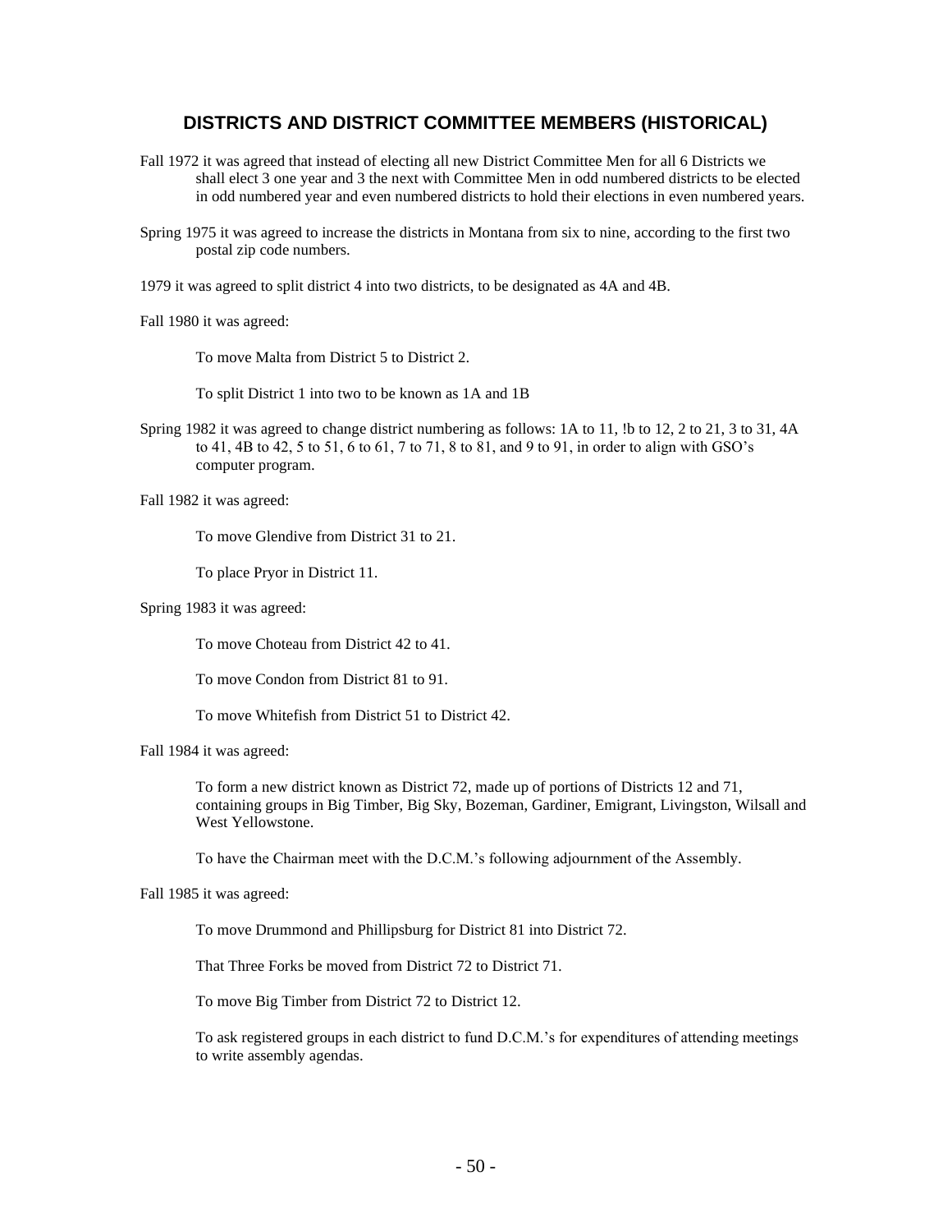## DISTRICTS AND DISTRICT COMMITTEE MEMBERS (HISTORICAL)

Fall 1972 it was agreed that instead of electing all new District Committee Men for all 6 Districts we shall elect 3 one year and 3 the next with Committee Men in odd numbered districts to be elected in odd numbered year and even numbered districts to hold their elections in even numbered years.

Spring 1975 it was agreed to increase the districts in Montana from six to nine, according to the first two postal zip code numbers.

1979 it was agreed to split district 4 into two districts, to be designated as 4A and 4B.

Fall 1980 it was agreed:

To move Malta from District 5 to District 2.

To split District 1 into two to be known as 1A and 1B

Spring 1982 it was agreed to change district numbering as follows: 1A to 11, !b to 12, 2 to 21, 3 to 31, 4A to 41, 4B to 42, 5 to 51, 6 to 61, 7 to 71, 8 to 81, and 9 to 91, in order to align with GSO's computer program.

Fall 1982 it was agreed:

To move Glendive from District 31 to 21.

To place Pryor in District 11.

Spring 1983 it was agreed:

To move Choteau from District 42 to 41.

To move Condon from District 81 to 91.

To move Whitefish from District 51 to District 42.

Fall 1984 it was agreed:

To form a new district known as District 72, made up of portions of Districts 12 and 71, containing groups in Big Timber, Big Sky, Bozeman, Gardiner, Emigrant, Livingston, Wilsall and West Yellowstone.

To have the Chairman meet with the D.C.M.'s following adjournment of the Assembly.

Fall 1985 it was agreed:

To move Drummond and Phillipsburg for District 81 into District 72.

That Three Forks be moved from District 72 to District 71.

To move Big Timber from District 72 to District 12.

To ask registered groups in each district to fund D.C.M.'s for expenditures of attending meetings to write assembly agendas.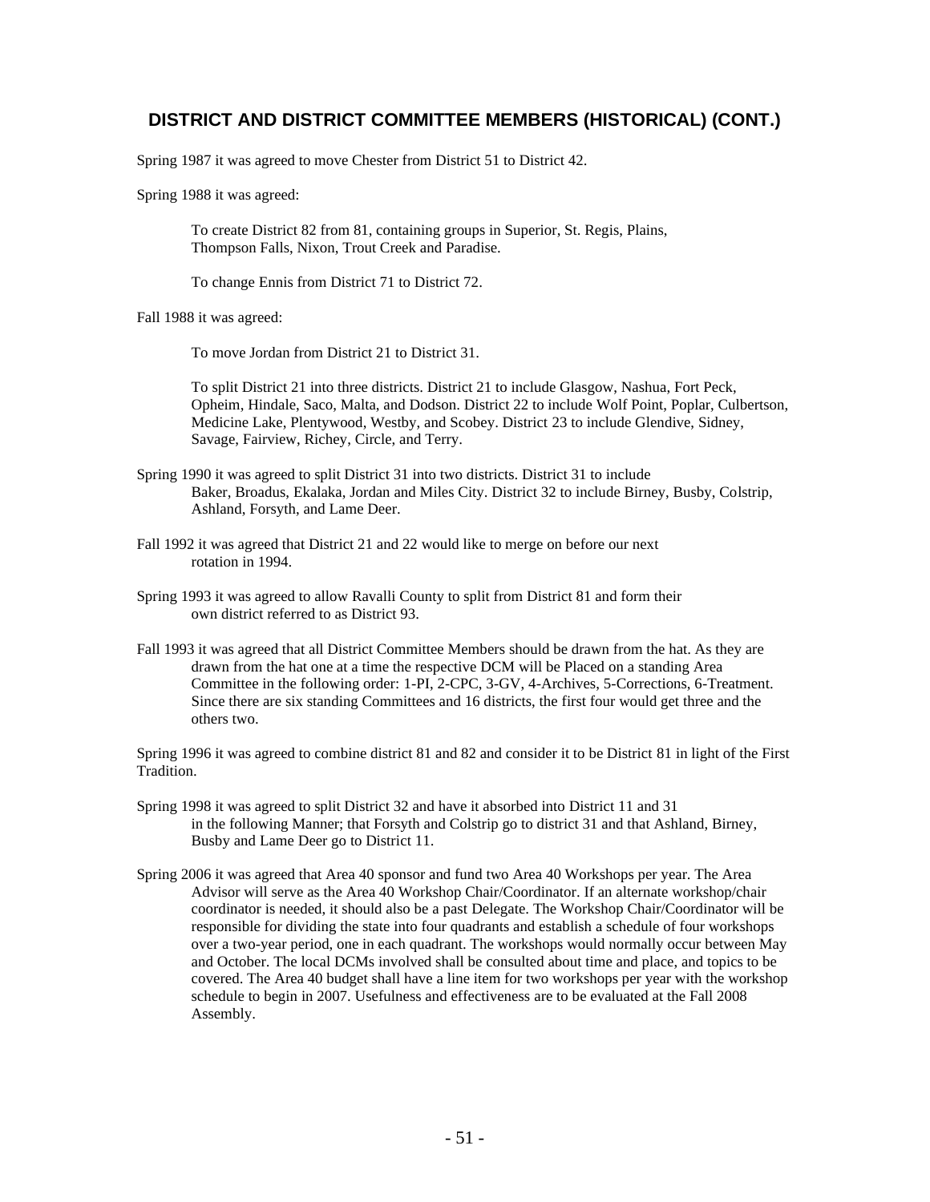## DISTRICT AND DISTRICT COMMITTEE MEMBERS (HISTORICAL) (CONT.)

Spring 1987 it was agreed to move Chester from District 51 to District 42.

Spring 1988 it was agreed:

> To create District 82 from 81, containing groups in Superior, St. Regis, Plains, Thompson Falls, Nixon, Trout Creek and Paradise.
>
> To change Ennis from District 71 to District 72.

Fall 1988 it was agreed:

> To move Jordan from District 21 to District 31.
>
> To split District 21 into three districts. District 21 to include Glasgow, Nashua, Fort Peck, Opheim, Hindale, Saco, Malta, and Dodson. District 22 to include Wolf Point, Poplar, Culbertson, Medicine Lake, Plentywood, Westby, and Scobey. District 23 to include Glendive, Sidney, Savage, Fairview, Richey, Circle, and Terry.

Spring 1990 it was agreed to split District 31 into two districts. District 31 to include Baker, Broadus, Ekalaka, Jordan and Miles City. District 32 to include Birney, Busby, Colstrip, Ashland, Forsyth, and Lame Deer.

Fall 1992 it was agreed that District 21 and 22 would like to merge on before our next rotation in 1994.

Spring 1993 it was agreed to allow Ravalli County to split from District 81 and form their own district referred to as District 93.

Fall 1993 it was agreed that all District Committee Members should be drawn from the hat. As they are drawn from the hat one at a time the respective DCM will be Placed on a standing Area Committee in the following order: 1-PI, 2-CPC, 3-GV, 4-Archives, 5-Corrections, 6-Treatment. Since there are six standing Committees and 16 districts, the first four would get three and the others two.

Spring 1996 it was agreed to combine district 81 and 82 and consider it to be District 81 in light of the First Tradition.

Spring 1998 it was agreed to split District 32 and have it absorbed into District 11 and 31 in the following Manner; that Forsyth and Colstrip go to district 31 and that Ashland, Birney, Busby and Lame Deer go to District 11.

Spring 2006 it was agreed that Area 40 sponsor and fund two Area 40 Workshops per year. The Area Advisor will serve as the Area 40 Workshop Chair/Coordinator. If an alternate workshop/chair coordinator is needed, it should also be a past Delegate. The Workshop Chair/Coordinator will be responsible for dividing the state into four quadrants and establish a schedule of four workshops over a two-year period, one in each quadrant. The workshops would normally occur between May and October. The local DCMs involved shall be consulted about time and place, and topics to be covered. The Area 40 budget shall have a line item for two workshops per year with the workshop schedule to begin in 2007. Usefulness and effectiveness are to be evaluated at the Fall 2008 Assembly.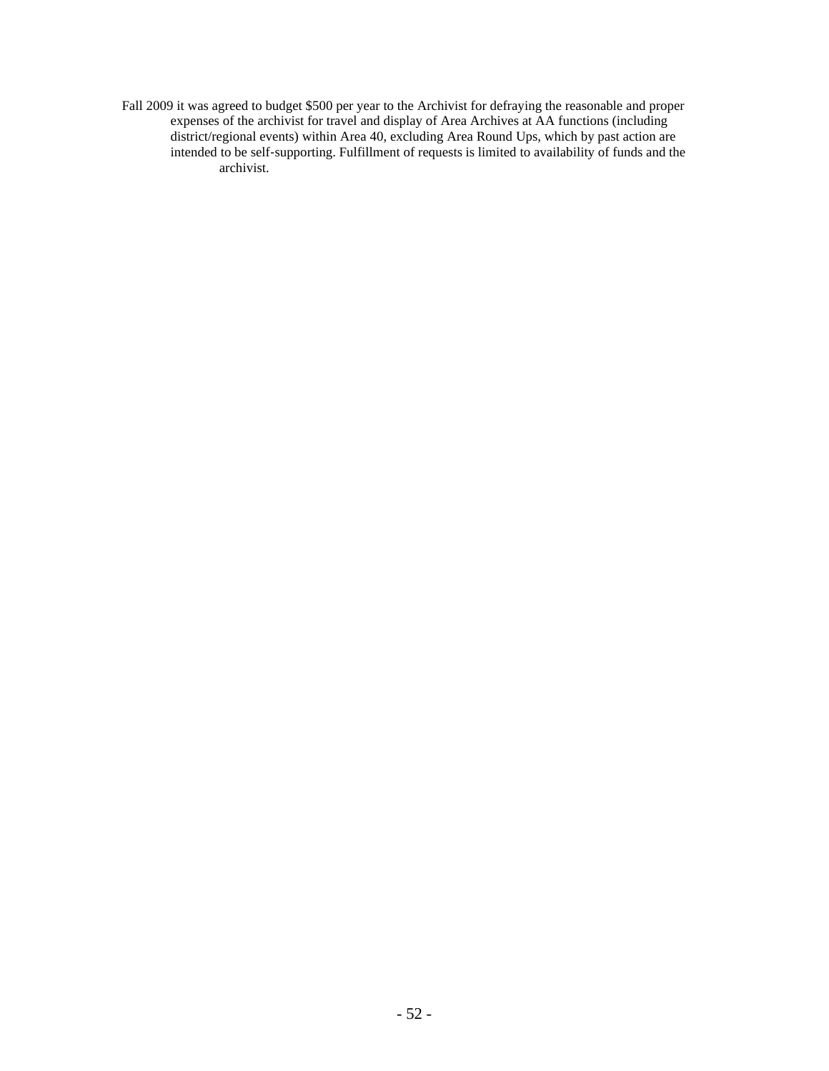Fall 2009 it was agreed to budget $500 per year to the Archivist for defraying the reasonable and proper expenses of the archivist for travel and display of Area Archives at AA functions (including district/regional events) within Area 40, excluding Area Round Ups, which by past action are intended to be self-supporting. Fulfillment of requests is limited to availability of funds and the archivist.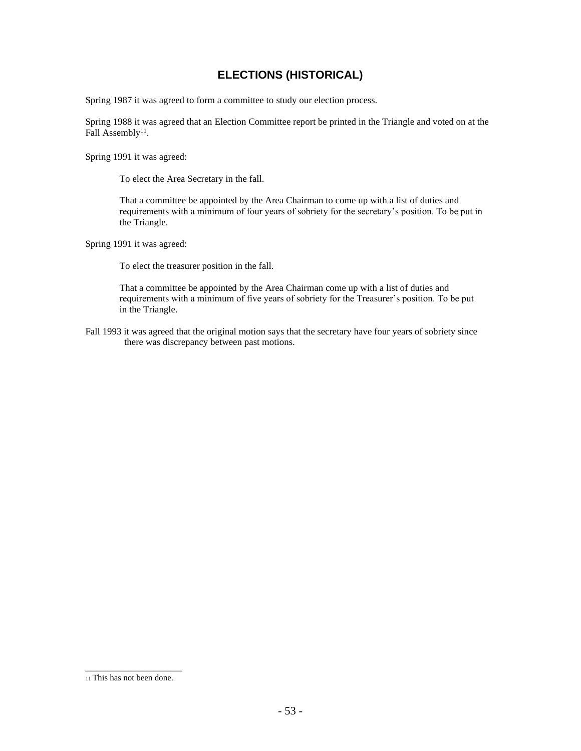# ELECTIONS (HISTORICAL)

Spring 1987 it was agreed to form a committee to study our election process.

Spring 1988 it was agreed that an Election Committee report be printed in the Triangle and voted on at the Fall Assembly[11].

Spring 1991 it was agreed:

> To elect the Area Secretary in the fall.
>
> That a committee be appointed by the Area Chairman to come up with a list of duties and requirements with a minimum of four years of sobriety for the secretary's position. To be put in the Triangle.

Spring 1991 it was agreed:

> To elect the treasurer position in the fall.
>
> That a committee be appointed by the Area Chairman come up with a list of duties and requirements with a minimum of five years of sobriety for the Treasurer's position. To be put in the Triangle.

Fall 1993 it was agreed that the original motion says that the secretary have four years of sobriety since there was discrepancy between past motions.

---

[11] This has not been done.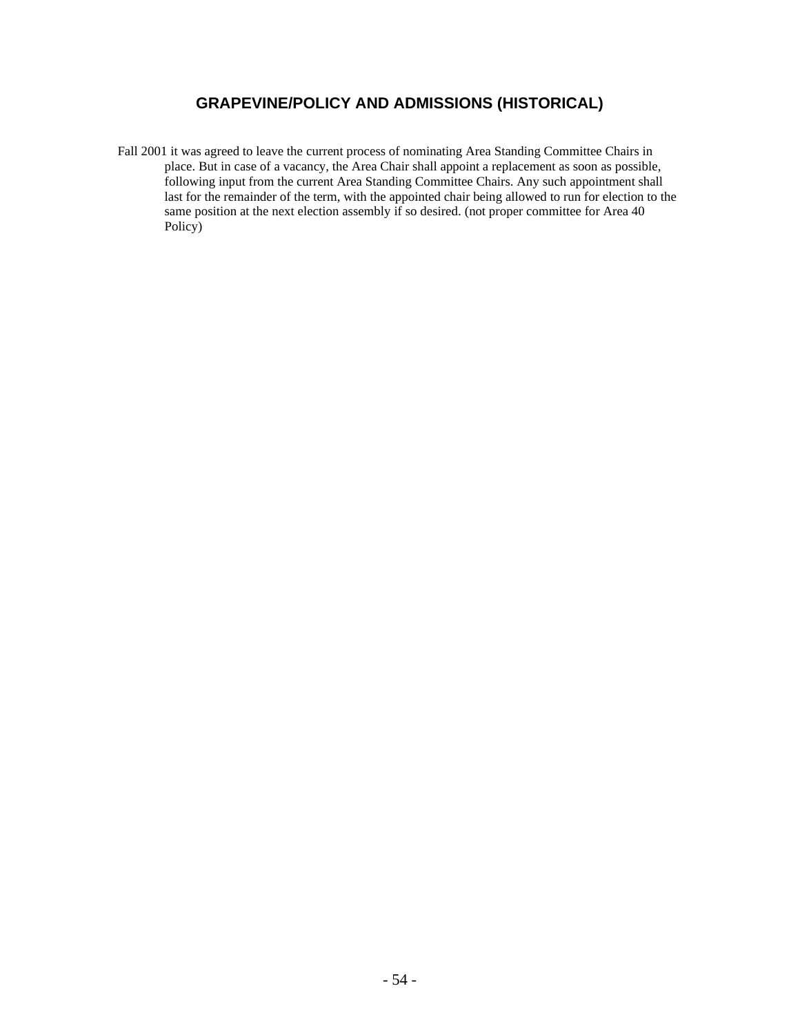## GRAPEVINE/POLICY AND ADMISSIONS (HISTORICAL)

Fall 2001 it was agreed to leave the current process of nominating Area Standing Committee Chairs in place. But in case of a vacancy, the Area Chair shall appoint a replacement as soon as possible, following input from the current Area Standing Committee Chairs. Any such appointment shall last for the remainder of the term, with the appointed chair being allowed to run for election to the same position at the next election assembly if so desired. (not proper committee for Area 40 Policy)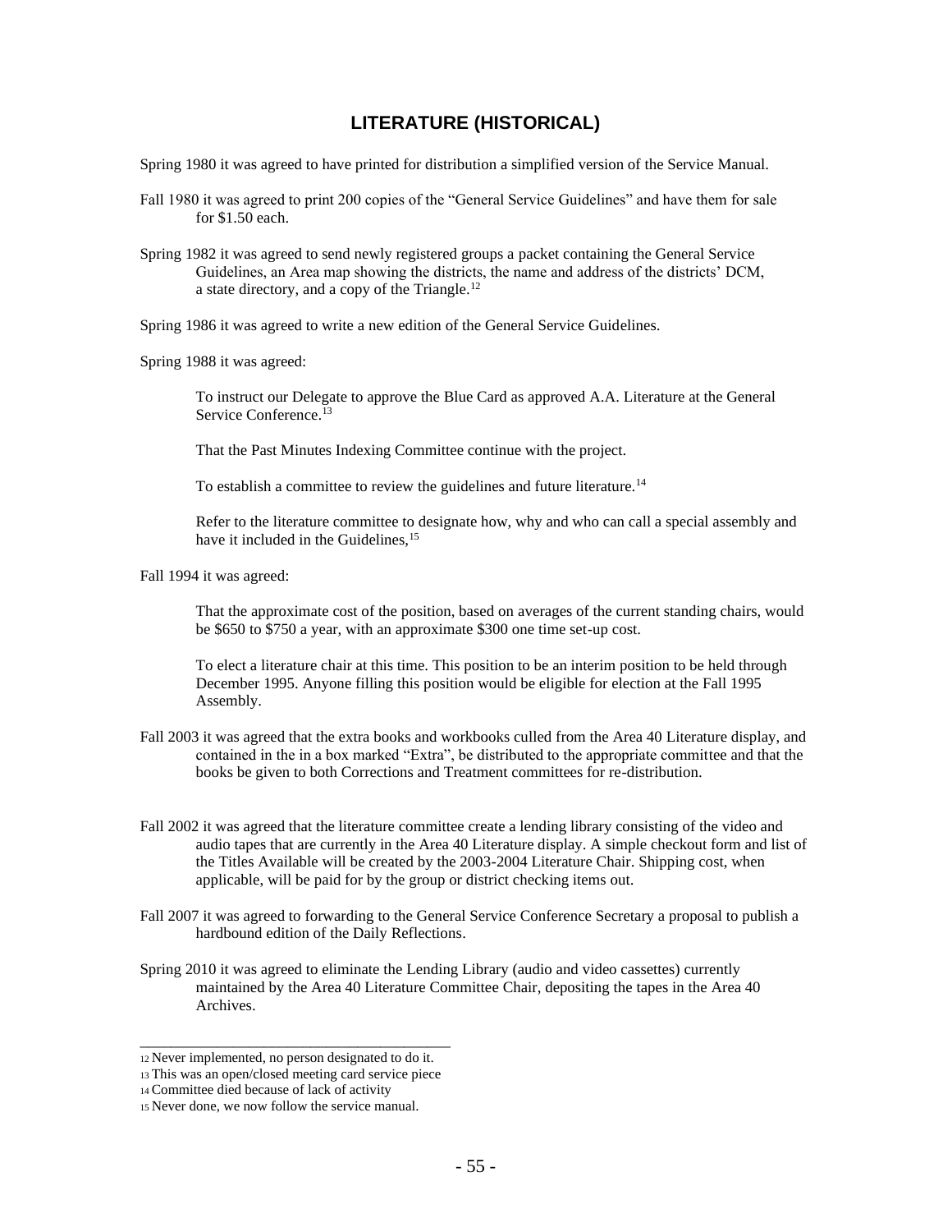## LITERATURE (HISTORICAL)

Spring 1980 it was agreed to have printed for distribution a simplified version of the Service Manual.

Fall 1980 it was agreed to print 200 copies of the "General Service Guidelines" and have them for sale for $1.50 each.

Spring 1982 it was agreed to send newly registered groups a packet containing the General Service Guidelines, an Area map showing the districts, the name and address of the districts' DCM, a state directory, and a copy of the Triangle.[12]

Spring 1986 it was agreed to write a new edition of the General Service Guidelines.

Spring 1988 it was agreed:

To instruct our Delegate to approve the Blue Card as approved A.A. Literature at the General Service Conference.[13]

That the Past Minutes Indexing Committee continue with the project.

To establish a committee to review the guidelines and future literature.[14]

Refer to the literature committee to designate how, why and who can call a special assembly and have it included in the Guidelines,[15]

Fall 1994 it was agreed:

That the approximate cost of the position, based on averages of the current standing chairs, would be $650 to $750 a year, with an approximate $300 one time set-up cost.

To elect a literature chair at this time. This position to be an interim position to be held through December 1995. Anyone filling this position would be eligible for election at the Fall 1995 Assembly.

Fall 2003 it was agreed that the extra books and workbooks culled from the Area 40 Literature display, and contained in the in a box marked "Extra", be distributed to the appropriate committee and that the books be given to both Corrections and Treatment committees for re-distribution.

Fall 2002 it was agreed that the literature committee create a lending library consisting of the video and audio tapes that are currently in the Area 40 Literature display. A simple checkout form and list of the Titles Available will be created by the 2003-2004 Literature Chair. Shipping cost, when applicable, will be paid for by the group or district checking items out.

Fall 2007 it was agreed to forwarding to the General Service Conference Secretary a proposal to publish a hardbound edition of the Daily Reflections.

Spring 2010 it was agreed to eliminate the Lending Library (audio and video cassettes) currently maintained by the Area 40 Literature Committee Chair, depositing the tapes in the Area 40 Archives.

---

[12] Never implemented, no person designated to do it.

[13] This was an open/closed meeting card service piece

[14] Committee died because of lack of activity

[15] Never done, we now follow the service manual.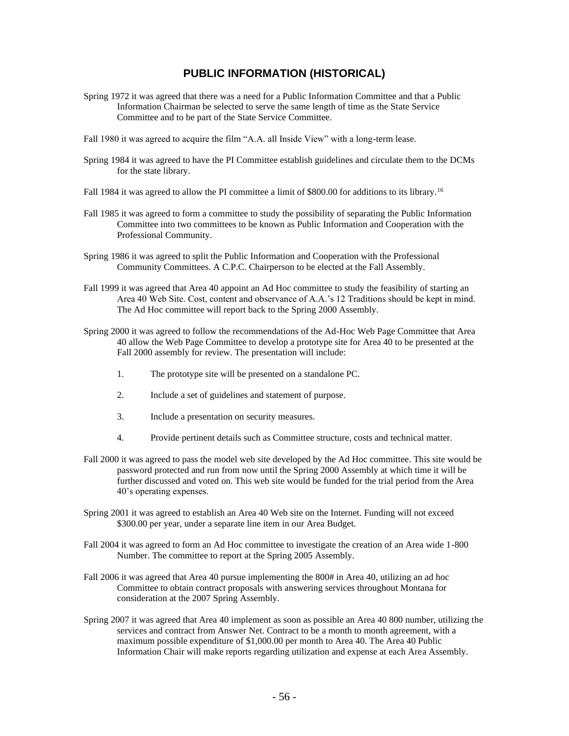## PUBLIC INFORMATION (HISTORICAL)

Spring 1972 it was agreed that there was a need for a Public Information Committee and that a Public Information Chairman be selected to serve the same length of time as the State Service Committee and to be part of the State Service Committee.

Fall 1980 it was agreed to acquire the film "A.A. all Inside View" with a long-term lease.

Spring 1984 it was agreed to have the PI Committee establish guidelines and circulate them to the DCMs for the state library.

Fall 1984 it was agreed to allow the PI committee a limit of $800.00 for additions to its library.[16]

Fall 1985 it was agreed to form a committee to study the possibility of separating the Public Information Committee into two committees to be known as Public Information and Cooperation with the Professional Community.

Spring 1986 it was agreed to split the Public Information and Cooperation with the Professional Community Committees. A C.P.C. Chairperson to be elected at the Fall Assembly.

Fall 1999 it was agreed that Area 40 appoint an Ad Hoc committee to study the feasibility of starting an Area 40 Web Site. Cost, content and observance of A.A.'s 12 Traditions should be kept in mind. The Ad Hoc committee will report back to the Spring 2000 Assembly.

Spring 2000 it was agreed to follow the recommendations of the Ad-Hoc Web Page Committee that Area 40 allow the Web Page Committee to develop a prototype site for Area 40 to be presented at the Fall 2000 assembly for review. The presentation will include:

1. The prototype site will be presented on a standalone PC.
2. Include a set of guidelines and statement of purpose.
3. Include a presentation on security measures.
4. Provide pertinent details such as Committee structure, costs and technical matter.

Fall 2000 it was agreed to pass the model web site developed by the Ad Hoc committee. This site would be password protected and run from now until the Spring 2000 Assembly at which time it will be further discussed and voted on. This web site would be funded for the trial period from the Area 40's operating expenses.

Spring 2001 it was agreed to establish an Area 40 Web site on the Internet. Funding will not exceed $300.00 per year, under a separate line item in our Area Budget.

Fall 2004 it was agreed to form an Ad Hoc committee to investigate the creation of an Area wide 1-800 Number. The committee to report at the Spring 2005 Assembly.

Fall 2006 it was agreed that Area 40 pursue implementing the 800# in Area 40, utilizing an ad hoc Committee to obtain contract proposals with answering services throughout Montana for consideration at the 2007 Spring Assembly.

Spring 2007 it was agreed that Area 40 implement as soon as possible an Area 40 800 number, utilizing the services and contract from Answer Net. Contract to be a month to month agreement, with a maximum possible expenditure of $1,000.00 per month to Area 40. The Area 40 Public Information Chair will make reports regarding utilization and expense at each Area Assembly.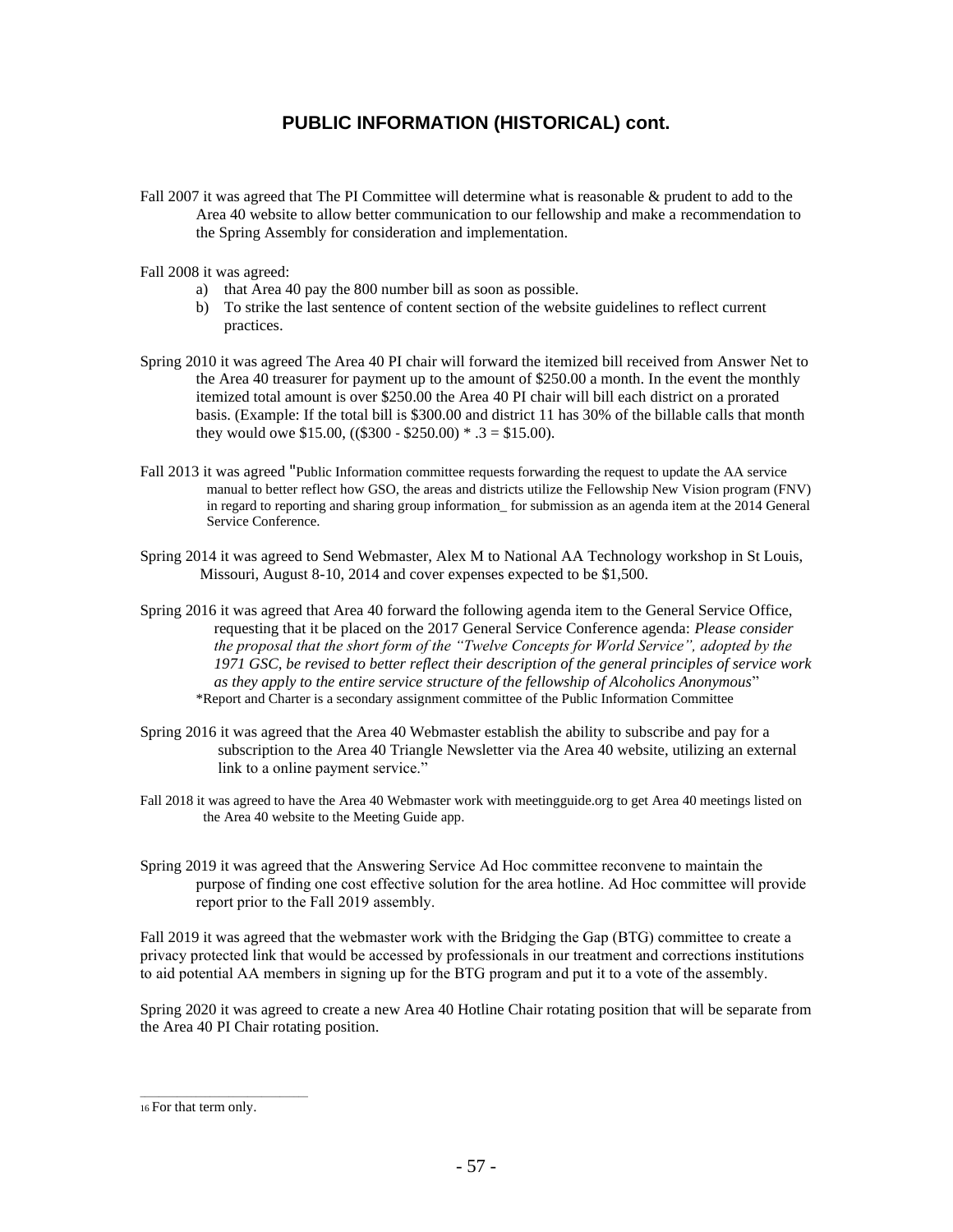## PUBLIC INFORMATION (HISTORICAL) cont.

Fall 2007 it was agreed that The PI Committee will determine what is reasonable & prudent to add to the Area 40 website to allow better communication to our fellowship and make a recommendation to the Spring Assembly for consideration and implementation.

Fall 2008 it was agreed:

a) that Area 40 pay the 800 number bill as soon as possible.
b) To strike the last sentence of content section of the website guidelines to reflect current practices.

Spring 2010 it was agreed The Area 40 PI chair will forward the itemized bill received from Answer Net to the Area 40 treasurer for payment up to the amount of $250.00 a month. In the event the monthly itemized total amount is over $250.00 the Area 40 PI chair will bill each district on a prorated basis. (Example: If the total bill is $300.00 and district 11 has 30% of the billable calls that month they would owe $15.00, (($300 - $250.00) * .3 = $15.00).

Fall 2013 it was agreed "Public Information committee requests forwarding the request to update the AA service manual to better reflect how GSO, the areas and districts utilize the Fellowship New Vision program (FNV) in regard to reporting and sharing group information_ for submission as an agenda item at the 2014 General Service Conference.

Spring 2014 it was agreed to Send Webmaster, Alex M to National AA Technology workshop in St Louis, Missouri, August 8-10, 2014 and cover expenses expected to be $1,500.

Spring 2016 it was agreed that Area 40 forward the following agenda item to the General Service Office, requesting that it be placed on the 2017 General Service Conference agenda: *Please consider the proposal that the short form of the "Twelve Concepts for World Service", adopted by the 1971 GSC, be revised to better reflect their description of the general principles of service work as they apply to the entire service structure of the fellowship of Alcoholics Anonymous*"
*Report and Charter is a secondary assignment committee of the Public Information Committee

Spring 2016 it was agreed that the Area 40 Webmaster establish the ability to subscribe and pay for a subscription to the Area 40 Triangle Newsletter via the Area 40 website, utilizing an external link to a online payment service."

Fall 2018 it was agreed to have the Area 40 Webmaster work with meetingguide.org to get Area 40 meetings listed on the Area 40 website to the Meeting Guide app.

Spring 2019 it was agreed that the Answering Service Ad Hoc committee reconvene to maintain the purpose of finding one cost effective solution for the area hotline. Ad Hoc committee will provide report prior to the Fall 2019 assembly.

Fall 2019 it was agreed that the webmaster work with the Bridging the Gap (BTG) committee to create a privacy protected link that would be accessed by professionals in our treatment and corrections institutions to aid potential AA members in signing up for the BTG program and put it to a vote of the assembly.

Spring 2020 it was agreed to create a new Area 40 Hotline Chair rotating position that will be separate from the Area 40 PI Chair rotating position.

---

[16] For that term only.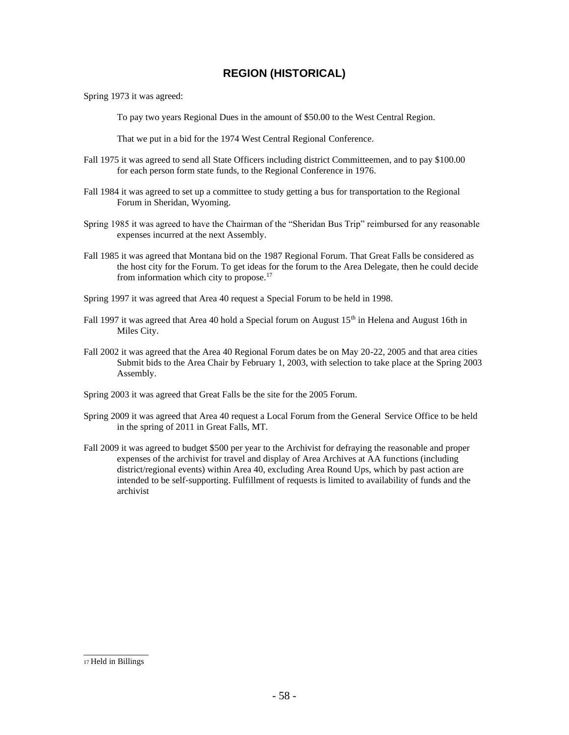## REGION (HISTORICAL)

Spring 1973 it was agreed:

To pay two years Regional Dues in the amount of $50.00 to the West Central Region.

That we put in a bid for the 1974 West Central Regional Conference.

Fall 1975 it was agreed to send all State Officers including district Committeemen, and to pay $100.00 for each person form state funds, to the Regional Conference in 1976.

Fall 1984 it was agreed to set up a committee to study getting a bus for transportation to the Regional Forum in Sheridan, Wyoming.

Spring 1985 it was agreed to have the Chairman of the "Sheridan Bus Trip" reimbursed for any reasonable expenses incurred at the next Assembly.

Fall 1985 it was agreed that Montana bid on the 1987 Regional Forum. That Great Falls be considered as the host city for the Forum. To get ideas for the forum to the Area Delegate, then he could decide from information which city to propose.[17]

Spring 1997 it was agreed that Area 40 request a Special Forum to be held in 1998.

Fall 1997 it was agreed that Area 40 hold a Special forum on August 15th in Helena and August 16th in Miles City.

Fall 2002 it was agreed that the Area 40 Regional Forum dates be on May 20-22, 2005 and that area cities Submit bids to the Area Chair by February 1, 2003, with selection to take place at the Spring 2003 Assembly.

Spring 2003 it was agreed that Great Falls be the site for the 2005 Forum.

Spring 2009 it was agreed that Area 40 request a Local Forum from the General Service Office to be held in the spring of 2011 in Great Falls, MT.

Fall 2009 it was agreed to budget $500 per year to the Archivist for defraying the reasonable and proper expenses of the archivist for travel and display of Area Archives at AA functions (including district/regional events) within Area 40, excluding Area Round Ups, which by past action are intended to be self-supporting. Fulfillment of requests is limited to availability of funds and the archivist

---

[17] Held in Billings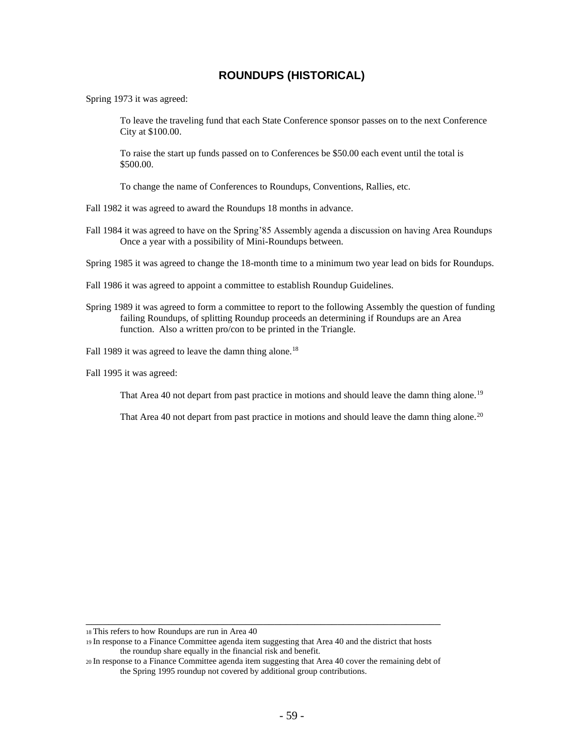## ROUNDUPS (HISTORICAL)

Spring 1973 it was agreed:

> To leave the traveling fund that each State Conference sponsor passes on to the next Conference City at $100.00.
>
> To raise the start up funds passed on to Conferences be $50.00 each event until the total is $500.00.
>
> To change the name of Conferences to Roundups, Conventions, Rallies, etc.

Fall 1982 it was agreed to award the Roundups 18 months in advance.

Fall 1984 it was agreed to have on the Spring'85 Assembly agenda a discussion on having Area Roundups Once a year with a possibility of Mini-Roundups between.

Spring 1985 it was agreed to change the 18-month time to a minimum two year lead on bids for Roundups.

Fall 1986 it was agreed to appoint a committee to establish Roundup Guidelines.

Spring 1989 it was agreed to form a committee to report to the following Assembly the question of funding failing Roundups, of splitting Roundup proceeds an determining if Roundups are an Area function. Also a written pro/con to be printed in the Triangle.

Fall 1989 it was agreed to leave the damn thing alone.[18]

Fall 1995 it was agreed:

> That Area 40 not depart from past practice in motions and should leave the damn thing alone.[19]
>
> That Area 40 not depart from past practice in motions and should leave the damn thing alone.[20]

---

[18] This refers to how Roundups are run in Area 40

[19] In response to a Finance Committee agenda item suggesting that Area 40 and the district that hosts the roundup share equally in the financial risk and benefit.

[20] In response to a Finance Committee agenda item suggesting that Area 40 cover the remaining debt of the Spring 1995 roundup not covered by additional group contributions.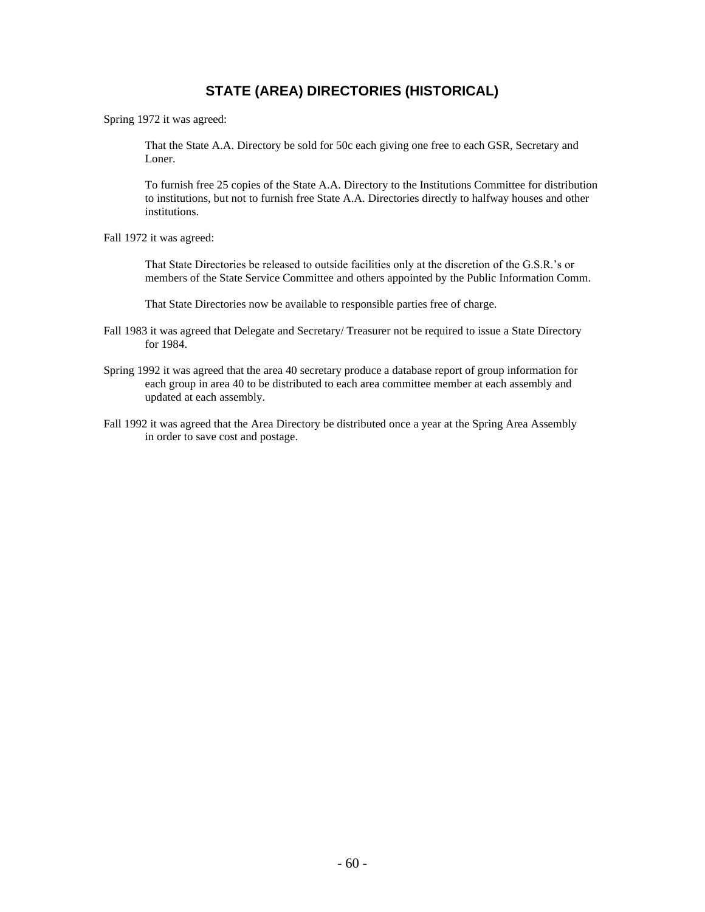## STATE (AREA) DIRECTORIES (HISTORICAL)

Spring 1972 it was agreed:

> That the State A.A. Directory be sold for 50c each giving one free to each GSR, Secretary and Loner.
>
> To furnish free 25 copies of the State A.A. Directory to the Institutions Committee for distribution to institutions, but not to furnish free State A.A. Directories directly to halfway houses and other institutions.

Fall 1972 it was agreed:

> That State Directories be released to outside facilities only at the discretion of the G.S.R.'s or members of the State Service Committee and others appointed by the Public Information Comm.
>
> That State Directories now be available to responsible parties free of charge.

Fall 1983 it was agreed that Delegate and Secretary/ Treasurer not be required to issue a State Directory for 1984.

Spring 1992 it was agreed that the area 40 secretary produce a database report of group information for each group in area 40 to be distributed to each area committee member at each assembly and updated at each assembly.

Fall 1992 it was agreed that the Area Directory be distributed once a year at the Spring Area Assembly in order to save cost and postage.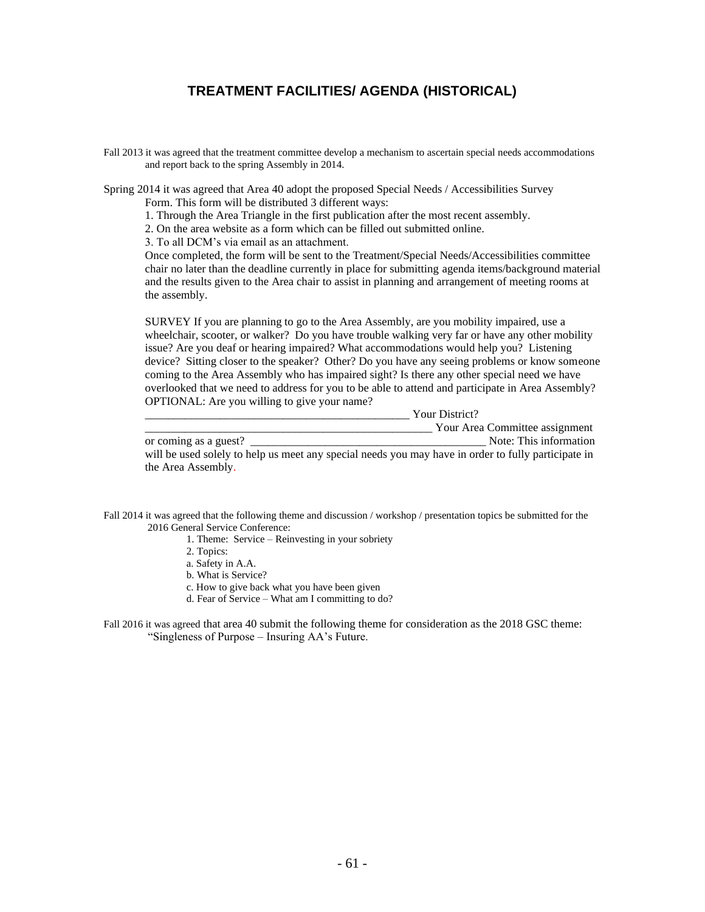# TREATMENT FACILITIES/ AGENDA (HISTORICAL)

Fall 2013 it was agreed that the treatment committee develop a mechanism to ascertain special needs accommodations and report back to the spring Assembly in 2014.

Spring 2014 it was agreed that Area 40 adopt the proposed Special Needs / Accessibilities Survey Form. This form will be distributed 3 different ways:

1. Through the Area Triangle in the first publication after the most recent assembly.
2. On the area website as a form which can be filled out submitted online.
3. To all DCM's via email as an attachment.

Once completed, the form will be sent to the Treatment/Special Needs/Accessibilities committee chair no later than the deadline currently in place for submitting agenda items/background material and the results given to the Area chair to assist in planning and arrangement of meeting rooms at the assembly.

SURVEY If you are planning to go to the Area Assembly, are you mobility impaired, use a wheelchair, scooter, or walker? Do you have trouble walking very far or have any other mobility issue? Are you deaf or hearing impaired? What accommodations would help you? Listening device? Sitting closer to the speaker? Other? Do you have any seeing problems or know someone coming to the Area Assembly who has impaired sight? Is there any other special need we have overlooked that we need to address for you to be able to attend and participate in Area Assembly? OPTIONAL: Are you willing to give your name? ______________________________________________ Your District? ______________________________________________ Your Area Committee assignment or coming as a guest? ________________________________________ Note: This information will be used solely to help us meet any special needs you may have in order to fully participate in the Area Assembly.

Fall 2014 it was agreed that the following theme and discussion / workshop / presentation topics be submitted for the 2016 General Service Conference:

1. Theme: Service – Reinvesting in your sobriety
2. Topics:
   a. Safety in A.A.
   b. What is Service?
   c. How to give back what you have been given
   d. Fear of Service – What am I committing to do?

Fall 2016 it was agreed that area 40 submit the following theme for consideration as the 2018 GSC theme: "Singleness of Purpose – Insuring AA's Future.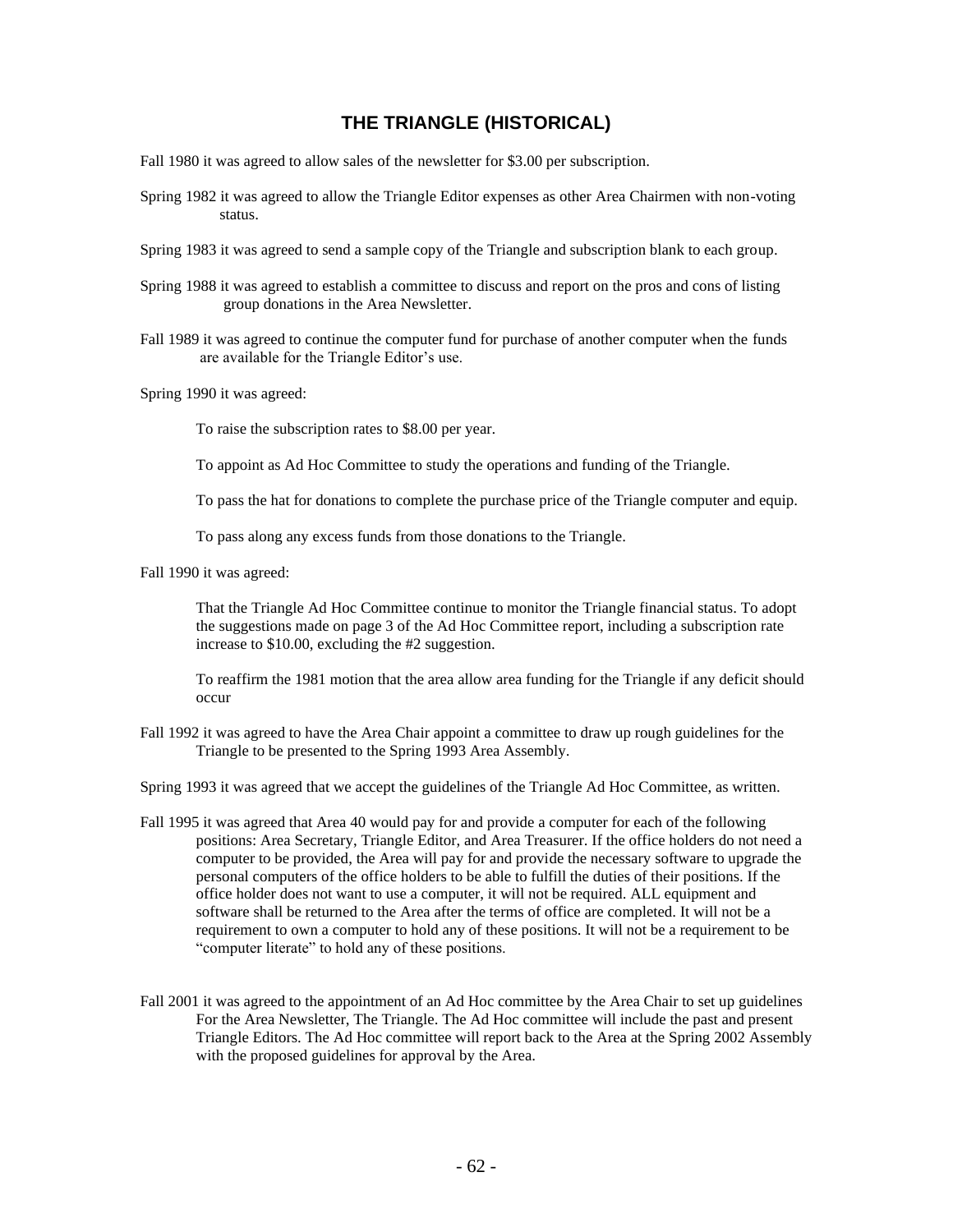## THE TRIANGLE (HISTORICAL)

Fall 1980 it was agreed to allow sales of the newsletter for $3.00 per subscription.

Spring 1982 it was agreed to allow the Triangle Editor expenses as other Area Chairmen with non-voting status.

Spring 1983 it was agreed to send a sample copy of the Triangle and subscription blank to each group.

Spring 1988 it was agreed to establish a committee to discuss and report on the pros and cons of listing group donations in the Area Newsletter.

Fall 1989 it was agreed to continue the computer fund for purchase of another computer when the funds are available for the Triangle Editor's use.

Spring 1990 it was agreed:

To raise the subscription rates to $8.00 per year.

To appoint as Ad Hoc Committee to study the operations and funding of the Triangle.

To pass the hat for donations to complete the purchase price of the Triangle computer and equip.

To pass along any excess funds from those donations to the Triangle.

Fall 1990 it was agreed:

That the Triangle Ad Hoc Committee continue to monitor the Triangle financial status. To adopt the suggestions made on page 3 of the Ad Hoc Committee report, including a subscription rate increase to $10.00, excluding the #2 suggestion.

To reaffirm the 1981 motion that the area allow area funding for the Triangle if any deficit should occur

Fall 1992 it was agreed to have the Area Chair appoint a committee to draw up rough guidelines for the Triangle to be presented to the Spring 1993 Area Assembly.

Spring 1993 it was agreed that we accept the guidelines of the Triangle Ad Hoc Committee, as written.

Fall 1995 it was agreed that Area 40 would pay for and provide a computer for each of the following positions: Area Secretary, Triangle Editor, and Area Treasurer. If the office holders do not need a computer to be provided, the Area will pay for and provide the necessary software to upgrade the personal computers of the office holders to be able to fulfill the duties of their positions. If the office holder does not want to use a computer, it will not be required. ALL equipment and software shall be returned to the Area after the terms of office are completed. It will not be a requirement to own a computer to hold any of these positions. It will not be a requirement to be "computer literate" to hold any of these positions.

Fall 2001 it was agreed to the appointment of an Ad Hoc committee by the Area Chair to set up guidelines For the Area Newsletter, The Triangle. The Ad Hoc committee will include the past and present Triangle Editors. The Ad Hoc committee will report back to the Area at the Spring 2002 Assembly with the proposed guidelines for approval by the Area.